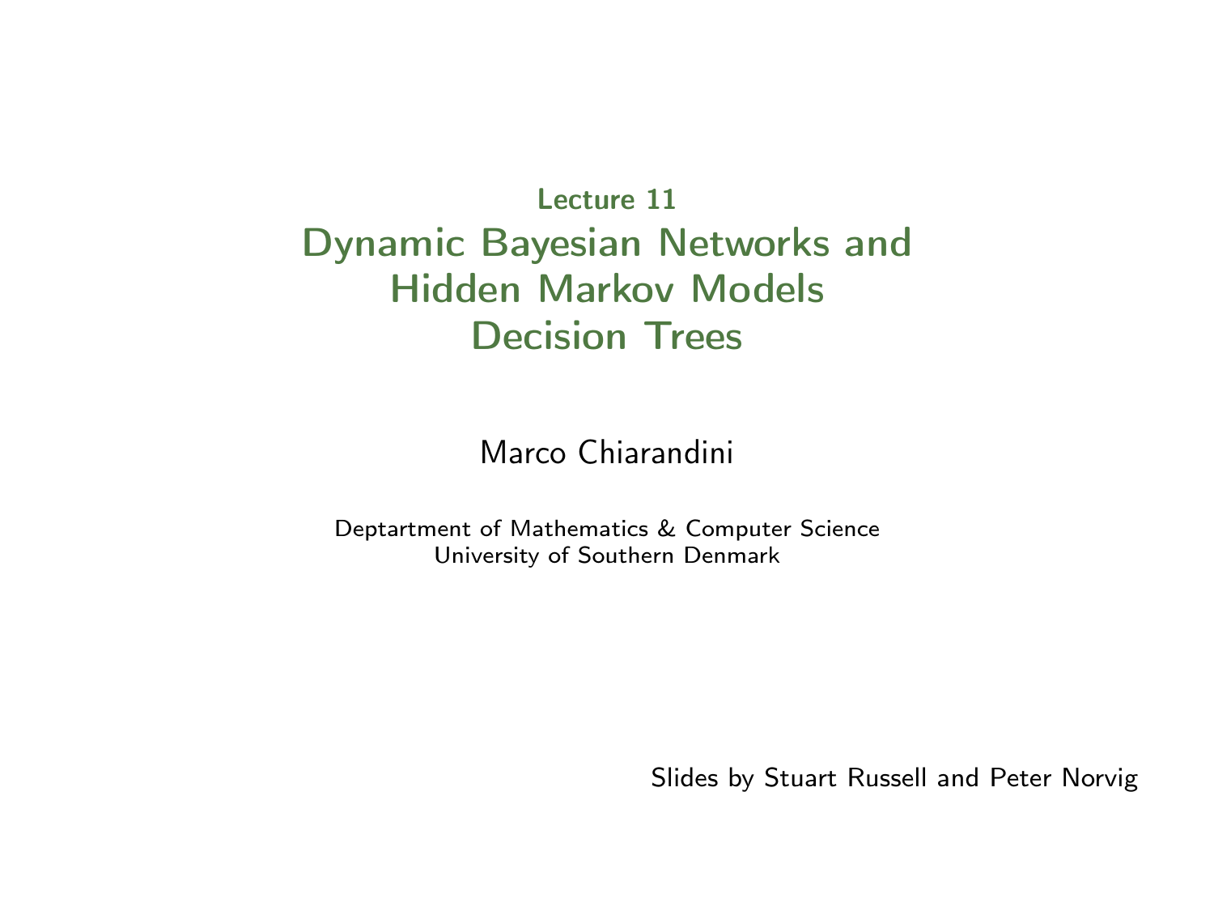Lecture 11

# Dynamic Bayesian Networks and Hidden Markov Models
# Decision Trees

Marco Chiarandini

Deptartment of Mathematics & Computer Science
University of Southern Denmark

Slides by Stuart Russell and Peter Norvig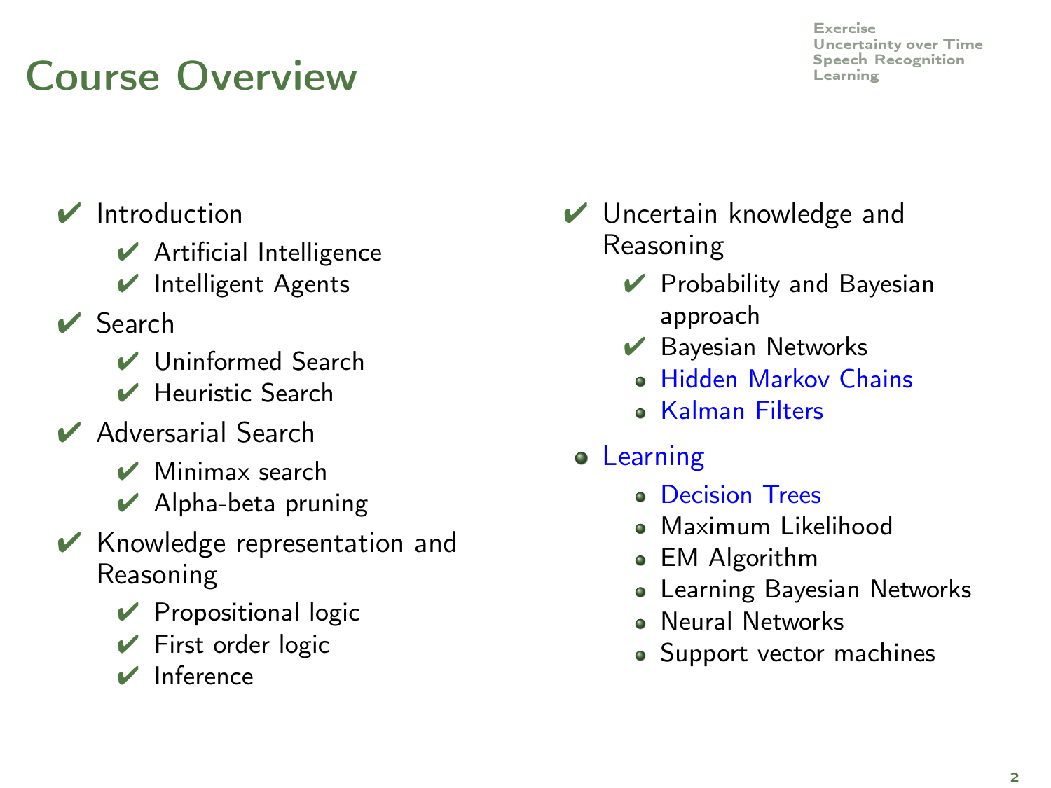# Course Overview

- ✔ Introduction
  - ✔ Artificial Intelligence
  - ✔ Intelligent Agents
- ✔ Search
  - ✔ Uninformed Search
  - ✔ Heuristic Search
- ✔ Adversarial Search
  - ✔ Minimax search
  - ✔ Alpha-beta pruning
- ✔ Knowledge representation and Reasoning
  - ✔ Propositional logic
  - ✔ First order logic
  - ✔ Inference
- ✔ Uncertain knowledge and Reasoning
  - ✔ Probability and Bayesian approach
  - ✔ Bayesian Networks
  - Hidden Markov Chains
  - Kalman Filters
- Learning
  - Decision Trees
  - Maximum Likelihood
  - EM Algorithm
  - Learning Bayesian Networks
  - Neural Networks
  - Support vector machines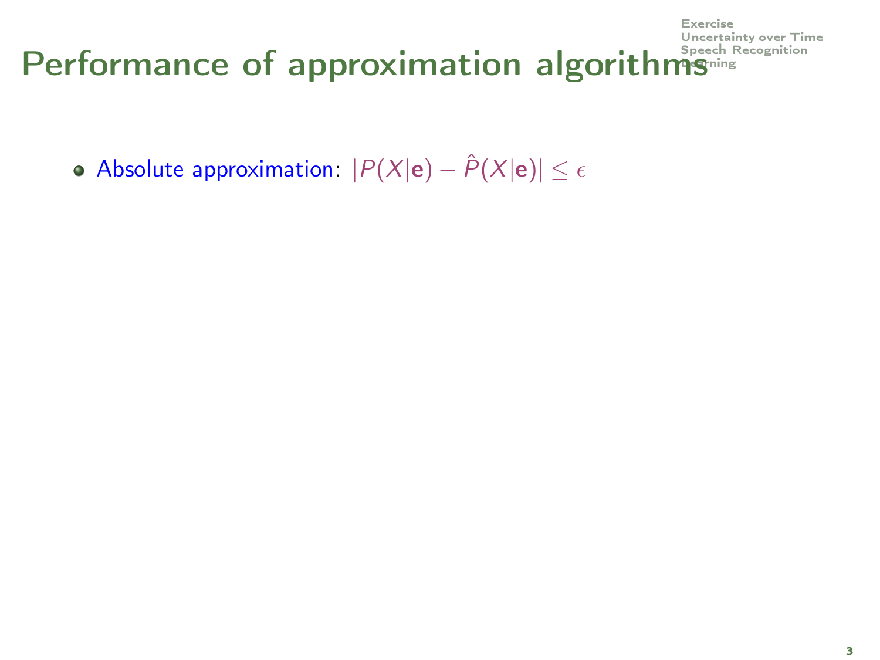# Performance of approximation algorithms

- Absolute approximation: $|P(X|\mathbf{e}) - \hat{P}(X|\mathbf{e})| \leq \epsilon$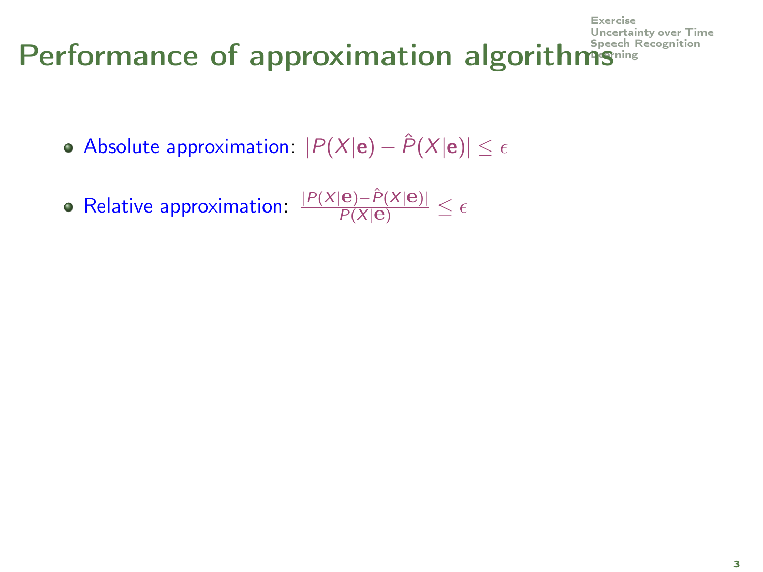# Performance of approximation algorithms

- Absolute approximation: $|P(X|\mathbf{e}) - \hat{P}(X|\mathbf{e})| \leq \epsilon$
- Relative approximation: $\frac{|P(X|\mathbf{e}) - \hat{P}(X|\mathbf{e})|}{P(X|\mathbf{e})} \leq \epsilon$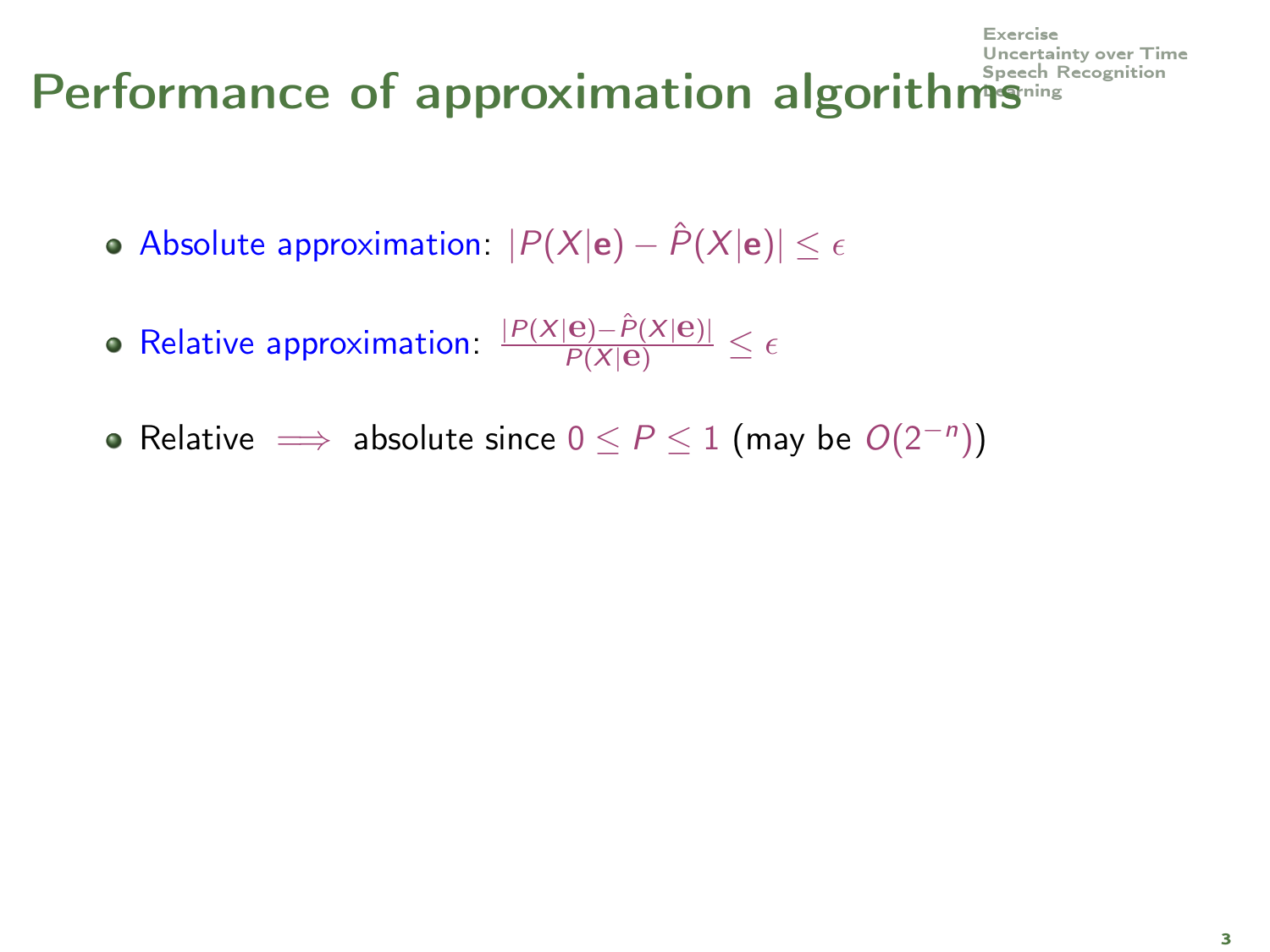# Performance of approximation algorithms

- Absolute approximation: $|P(X|\mathbf{e}) - \hat{P}(X|\mathbf{e})| \leq \epsilon$
- Relative approximation: $\frac{|P(X|\mathbf{e}) - \hat{P}(X|\mathbf{e})|}{P(X|\mathbf{e})} \leq \epsilon$
- Relative $\implies$ absolute since $0 \leq P \leq 1$ (may be $O(2^{-n})$)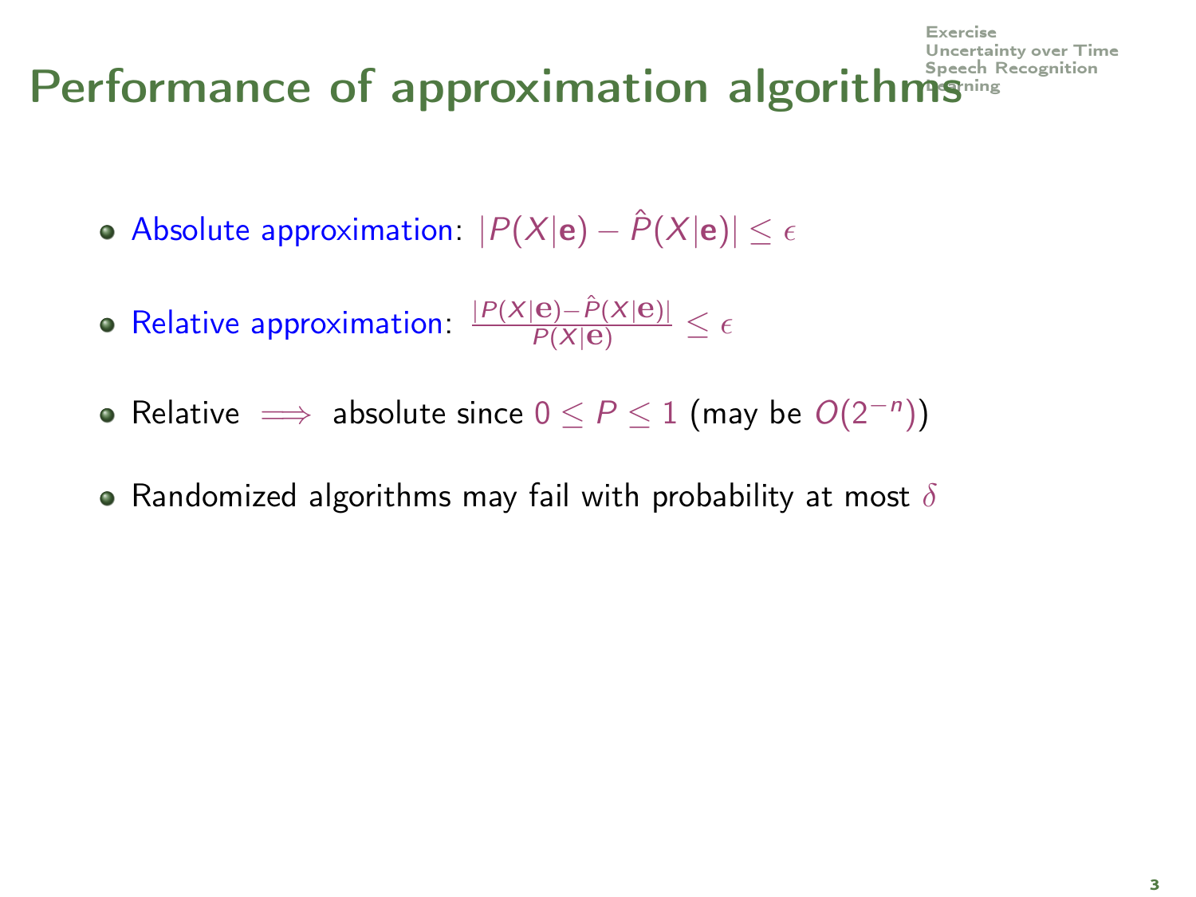# Performance of approximation algorithms

- Absolute approximation: $|P(X|\mathbf{e}) - \hat{P}(X|\mathbf{e})| \leq \epsilon$
- Relative approximation: $\frac{|P(X|\mathbf{e}) - \hat{P}(X|\mathbf{e})|}{P(X|\mathbf{e})} \leq \epsilon$
- Relative $\implies$ absolute since $0 \leq P \leq 1$ (may be $O(2^{-n})$)
- Randomized algorithms may fail with probability at most $\delta$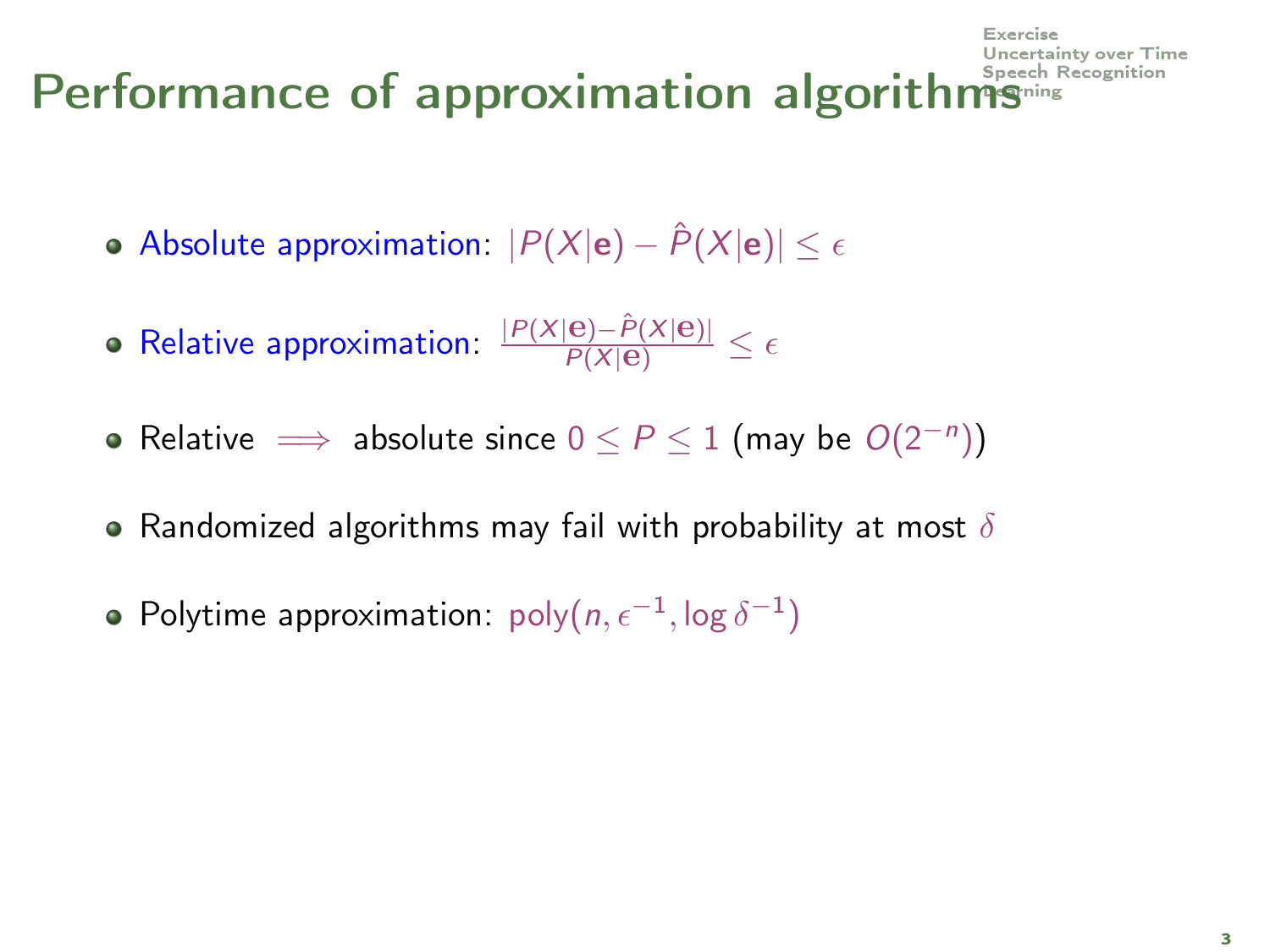# Performance of approximation algorithms

- Absolute approximation: $|P(X|\mathbf{e}) - \hat{P}(X|\mathbf{e})| \leq \epsilon$
- Relative approximation: $\frac{|P(X|\mathbf{e}) - \hat{P}(X|\mathbf{e})|}{P(X|\mathbf{e})} \leq \epsilon$
- Relative $\implies$ absolute since $0 \leq P \leq 1$ (may be $O(2^{-n})$)
- Randomized algorithms may fail with probability at most $\delta$
- Polytime approximation: $\text{poly}(n, \epsilon^{-1}, \log \delta^{-1})$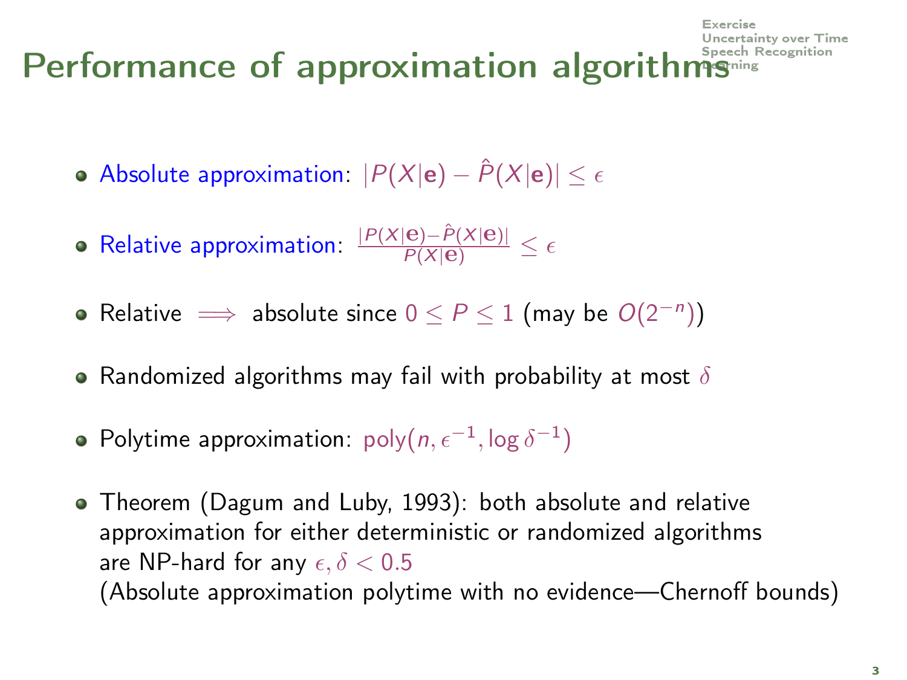# Performance of approximation algorithms

- Absolute approximation: $|P(X|\mathbf{e}) - \hat{P}(X|\mathbf{e})| \leq \epsilon$
- Relative approximation: $\frac{|P(X|\mathbf{e}) - \hat{P}(X|\mathbf{e})|}{P(X|\mathbf{e})} \leq \epsilon$
- Relative $\implies$ absolute since $0 \leq P \leq 1$ (may be $O(2^{-n})$)
- Randomized algorithms may fail with probability at most $\delta$
- Polytime approximation: $\text{poly}(n, \epsilon^{-1}, \log \delta^{-1})$
- Theorem (Dagum and Luby, 1993): both absolute and relative approximation for either deterministic or randomized algorithms are NP-hard for any $\epsilon, \delta < 0.5$
  (Absolute approximation polytime with no evidence—Chernoff bounds)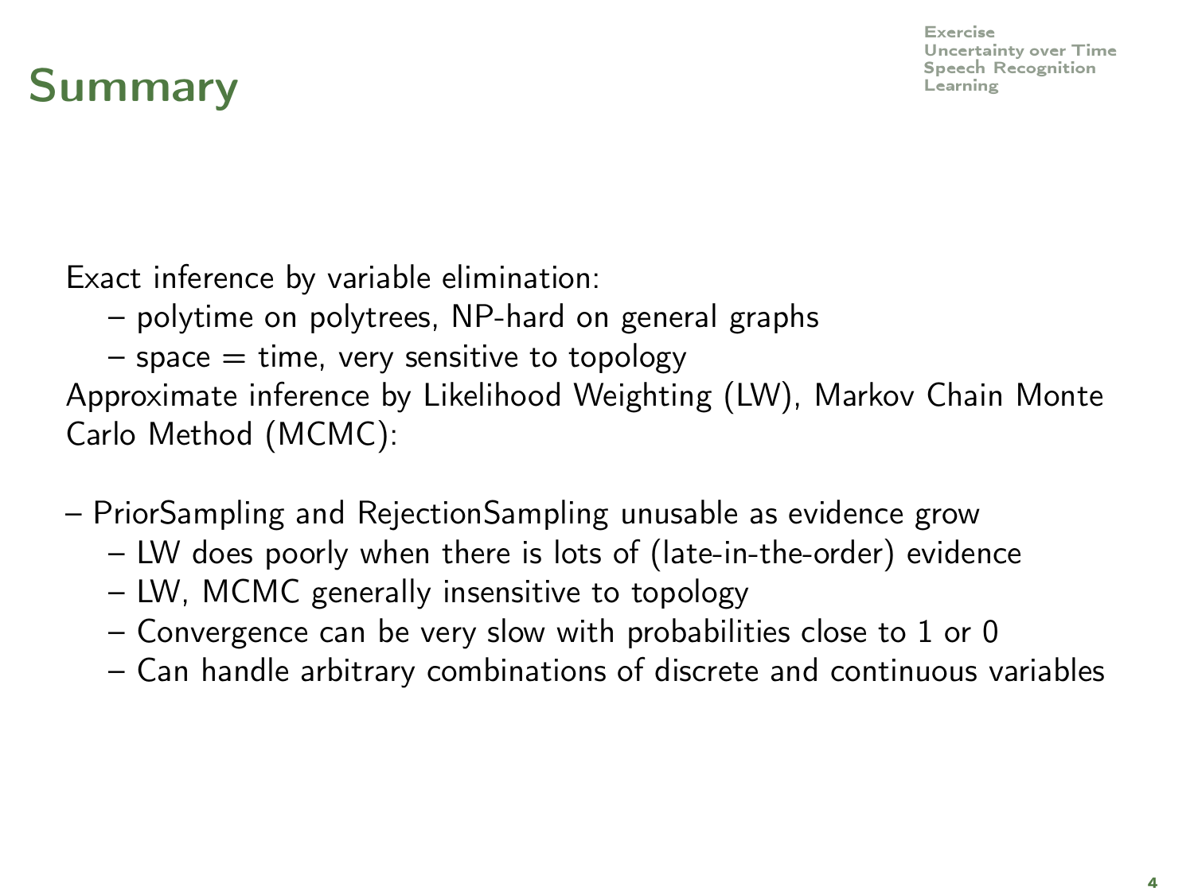# Summary

Exact inference by variable elimination:

- polytime on polytrees, NP-hard on general graphs
- space = time, very sensitive to topology

Approximate inference by Likelihood Weighting (LW), Markov Chain Monte Carlo Method (MCMC):

– PriorSampling and RejectionSampling unusable as evidence grow

- LW does poorly when there is lots of (late-in-the-order) evidence
- LW, MCMC generally insensitive to topology
- Convergence can be very slow with probabilities close to 1 or 0
- Can handle arbitrary combinations of discrete and continuous variables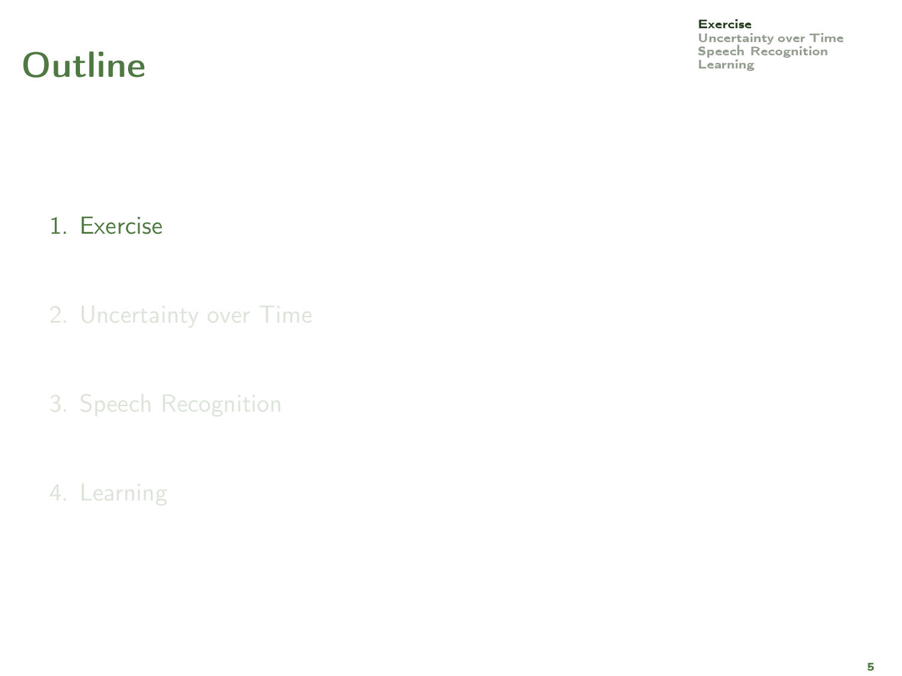# Outline

1. Exercise
2. Uncertainty over Time
3. Speech Recognition
4. Learning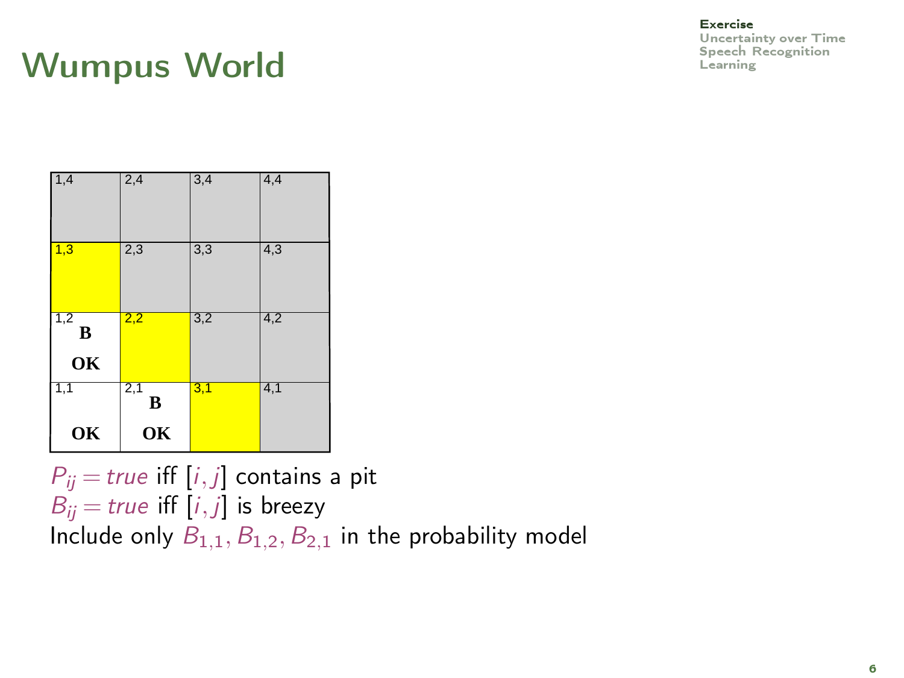# Wumpus World

| 1,4 | 2,4 | 3,4 | 4,4 |
|---|---|---|---|
| 1,3 | 2,3 | 3,3 | 4,3 |
| 1,2 **B** **OK** | 2,2 | 3,2 | 4,2 |
| 1,1 **OK** | 2,1 **B** **OK** | 3,1 | 4,1 |

$P_{ij} = true$ iff $[i, j]$ contains a pit
$B_{ij} = true$ iff $[i, j]$ is breezy
Include only $B_{1,1}, B_{1,2}, B_{2,1}$ in the probability model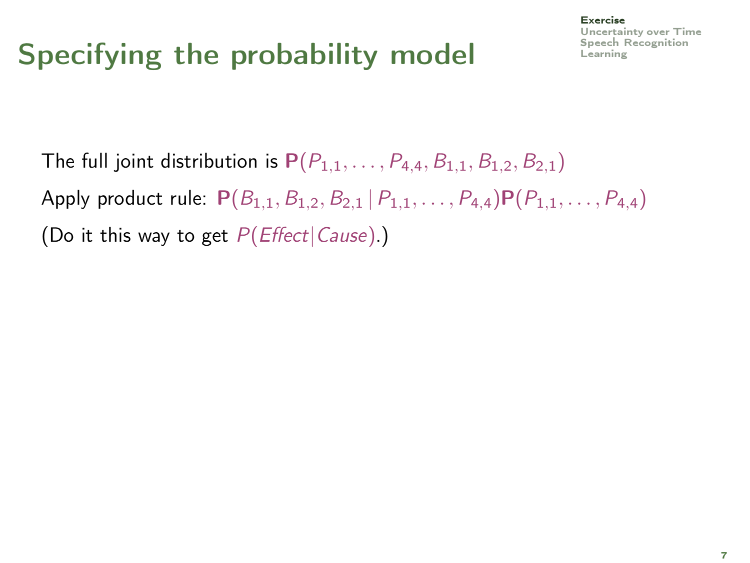# Specifying the probability model

The full joint distribution is $\mathbf{P}(P_{1,1}, \ldots, P_{4,4}, B_{1,1}, B_{1,2}, B_{2,1})$

Apply product rule: $\mathbf{P}(B_{1,1}, B_{1,2}, B_{2,1} \mid P_{1,1}, \ldots, P_{4,4})\mathbf{P}(P_{1,1}, \ldots, P_{4,4})$

(Do it this way to get $P(Effect|Cause)$.)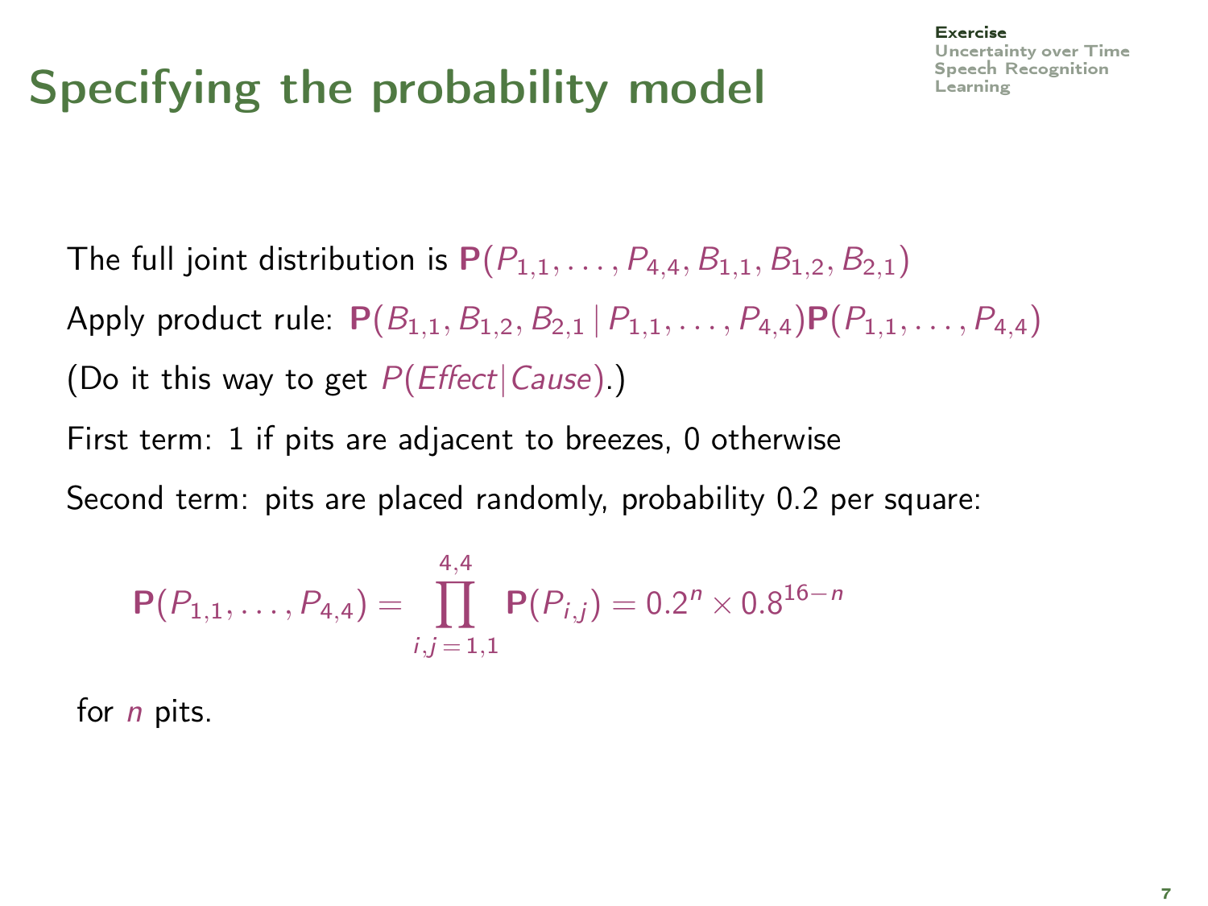# Specifying the probability model

The full joint distribution is $\mathbf{P}(P_{1,1}, \ldots, P_{4,4}, B_{1,1}, B_{1,2}, B_{2,1})$

Apply product rule: $\mathbf{P}(B_{1,1}, B_{1,2}, B_{2,1} \mid P_{1,1}, \ldots, P_{4,4})\mathbf{P}(P_{1,1}, \ldots, P_{4,4})$

(Do it this way to get $P(Effect|Cause)$.)

First term: 1 if pits are adjacent to breezes, 0 otherwise

Second term: pits are placed randomly, probability 0.2 per square:

$$\mathbf{P}(P_{1,1}, \ldots, P_{4,4}) = \prod_{i,j=1,1}^{4,4} \mathbf{P}(P_{i,j}) = 0.2^n \times 0.8^{16-n}$$

for $n$ pits.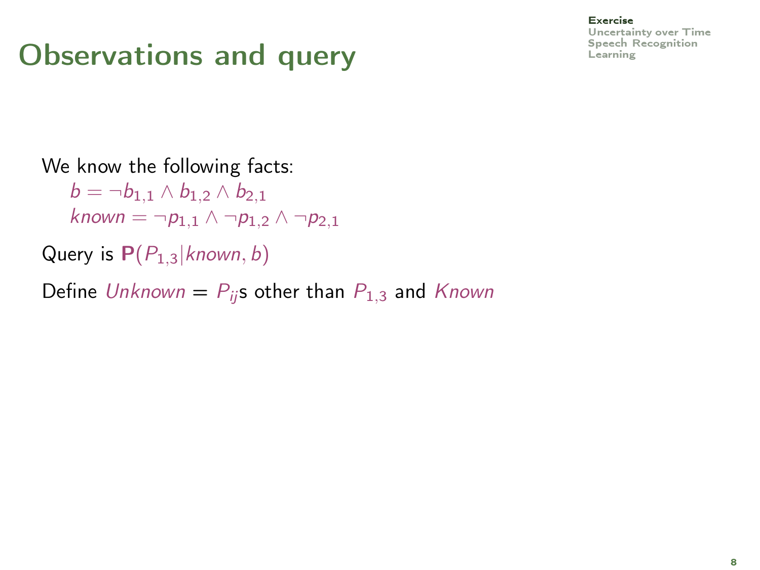# Observations and query

We know the following facts:

$b = \neg b_{1,1} \wedge b_{1,2} \wedge b_{2,1}$

$known = \neg p_{1,1} \wedge \neg p_{1,2} \wedge \neg p_{2,1}$

Query is $\mathbf{P}(P_{1,3}|known, b)$

Define $Unknown$ = $P_{ij}$s other than $P_{1,3}$ and $Known$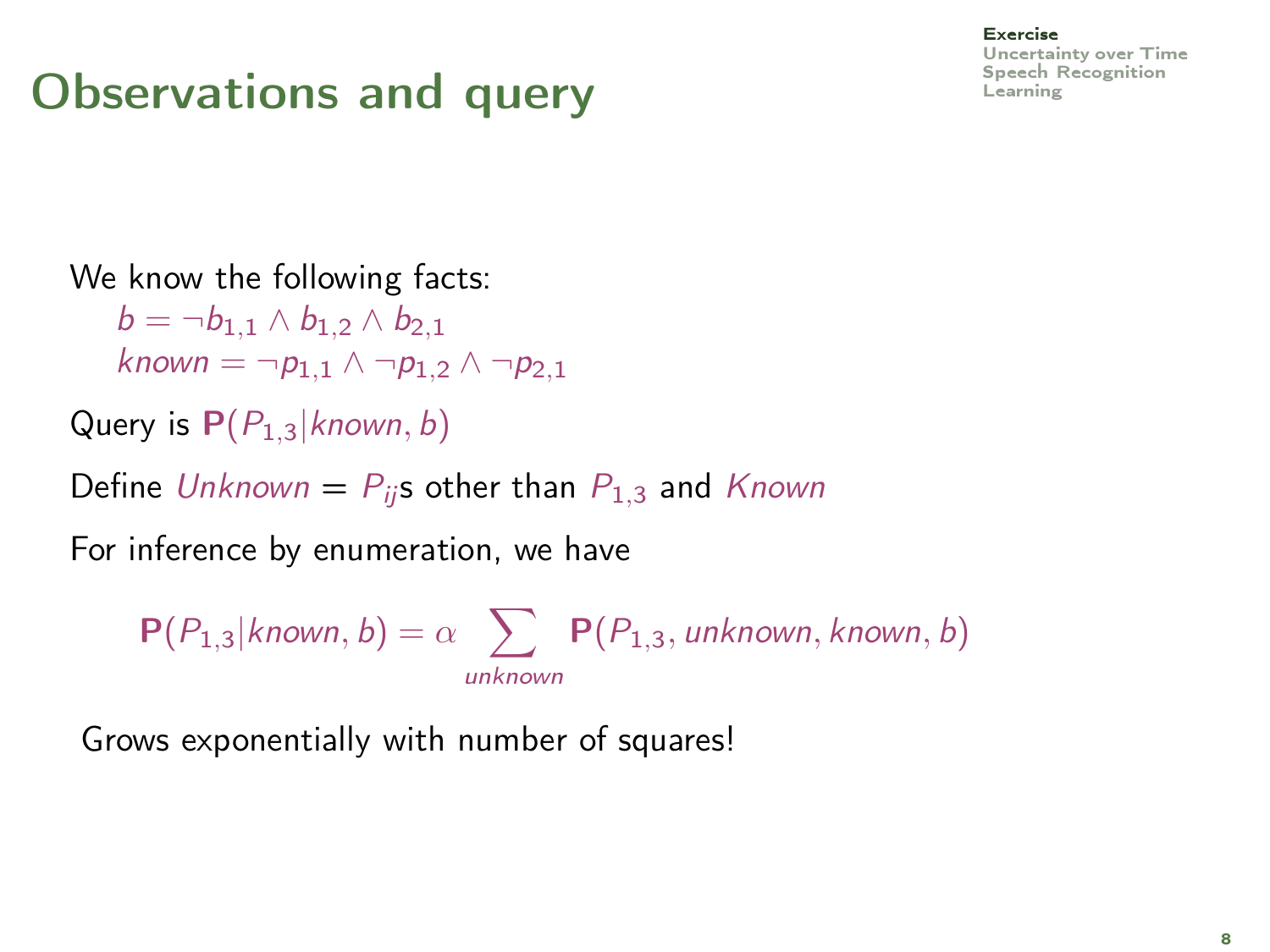# Observations and query

We know the following facts:

$b = \neg b_{1,1} \wedge b_{1,2} \wedge b_{2,1}$

$known = \neg p_{1,1} \wedge \neg p_{1,2} \wedge \neg p_{2,1}$

Query is $\mathbf{P}(P_{1,3}|known, b)$

Define $Unknown$ = $P_{ij}$s other than $P_{1,3}$ and $Known$

For inference by enumeration, we have

$$\mathbf{P}(P_{1,3}|known, b) = \alpha \sum_{unknown} \mathbf{P}(P_{1,3}, unknown, known, b)$$

Grows exponentially with number of squares!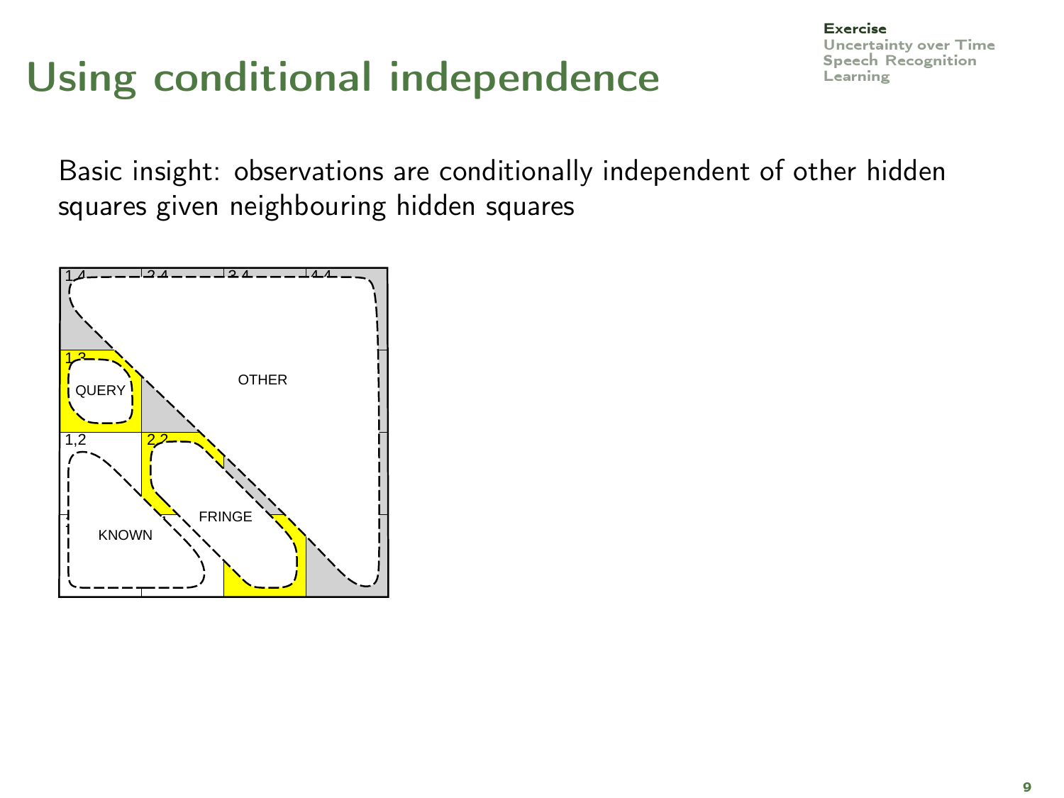# Using conditional independence

Basic insight: observations are conditionally independent of other hidden squares given neighbouring hidden squares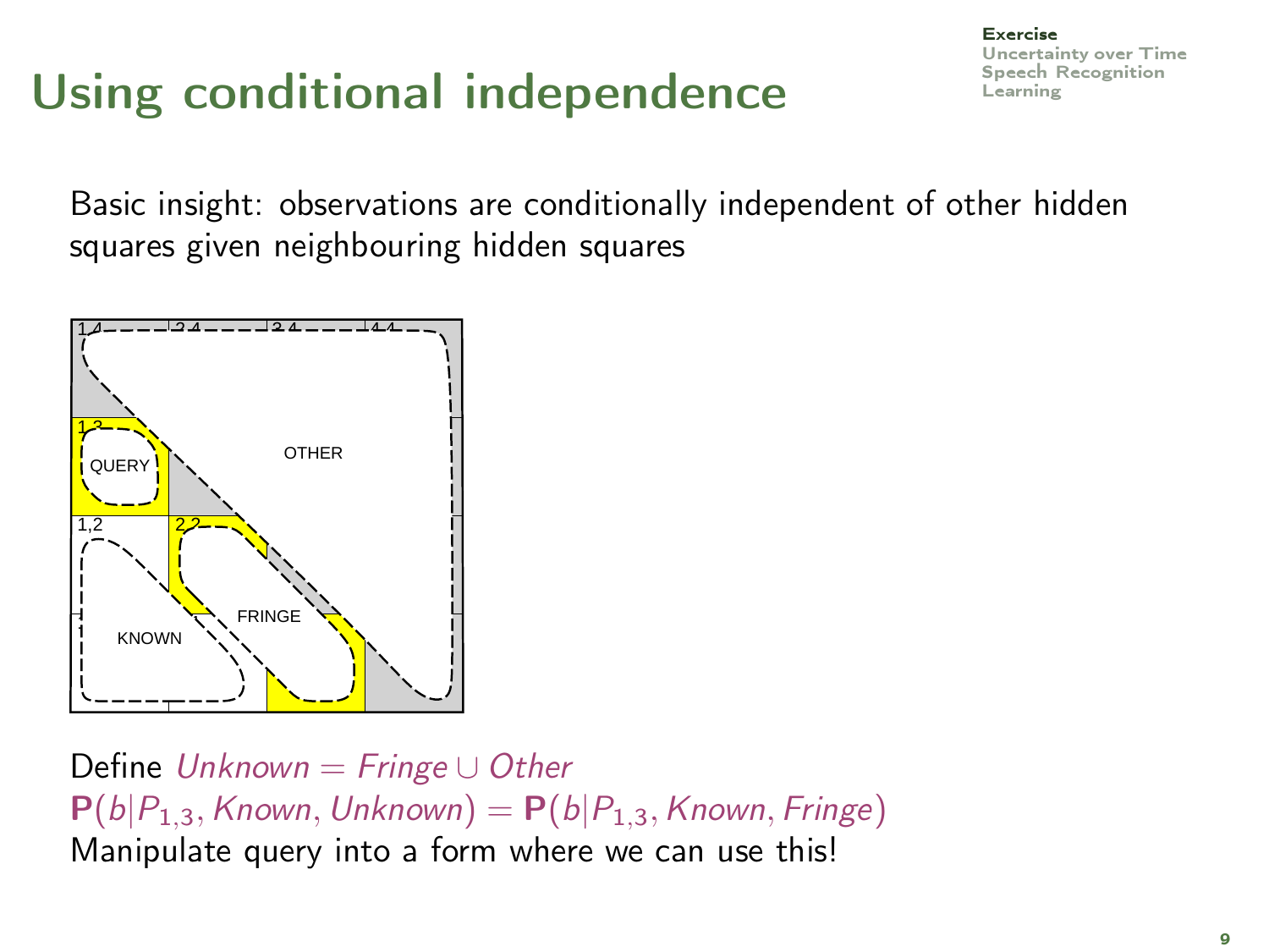# Using conditional independence

Basic insight: observations are conditionally independent of other hidden squares given neighbouring hidden squares

Define $Unknown = Fringe \cup Other$
$\mathbf{P}(b|P_{1,3}, Known, Unknown) = \mathbf{P}(b|P_{1,3}, Known, Fringe)$
Manipulate query into a form where we can use this!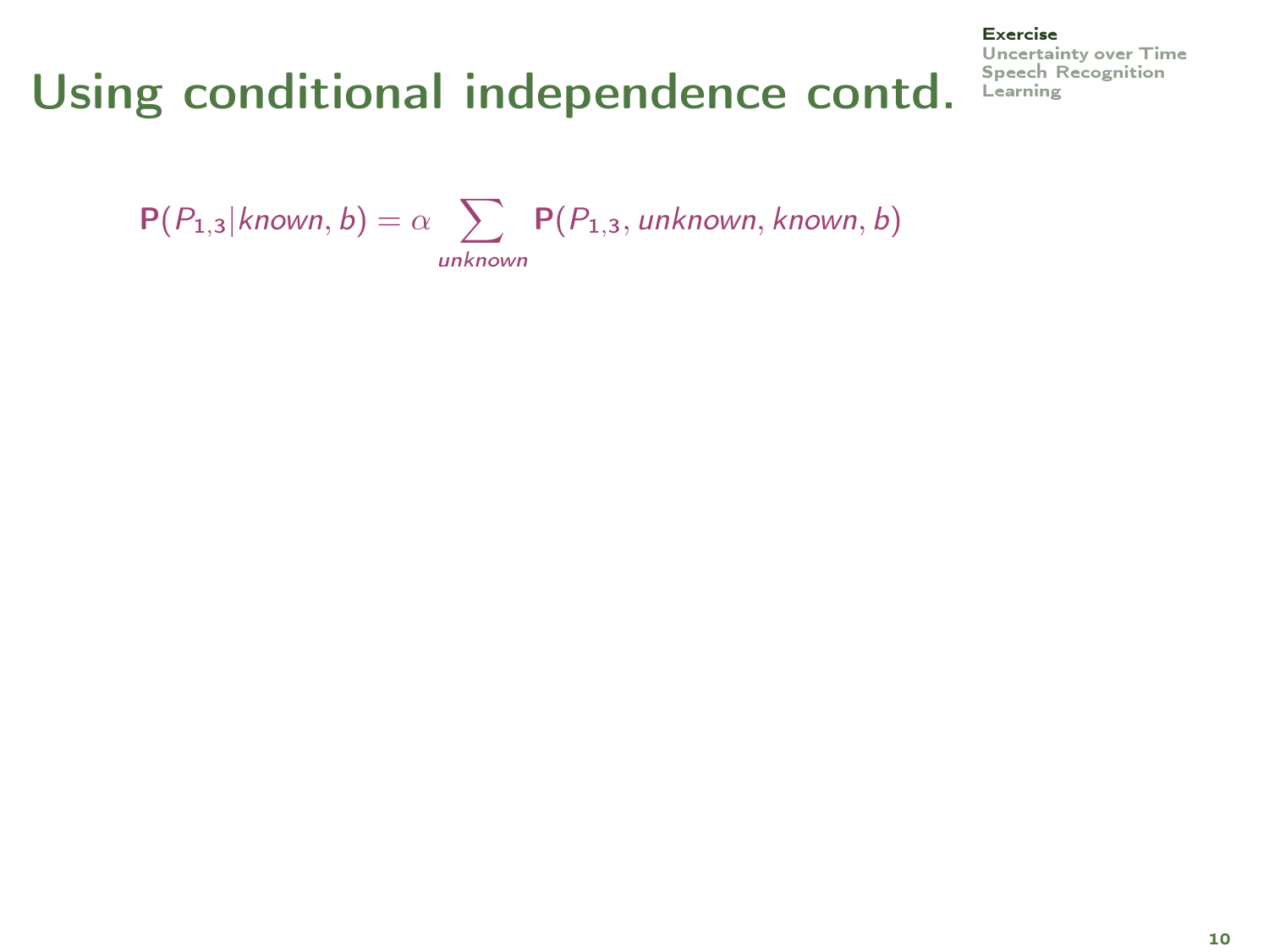# Using conditional independence contd.

$$\mathbf{P}(P_{1,3}|known, b) = \alpha \sum_{unknown} \mathbf{P}(P_{1,3}, unknown, known, b)$$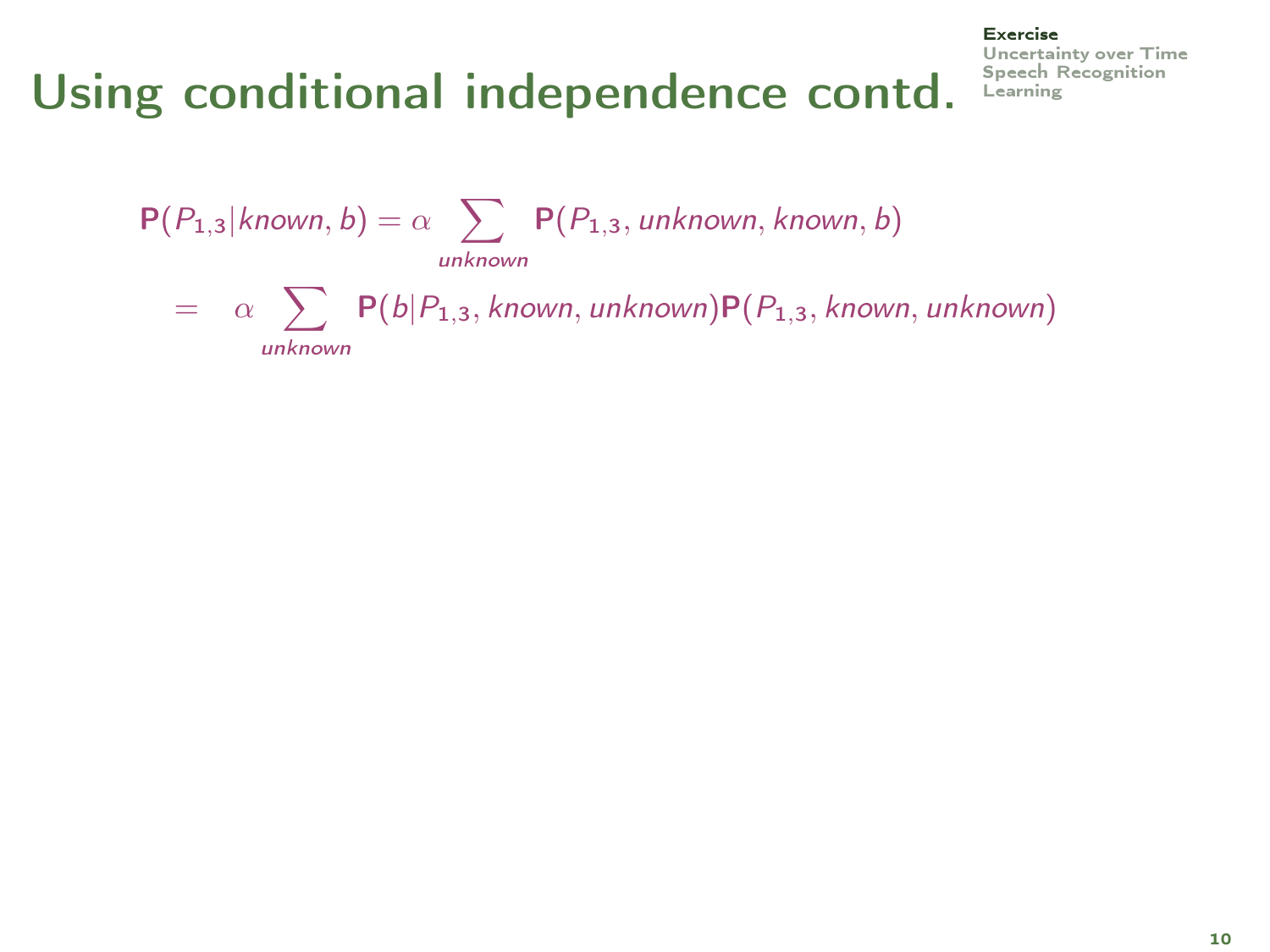# Using conditional independence contd.

$$\mathbf{P}(P_{1,3}|known, b) = \alpha \sum_{unknown} \mathbf{P}(P_{1,3}, unknown, known, b)$$

$$= \alpha \sum_{unknown} \mathbf{P}(b|P_{1,3}, known, unknown)\mathbf{P}(P_{1,3}, known, unknown)$$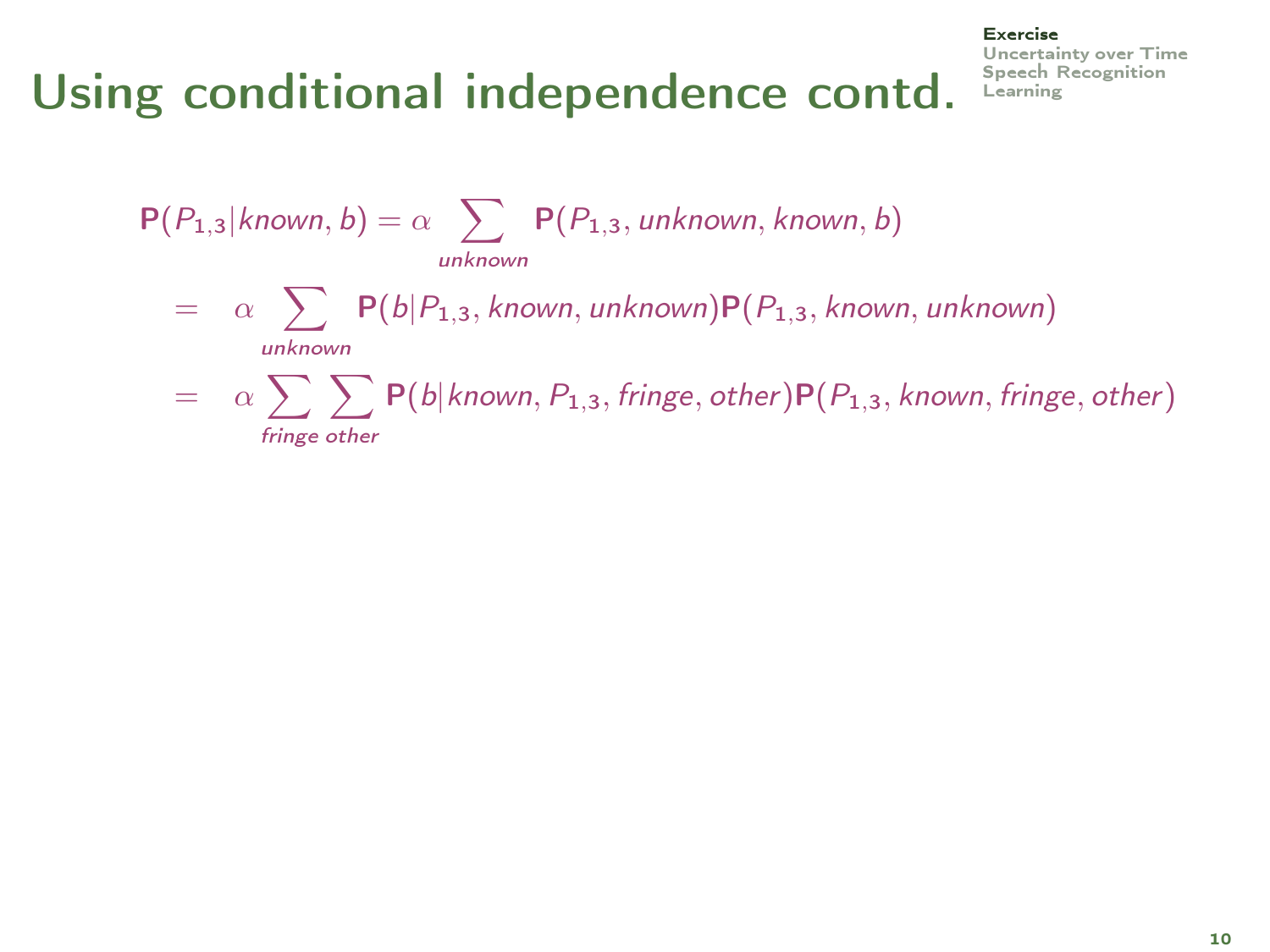# Using conditional independence contd.

$$\mathbf{P}(P_{1,3}|known, b) = \alpha \sum_{unknown} \mathbf{P}(P_{1,3}, unknown, known, b)$$

$$= \alpha \sum_{unknown} \mathbf{P}(b|P_{1,3}, known, unknown)\mathbf{P}(P_{1,3}, known, unknown)$$

$$= \alpha \sum_{fringe} \sum_{other} \mathbf{P}(b|known, P_{1,3}, fringe, other)\mathbf{P}(P_{1,3}, known, fringe, other)$$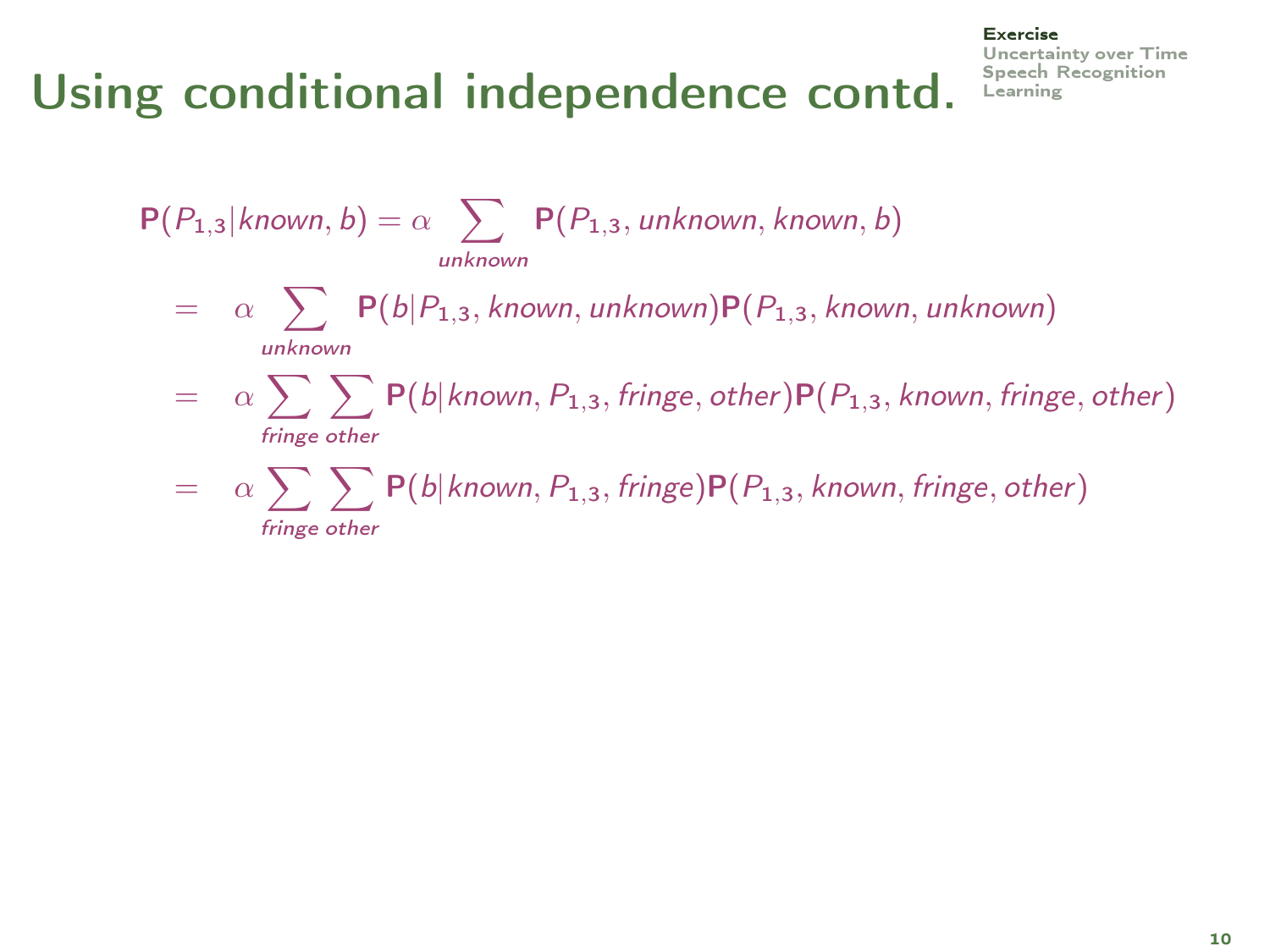# Using conditional independence contd.

$$\mathbf{P}(P_{1,3}|known, b) = \alpha \sum_{unknown} \mathbf{P}(P_{1,3}, unknown, known, b)$$

$$= \alpha \sum_{unknown} \mathbf{P}(b|P_{1,3}, known, unknown)\mathbf{P}(P_{1,3}, known, unknown)$$

$$= \alpha \sum_{fringe} \sum_{other} \mathbf{P}(b|known, P_{1,3}, fringe, other)\mathbf{P}(P_{1,3}, known, fringe, other)$$

$$= \alpha \sum_{fringe} \sum_{other} \mathbf{P}(b|known, P_{1,3}, fringe)\mathbf{P}(P_{1,3}, known, fringe, other)$$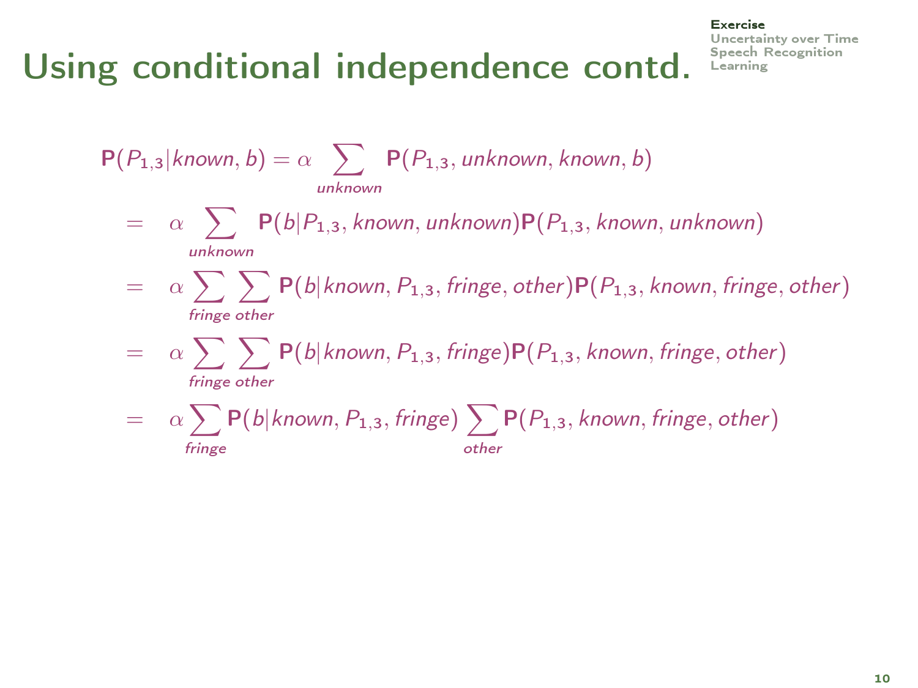# Using conditional independence contd.

$$\mathbf{P}(P_{1,3}|known, b) = \alpha \sum_{unknown} \mathbf{P}(P_{1,3}, unknown, known, b)$$

$$= \alpha \sum_{unknown} \mathbf{P}(b|P_{1,3}, known, unknown)\mathbf{P}(P_{1,3}, known, unknown)$$

$$= \alpha \sum_{fringe} \sum_{other} \mathbf{P}(b|known, P_{1,3}, fringe, other)\mathbf{P}(P_{1,3}, known, fringe, other)$$

$$= \alpha \sum_{fringe} \sum_{other} \mathbf{P}(b|known, P_{1,3}, fringe)\mathbf{P}(P_{1,3}, known, fringe, other)$$

$$= \alpha \sum_{fringe} \mathbf{P}(b|known, P_{1,3}, fringe) \sum_{other} \mathbf{P}(P_{1,3}, known, fringe, other)$$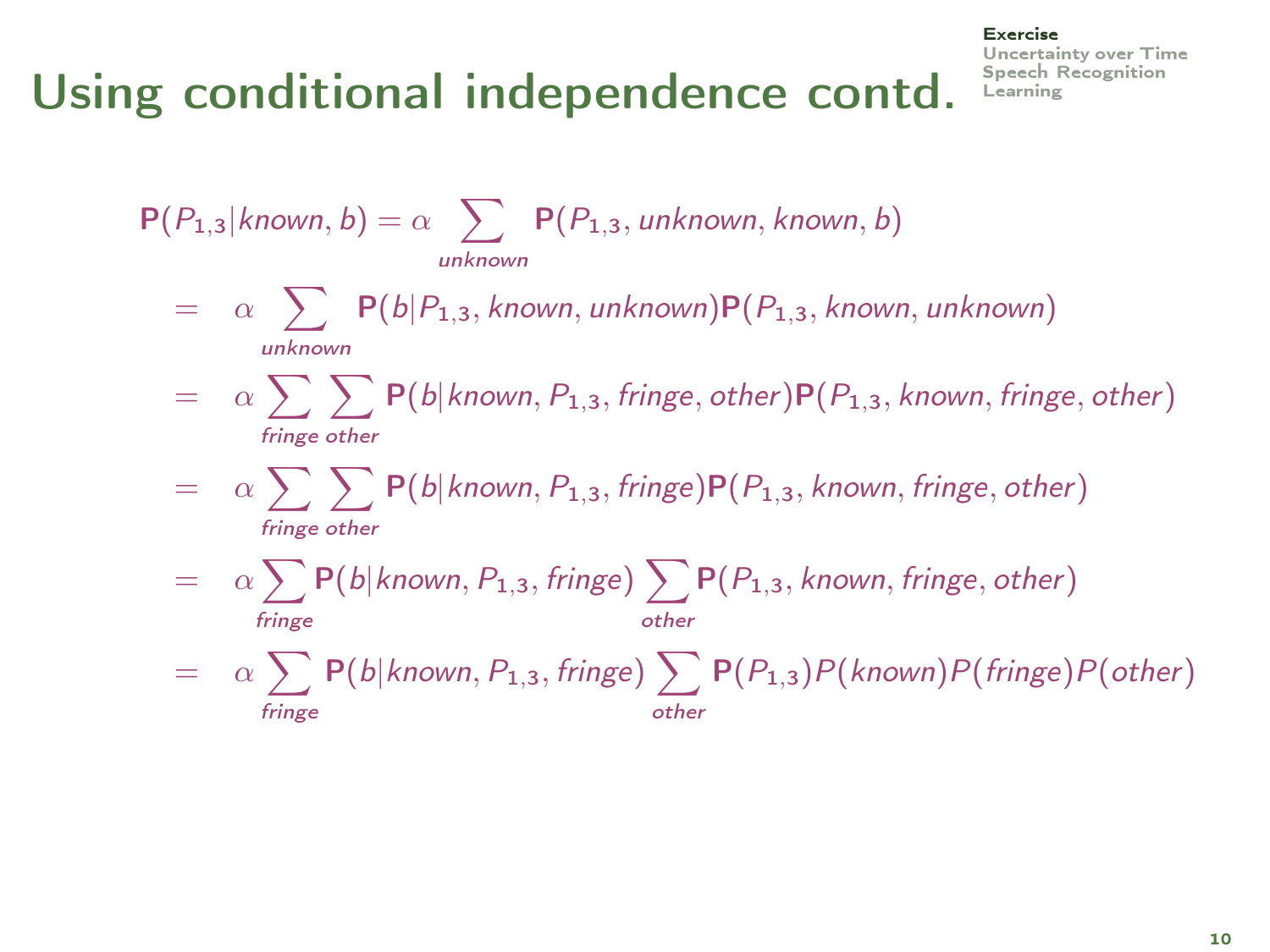# Using conditional independence contd.

$$
\begin{aligned}
\mathbf{P}(P_{1,3}|known, b) &= \alpha \sum_{unknown} \mathbf{P}(P_{1,3}, unknown, known, b) \\
&= \alpha \sum_{unknown} \mathbf{P}(b|P_{1,3}, known, unknown)\mathbf{P}(P_{1,3}, known, unknown) \\
&= \alpha \sum_{fringe} \sum_{other} \mathbf{P}(b|known, P_{1,3}, fringe, other)\mathbf{P}(P_{1,3}, known, fringe, other) \\
&= \alpha \sum_{fringe} \sum_{other} \mathbf{P}(b|known, P_{1,3}, fringe)\mathbf{P}(P_{1,3}, known, fringe, other) \\
&= \alpha \sum_{fringe} \mathbf{P}(b|known, P_{1,3}, fringe) \sum_{other} \mathbf{P}(P_{1,3}, known, fringe, other) \\
&= \alpha \sum_{fringe} \mathbf{P}(b|known, P_{1,3}, fringe) \sum_{other} \mathbf{P}(P_{1,3})P(known)P(fringe)P(other)
\end{aligned}
$$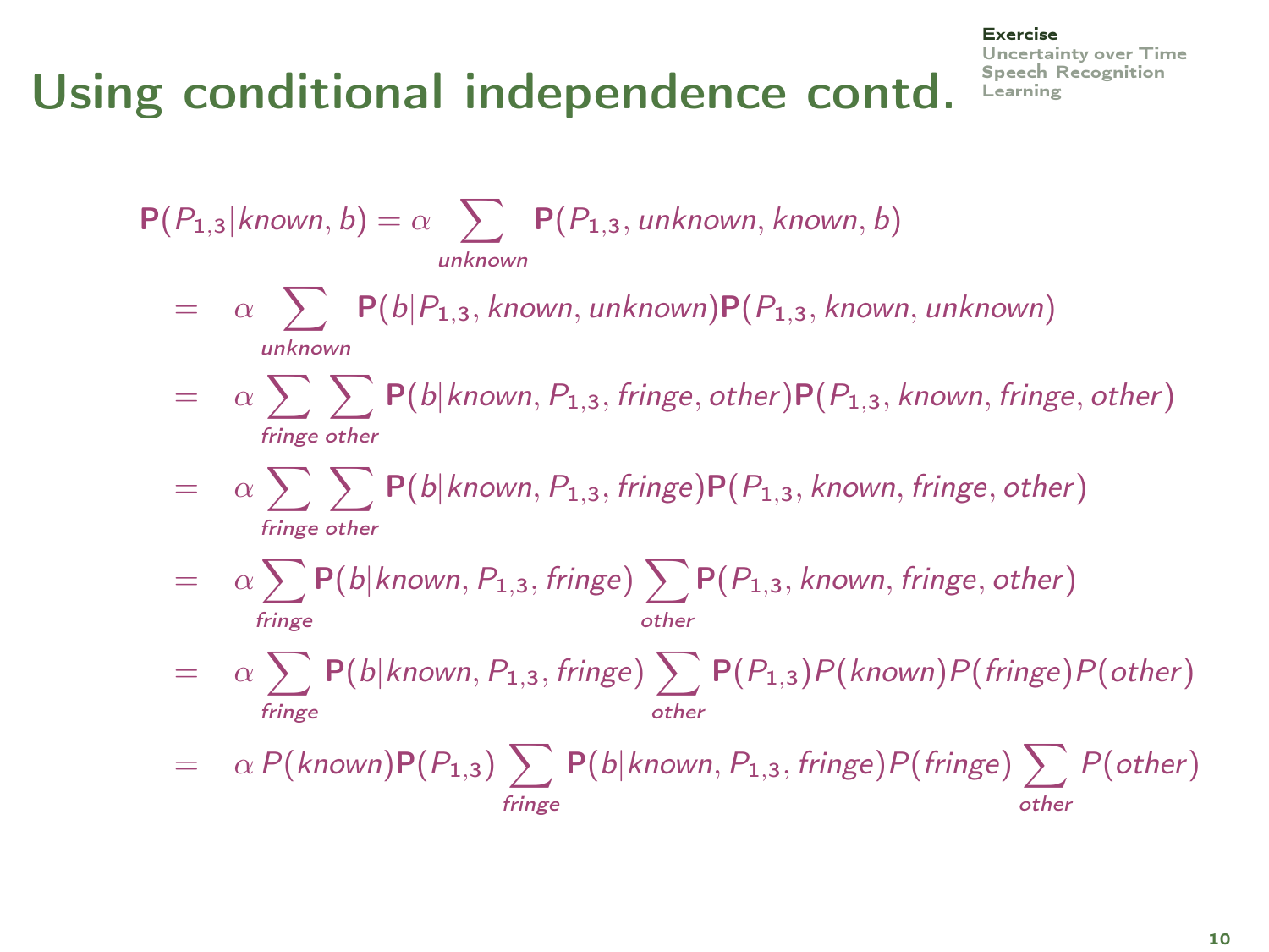# Using conditional independence contd.

$$\mathbf{P}(P_{1,3}|known, b) = \alpha \sum_{unknown} \mathbf{P}(P_{1,3}, unknown, known, b)$$

$$= \alpha \sum_{unknown} \mathbf{P}(b|P_{1,3}, known, unknown)\mathbf{P}(P_{1,3}, known, unknown)$$

$$= \alpha \sum_{fringe} \sum_{other} \mathbf{P}(b|known, P_{1,3}, fringe, other)\mathbf{P}(P_{1,3}, known, fringe, other)$$

$$= \alpha \sum_{fringe} \sum_{other} \mathbf{P}(b|known, P_{1,3}, fringe)\mathbf{P}(P_{1,3}, known, fringe, other)$$

$$= \alpha \sum_{fringe} \mathbf{P}(b|known, P_{1,3}, fringe) \sum_{other} \mathbf{P}(P_{1,3}, known, fringe, other)$$

$$= \alpha \sum_{fringe} \mathbf{P}(b|known, P_{1,3}, fringe) \sum_{other} \mathbf{P}(P_{1,3})P(known)P(fringe)P(other)$$

$$= \alpha \, P(known)\mathbf{P}(P_{1,3}) \sum_{fringe} \mathbf{P}(b|known, P_{1,3}, fringe)P(fringe) \sum_{other} P(other)$$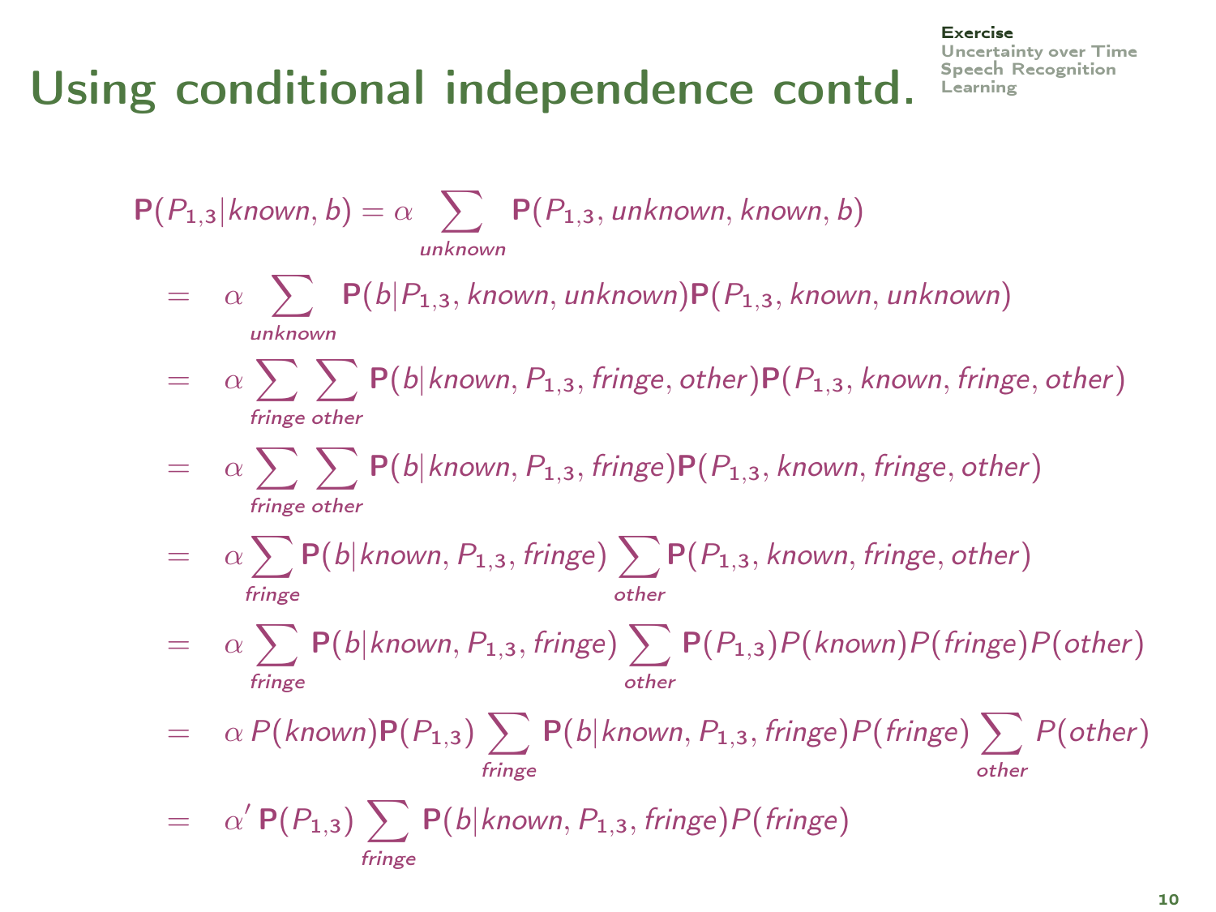# Using conditional independence contd.

$$
\begin{aligned}
\mathbf{P}(P_{1,3}|known, b) &= \alpha \sum_{unknown} \mathbf{P}(P_{1,3}, unknown, known, b) \\
&= \alpha \sum_{unknown} \mathbf{P}(b|P_{1,3}, known, unknown)\mathbf{P}(P_{1,3}, known, unknown) \\
&= \alpha \sum_{fringe} \sum_{other} \mathbf{P}(b|known, P_{1,3}, fringe, other)\mathbf{P}(P_{1,3}, known, fringe, other) \\
&= \alpha \sum_{fringe} \sum_{other} \mathbf{P}(b|known, P_{1,3}, fringe)\mathbf{P}(P_{1,3}, known, fringe, other) \\
&= \alpha \sum_{fringe} \mathbf{P}(b|known, P_{1,3}, fringe) \sum_{other} \mathbf{P}(P_{1,3}, known, fringe, other) \\
&= \alpha \sum_{fringe} \mathbf{P}(b|known, P_{1,3}, fringe) \sum_{other} \mathbf{P}(P_{1,3})P(known)P(fringe)P(other) \\
&= \alpha \, P(known)\mathbf{P}(P_{1,3}) \sum_{fringe} \mathbf{P}(b|known, P_{1,3}, fringe)P(fringe) \sum_{other} P(other) \\
&= \alpha' \, \mathbf{P}(P_{1,3}) \sum_{fringe} \mathbf{P}(b|known, P_{1,3}, fringe)P(fringe)
\end{aligned}
$$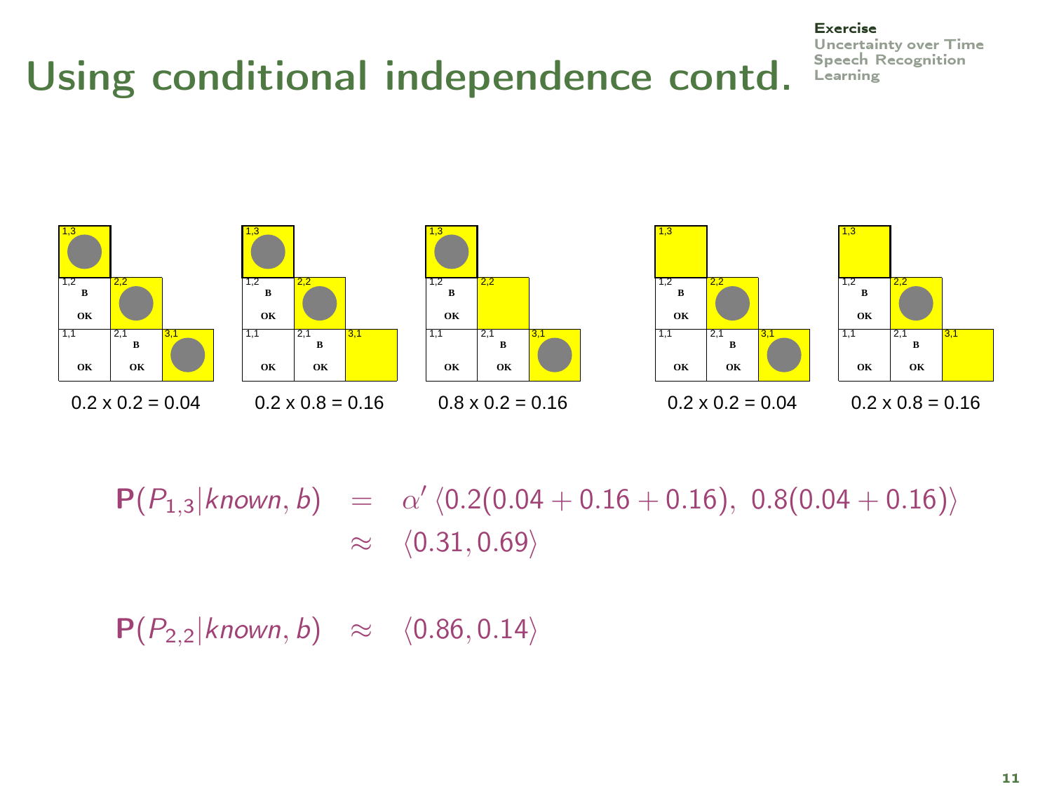# Using conditional independence contd.

0.2 x 0.2 = 0.04    0.2 x 0.8 = 0.16    0.8 x 0.2 = 0.16    0.2 x 0.2 = 0.04    0.2 x 0.8 = 0.16

$$\mathbf{P}(P_{1,3}|known, b) = \alpha' \langle 0.2(0.04 + 0.16 + 0.16),\ 0.8(0.04 + 0.16) \rangle$$
$$\approx \langle 0.31, 0.69 \rangle$$

$$\mathbf{P}(P_{2,2}|known, b) \approx \langle 0.86, 0.14 \rangle$$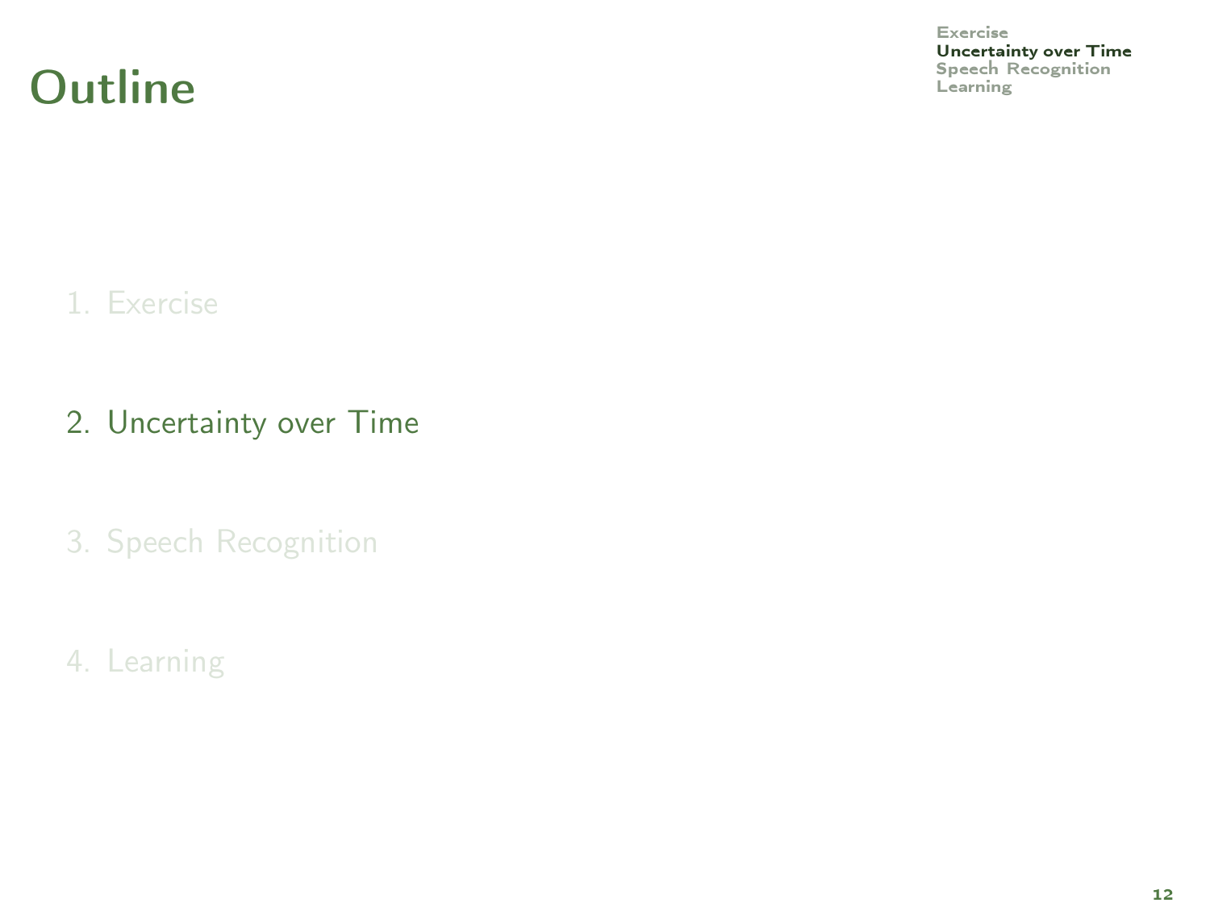# Outline

1. Exercise

2. Uncertainty over Time

3. Speech Recognition

4. Learning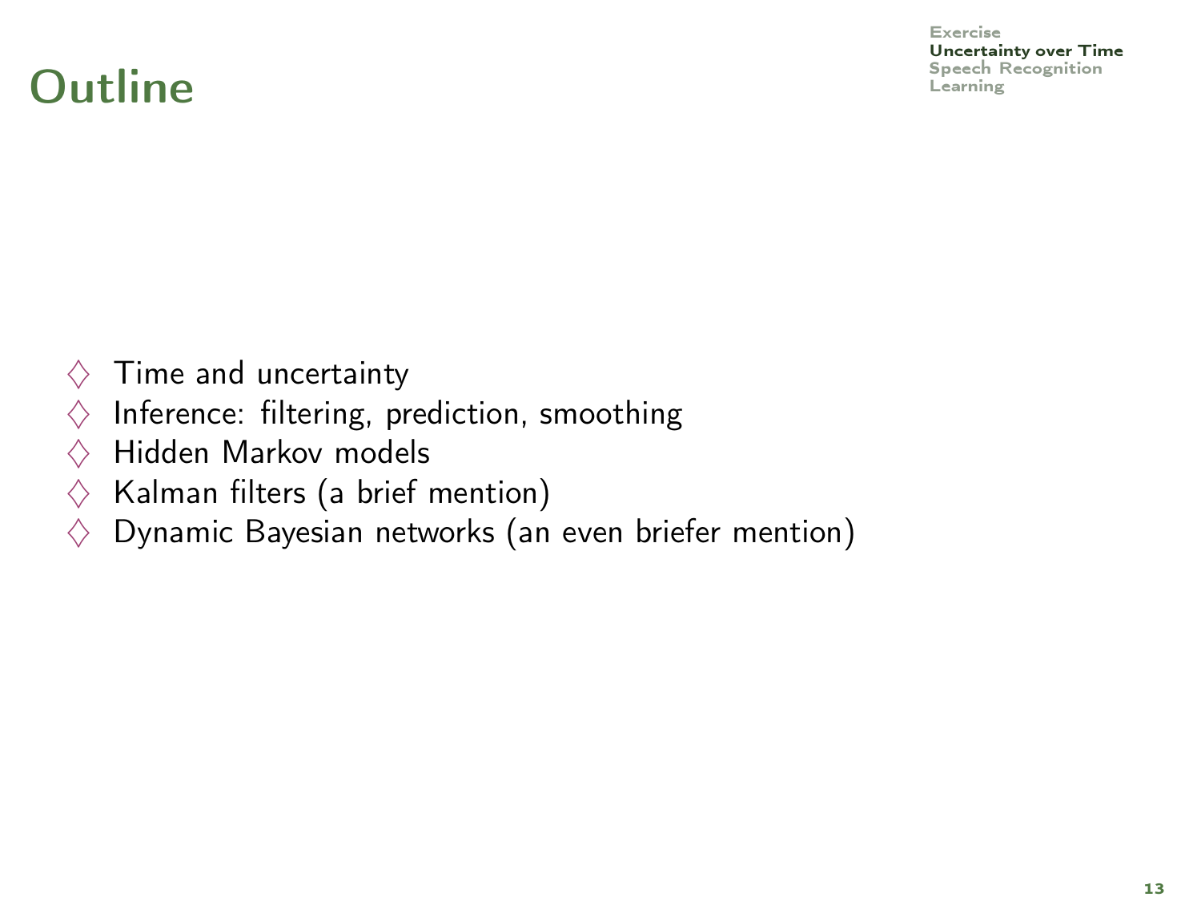# Outline

- Time and uncertainty
- Inference: filtering, prediction, smoothing
- Hidden Markov models
- Kalman filters (a brief mention)
- Dynamic Bayesian networks (an even briefer mention)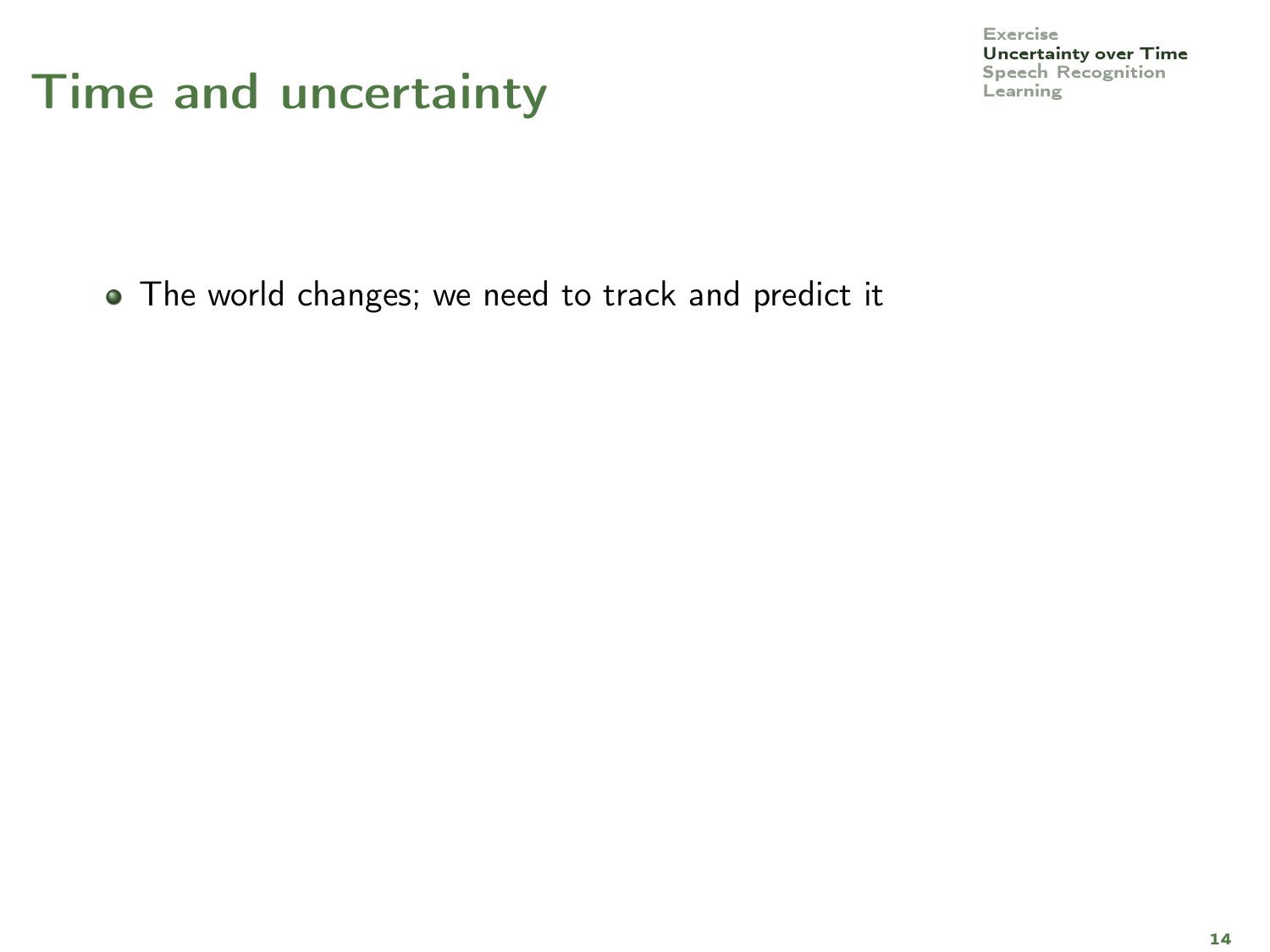# Time and uncertainty

- The world changes; we need to track and predict it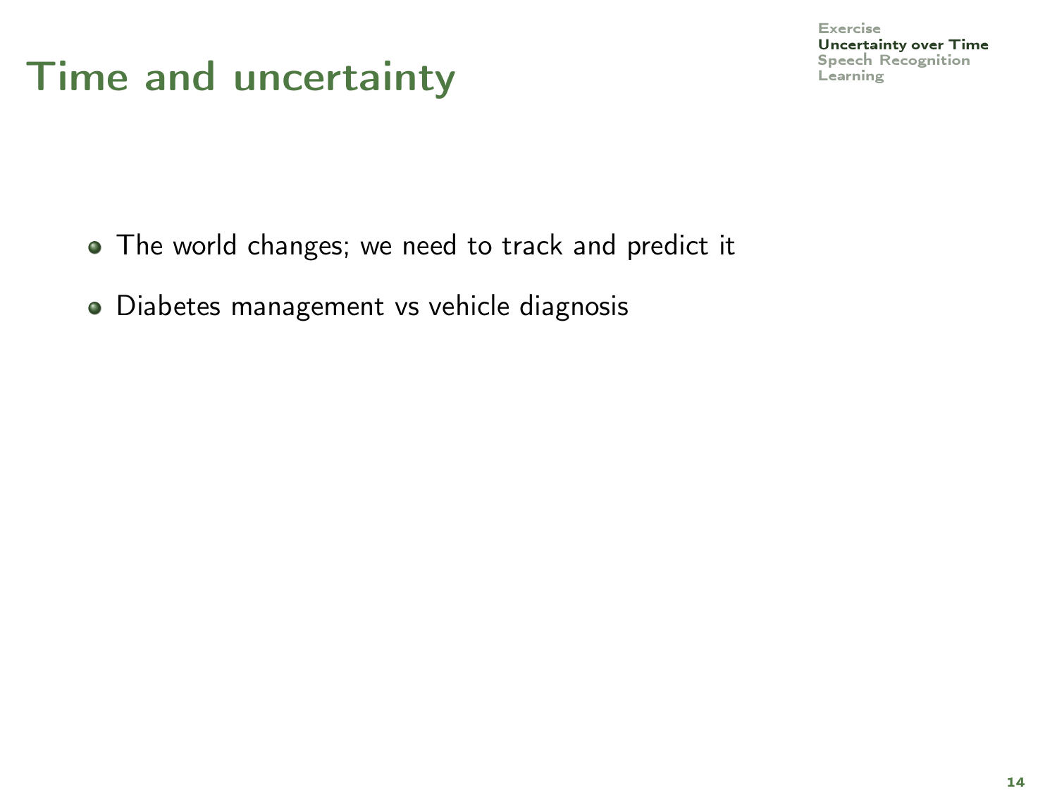# Time and uncertainty

- The world changes; we need to track and predict it
- Diabetes management vs vehicle diagnosis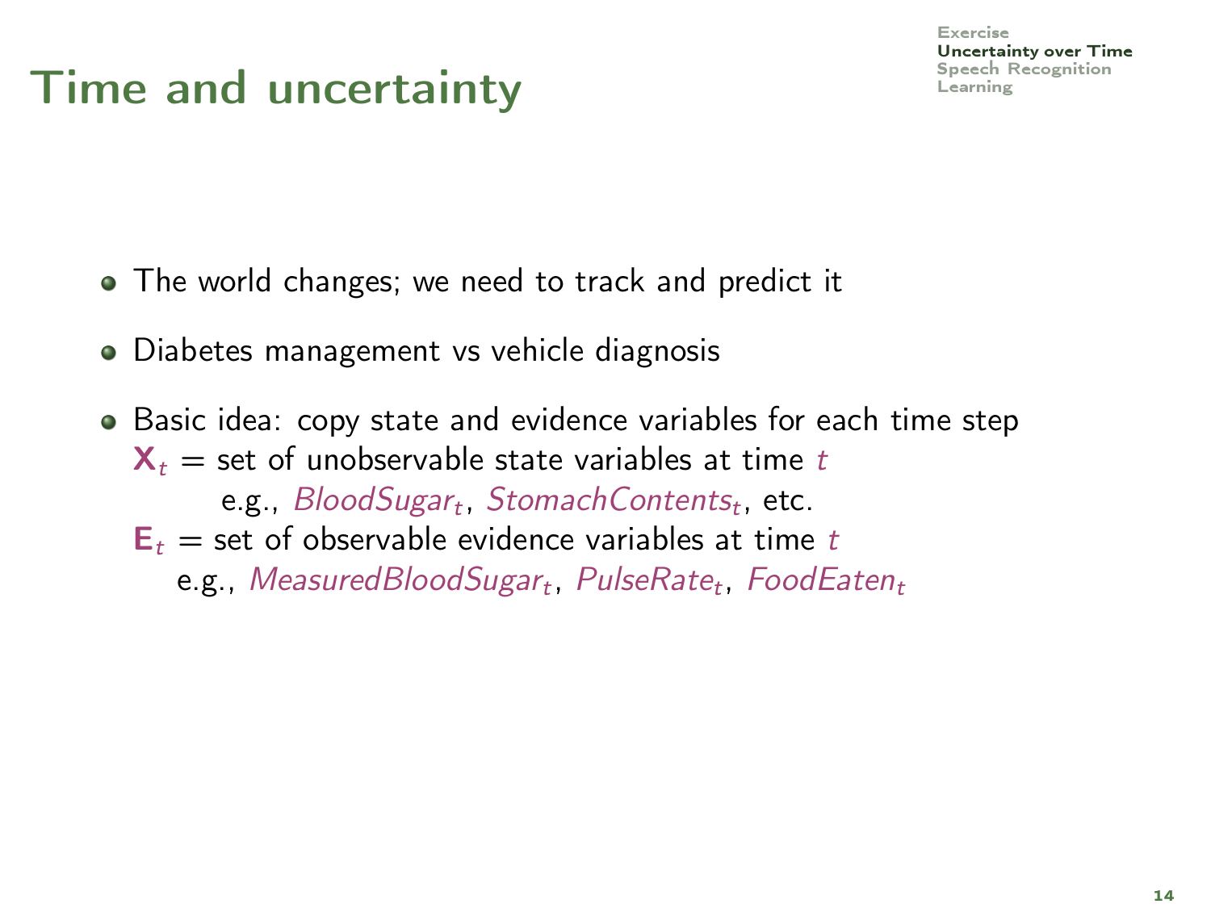# Time and uncertainty

- The world changes; we need to track and predict it
- Diabetes management vs vehicle diagnosis
- Basic idea: copy state and evidence variables for each time step
  $\mathbf{X}_t$ = set of unobservable state variables at time $t$
  e.g., $BloodSugar_t$, $StomachContents_t$, etc.
  $\mathbf{E}_t$ = set of observable evidence variables at time $t$
  e.g., $MeasuredBloodSugar_t$, $PulseRate_t$, $FoodEaten_t$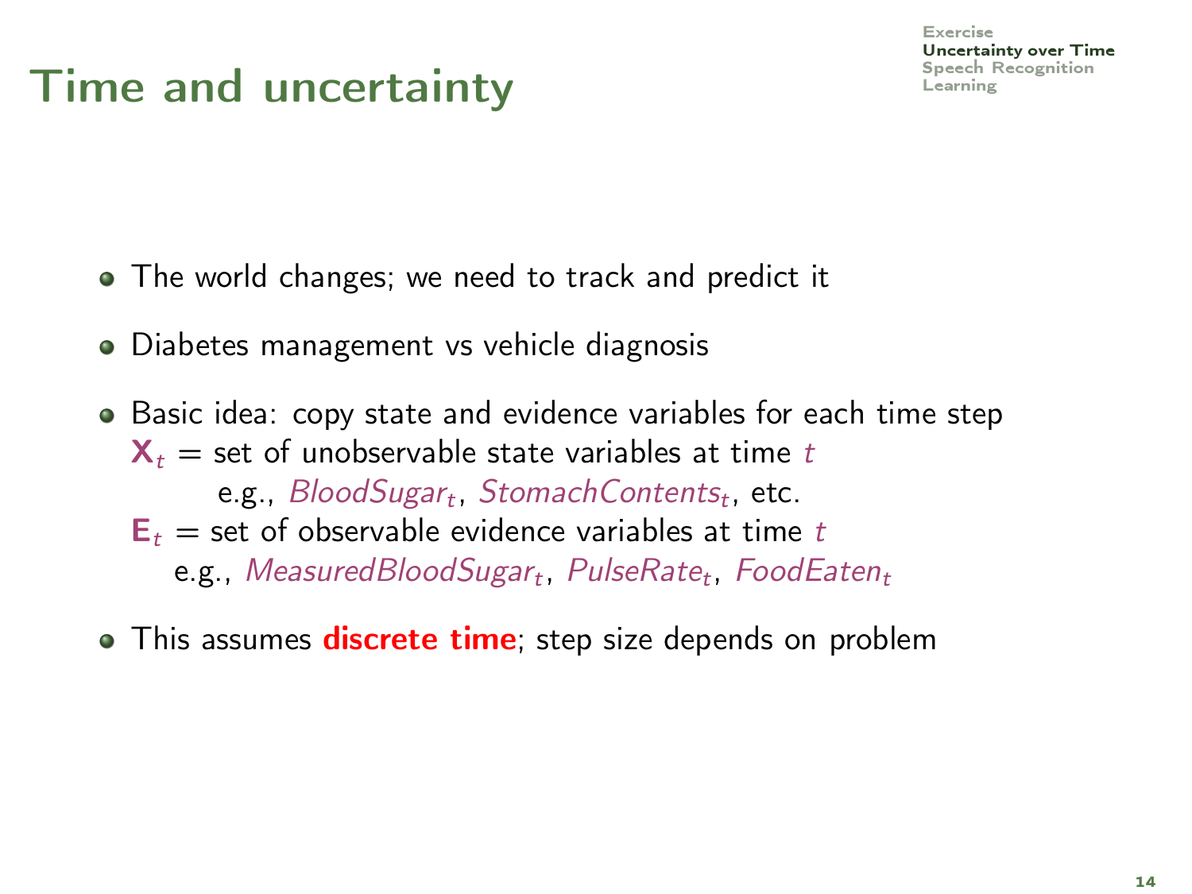# Time and uncertainty

- The world changes; we need to track and predict it
- Diabetes management vs vehicle diagnosis
- Basic idea: copy state and evidence variables for each time step
  $\mathbf{X}_t$ = set of unobservable state variables at time $t$
  e.g., $BloodSugar_t$, $StomachContents_t$, etc.
  $\mathbf{E}_t$ = set of observable evidence variables at time $t$
  e.g., $MeasuredBloodSugar_t$, $PulseRate_t$, $FoodEaten_t$
- This assumes **discrete time**; step size depends on problem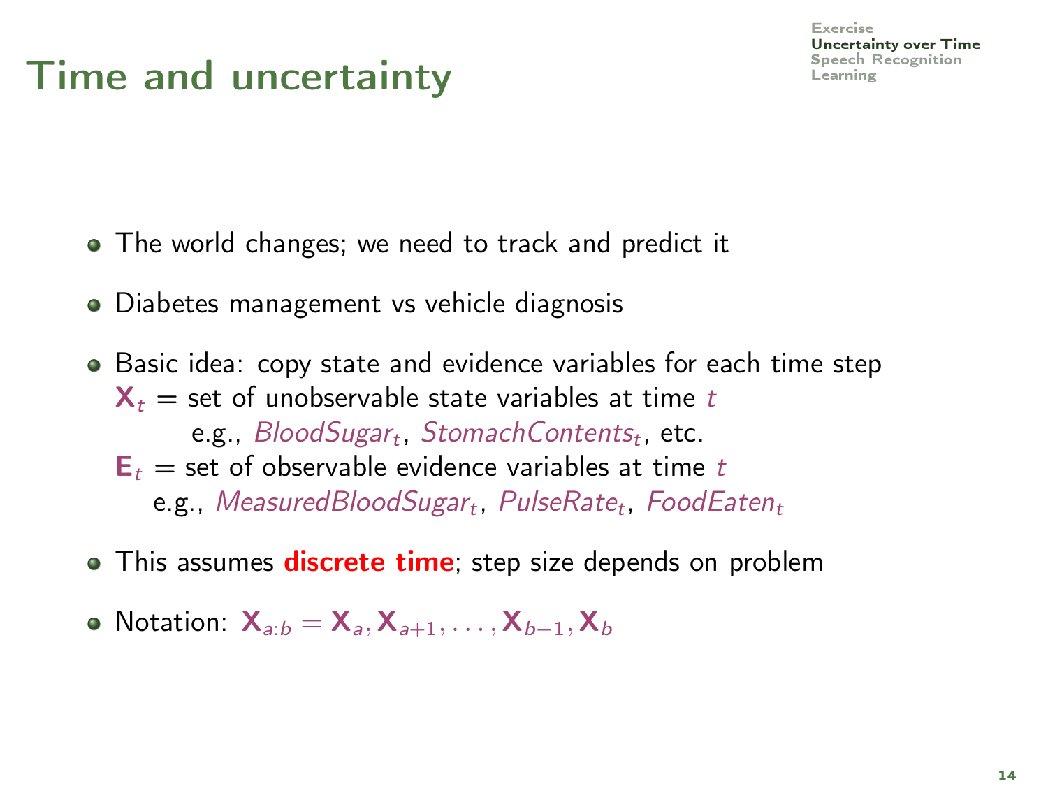# Time and uncertainty

- The world changes; we need to track and predict it
- Diabetes management vs vehicle diagnosis
- Basic idea: copy state and evidence variables for each time step
  $\mathbf{X}_t$ = set of unobservable state variables at time $t$
  e.g., $BloodSugar_t$, $StomachContents_t$, etc.
  $\mathbf{E}_t$ = set of observable evidence variables at time $t$
  e.g., $MeasuredBloodSugar_t$, $PulseRate_t$, $FoodEaten_t$
- This assumes **discrete time**; step size depends on problem
- Notation: $\mathbf{X}_{a:b} = \mathbf{X}_a, \mathbf{X}_{a+1}, \ldots, \mathbf{X}_{b-1}, \mathbf{X}_b$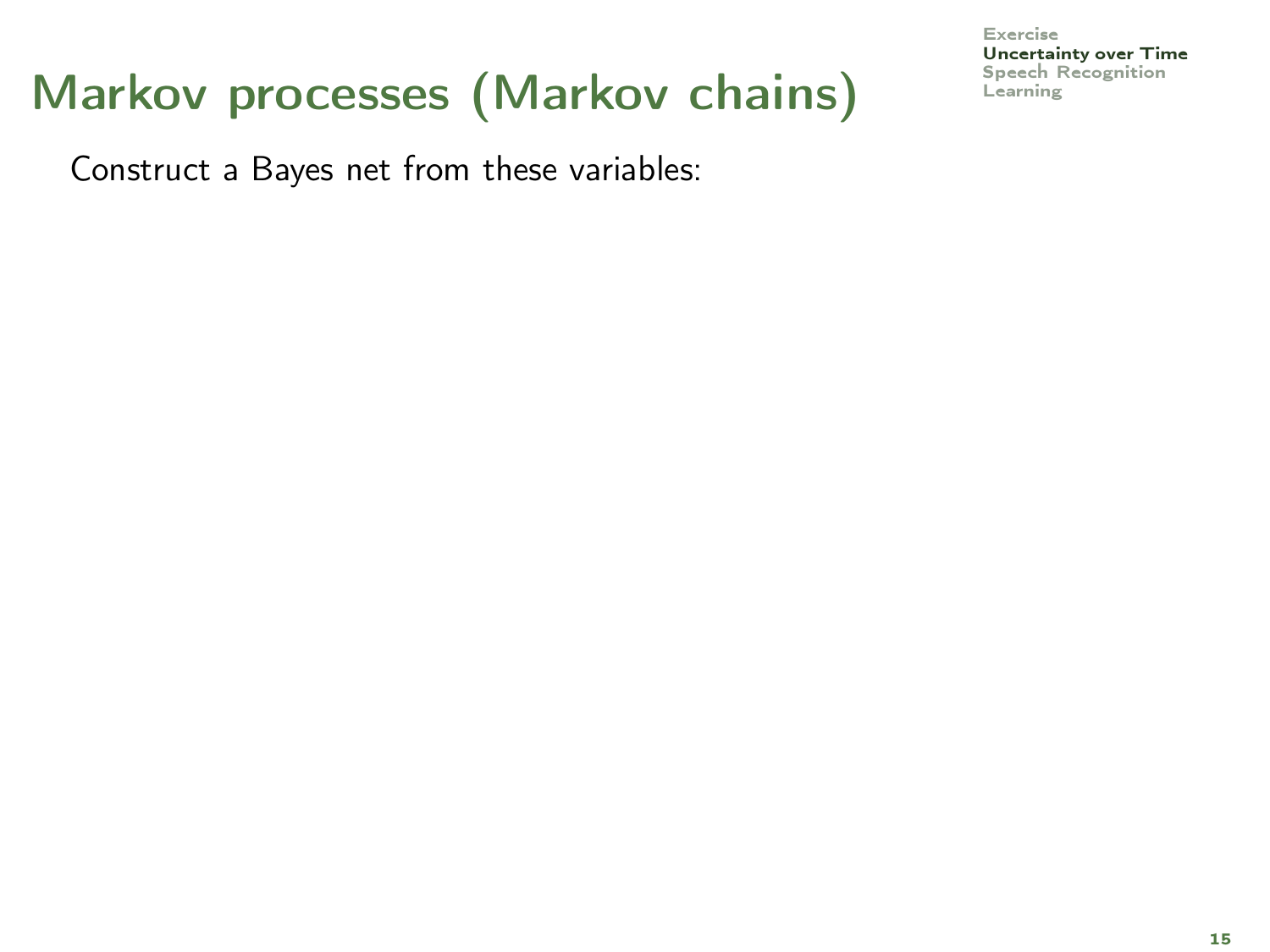# Markov processes (Markov chains)

Construct a Bayes net from these variables: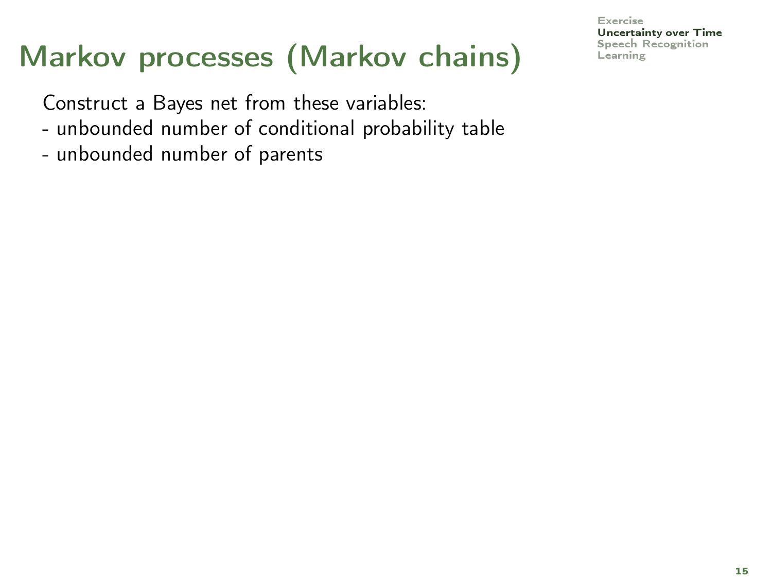# Markov processes (Markov chains)

Construct a Bayes net from these variables:
- unbounded number of conditional probability table
- unbounded number of parents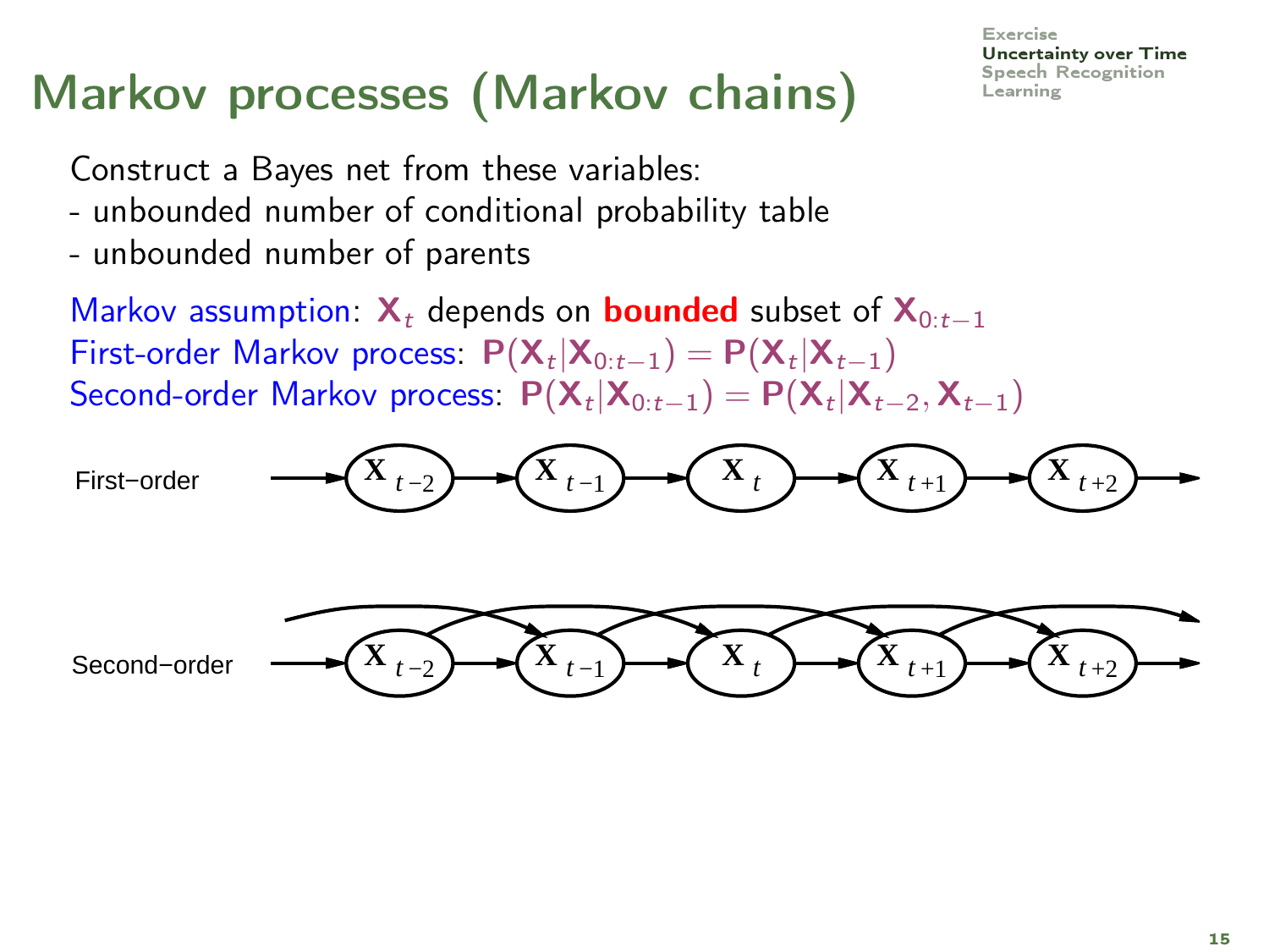# Markov processes (Markov chains)

Construct a Bayes net from these variables:
- unbounded number of conditional probability table
- unbounded number of parents

Markov assumption: $\mathbf{X}_t$ depends on **bounded** subset of $\mathbf{X}_{0:t-1}$
First-order Markov process: $\mathbf{P}(\mathbf{X}_t|\mathbf{X}_{0:t-1}) = \mathbf{P}(\mathbf{X}_t|\mathbf{X}_{t-1})$
Second-order Markov process: $\mathbf{P}(\mathbf{X}_t|\mathbf{X}_{0:t-1}) = \mathbf{P}(\mathbf{X}_t|\mathbf{X}_{t-2}, \mathbf{X}_{t-1})$

First−order: $\mathbf{X}_{t-2} \rightarrow \mathbf{X}_{t-1} \rightarrow \mathbf{X}_{t} \rightarrow \mathbf{X}_{t+1} \rightarrow \mathbf{X}_{t+2}$

Second−order: $\mathbf{X}_{t-2}$, $\mathbf{X}_{t-1}$, $\mathbf{X}_{t}$, $\mathbf{X}_{t+1}$, $\mathbf{X}_{t+2}$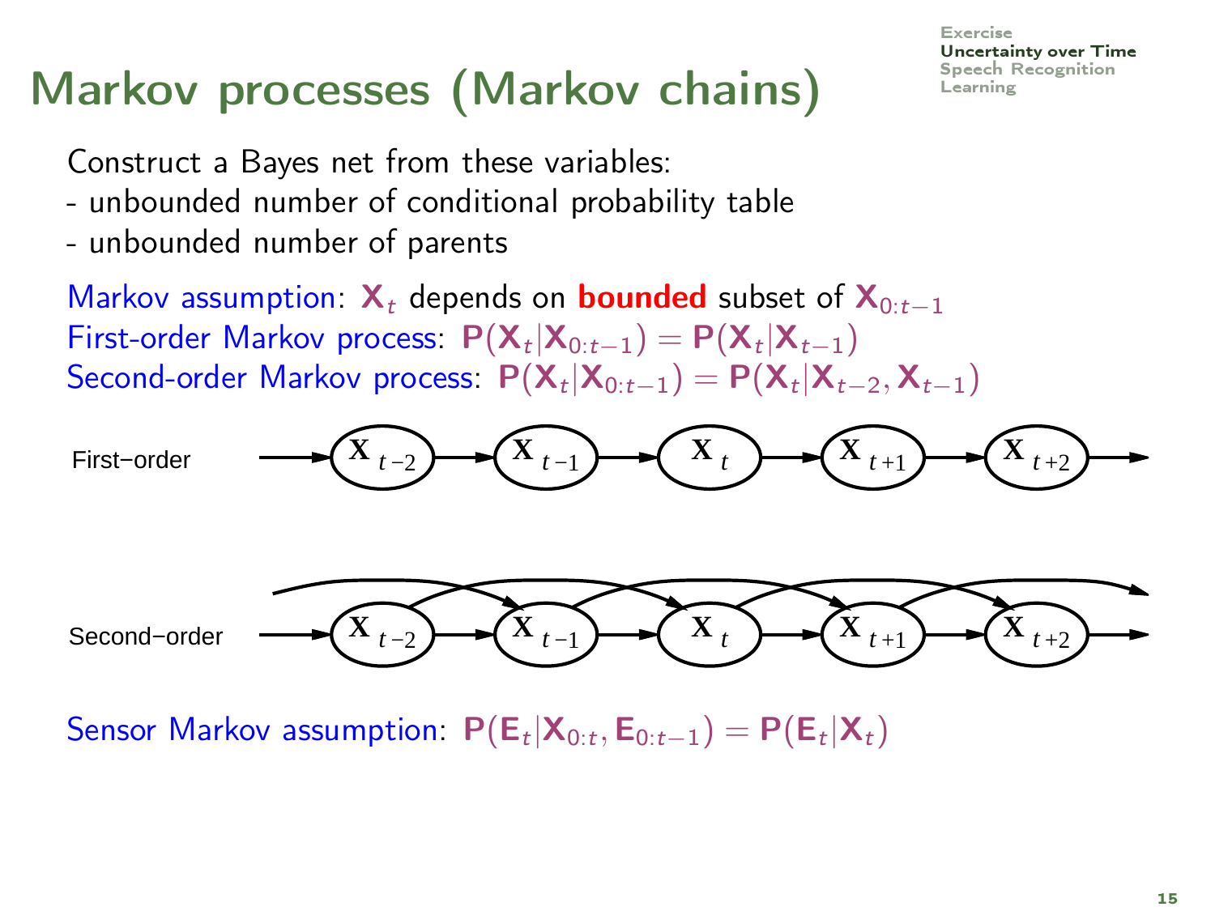# Markov processes (Markov chains)

Construct a Bayes net from these variables:
- unbounded number of conditional probability table
- unbounded number of parents

Markov assumption: $\mathbf{X}_t$ depends on **bounded** subset of $\mathbf{X}_{0:t-1}$
First-order Markov process: $\mathbf{P}(\mathbf{X}_t|\mathbf{X}_{0:t-1}) = \mathbf{P}(\mathbf{X}_t|\mathbf{X}_{t-1})$
Second-order Markov process: $\mathbf{P}(\mathbf{X}_t|\mathbf{X}_{0:t-1}) = \mathbf{P}(\mathbf{X}_t|\mathbf{X}_{t-2}, \mathbf{X}_{t-1})$

First−order: $\rightarrow \mathbf{X}_{t-2} \rightarrow \mathbf{X}_{t-1} \rightarrow \mathbf{X}_{t} \rightarrow \mathbf{X}_{t+1} \rightarrow \mathbf{X}_{t+2} \rightarrow$

Second−order: $\rightarrow \mathbf{X}_{t-2} \rightarrow \mathbf{X}_{t-1} \rightarrow \mathbf{X}_{t} \rightarrow \mathbf{X}_{t+1} \rightarrow \mathbf{X}_{t+2} \rightarrow$ (with additional arcs from each $\mathbf{X}_{i}$ to $\mathbf{X}_{i+2}$)

Sensor Markov assumption: $\mathbf{P}(\mathbf{E}_t|\mathbf{X}_{0:t}, \mathbf{E}_{0:t-1}) = \mathbf{P}(\mathbf{E}_t|\mathbf{X}_t)$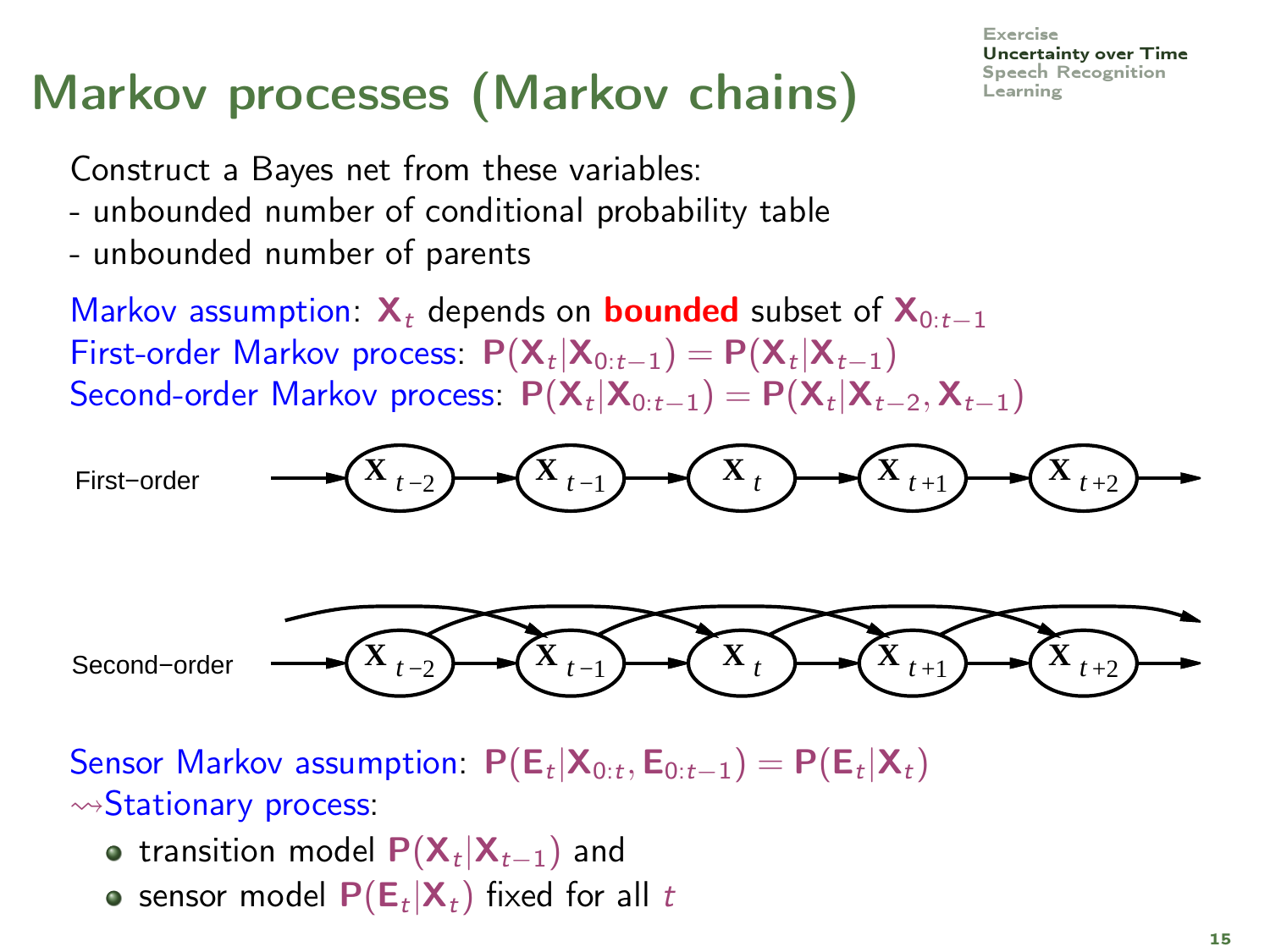# Markov processes (Markov chains)

Construct a Bayes net from these variables:
- unbounded number of conditional probability table
- unbounded number of parents

Markov assumption: $\mathbf{X}_t$ depends on **bounded** subset of $\mathbf{X}_{0:t-1}$
First-order Markov process: $\mathbf{P}(\mathbf{X}_t|\mathbf{X}_{0:t-1}) = \mathbf{P}(\mathbf{X}_t|\mathbf{X}_{t-1})$
Second-order Markov process: $\mathbf{P}(\mathbf{X}_t|\mathbf{X}_{0:t-1}) = \mathbf{P}(\mathbf{X}_t|\mathbf{X}_{t-2}, \mathbf{X}_{t-1})$

First−order

Second−order

Sensor Markov assumption: $\mathbf{P}(\mathbf{E}_t|\mathbf{X}_{0:t}, \mathbf{E}_{0:t-1}) = \mathbf{P}(\mathbf{E}_t|\mathbf{X}_t)$
$\rightsquigarrow$Stationary process:

- transition model $\mathbf{P}(\mathbf{X}_t|\mathbf{X}_{t-1})$ and
- sensor model $\mathbf{P}(\mathbf{E}_t|\mathbf{X}_t)$ fixed for all $t$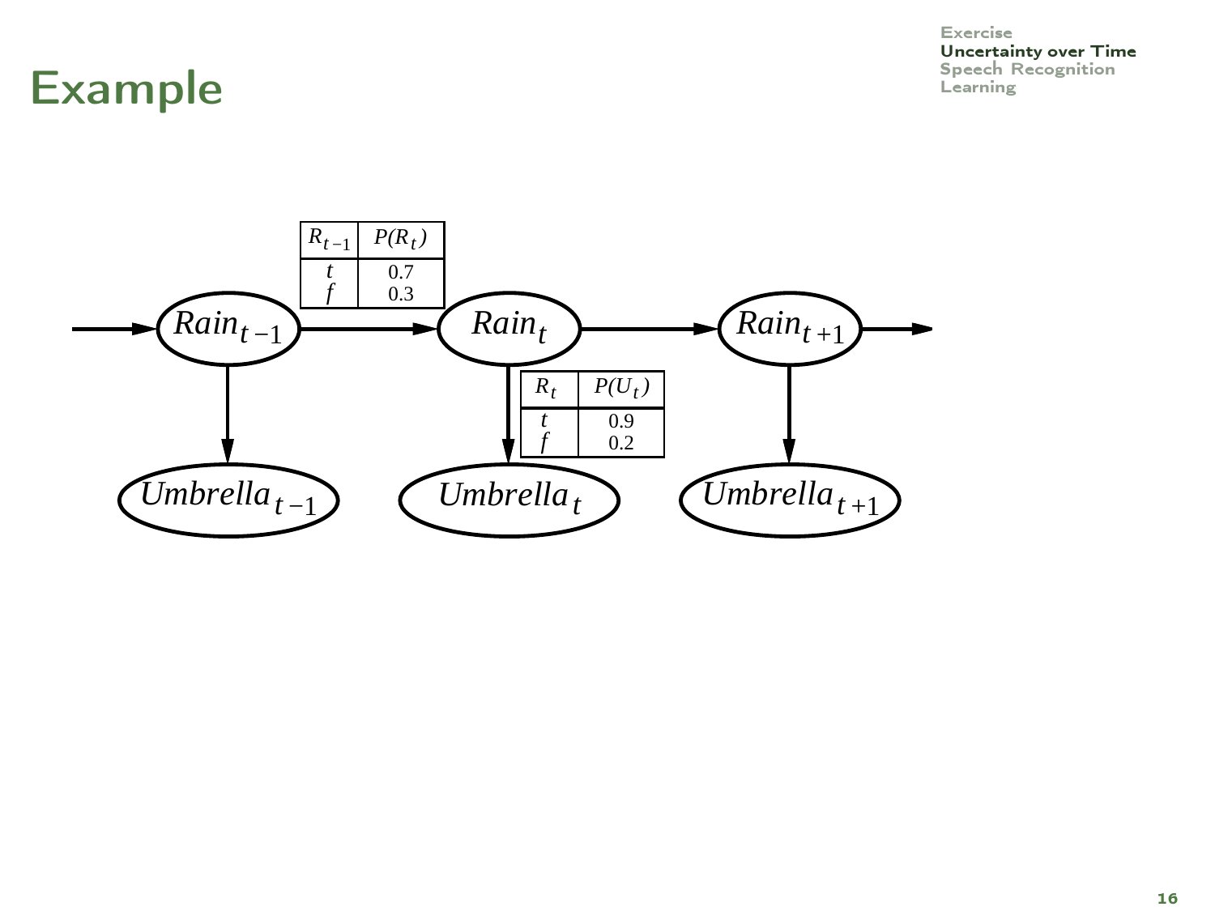# Example

| $R_{t-1}$ | $P(R_t)$ |
|---|---|
| $t$ | 0.7 |
| $f$ | 0.3 |

| $R_t$ | $P(U_t)$ |
|---|---|
| $t$ | 0.9 |
| $f$ | 0.2 |

$Rain_{t-1}$ → $Rain_t$ → $Rain_{t+1}$

$Umbrella_{t-1}$, $Umbrella_t$, $Umbrella_{t+1}$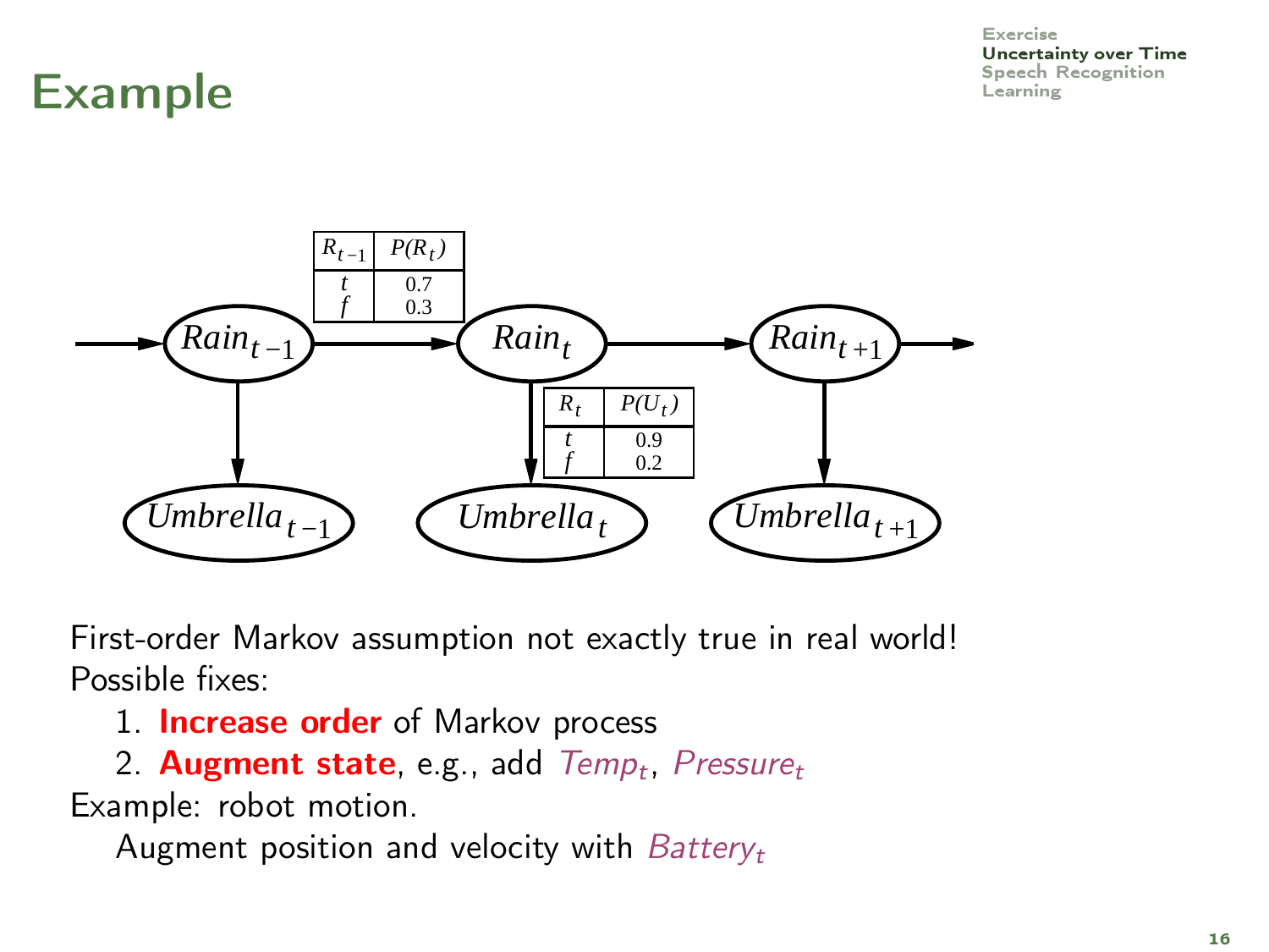# Example

| $R_{t-1}$ | $P(R_t)$ |
|---|---|
| $t$ | 0.7 |
| $f$ | 0.3 |

| $R_t$ | $P(U_t)$ |
|---|---|
| $t$ | 0.9 |
| $f$ | 0.2 |

First-order Markov assumption not exactly true in real world!
Possible fixes:

1. **Increase order** of Markov process
2. **Augment state**, e.g., add $Temp_t$, $Pressure_t$

Example: robot motion.

Augment position and velocity with $Battery_t$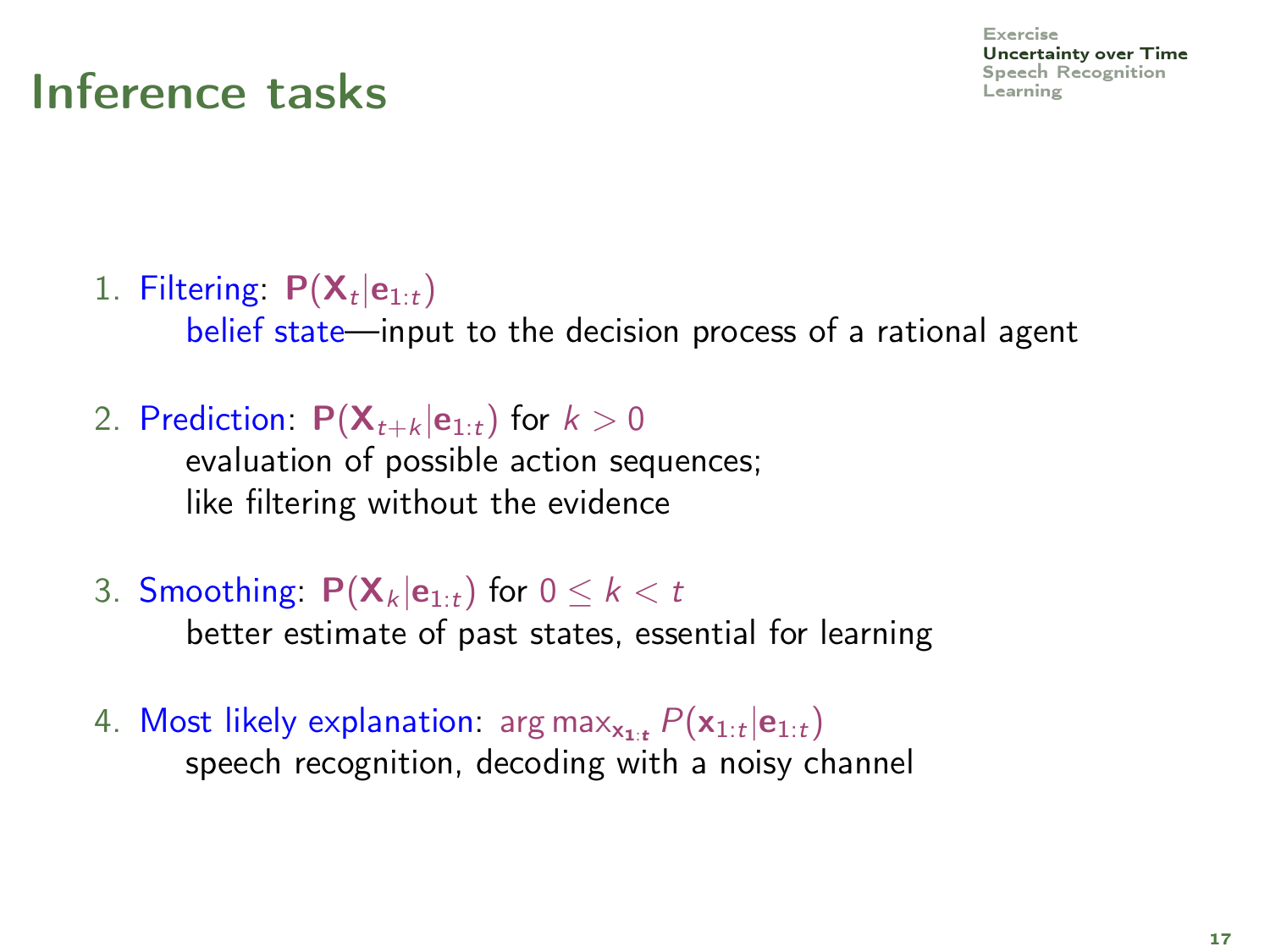# Inference tasks

1. Filtering: $\mathbf{P}(\mathbf{X}_t|\mathbf{e}_{1:t})$
   belief state—input to the decision process of a rational agent

2. Prediction: $\mathbf{P}(\mathbf{X}_{t+k}|\mathbf{e}_{1:t})$ for $k > 0$
   evaluation of possible action sequences;
   like filtering without the evidence

3. Smoothing: $\mathbf{P}(\mathbf{X}_k|\mathbf{e}_{1:t})$ for $0 \leq k < t$
   better estimate of past states, essential for learning

4. Most likely explanation: $\arg\max_{\mathbf{x}_{1:t}} P(\mathbf{x}_{1:t}|\mathbf{e}_{1:t})$
   speech recognition, decoding with a noisy channel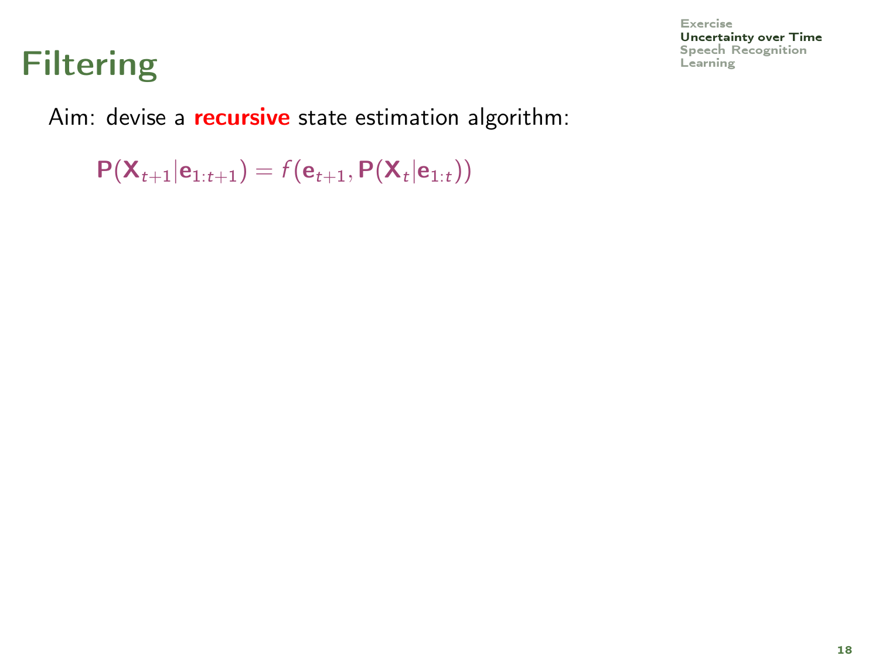# Filtering

Aim: devise a **recursive** state estimation algorithm:

$$\mathbf{P}(\mathbf{X}_{t+1}|\mathbf{e}_{1:t+1}) = f(\mathbf{e}_{t+1}, \mathbf{P}(\mathbf{X}_t|\mathbf{e}_{1:t}))$$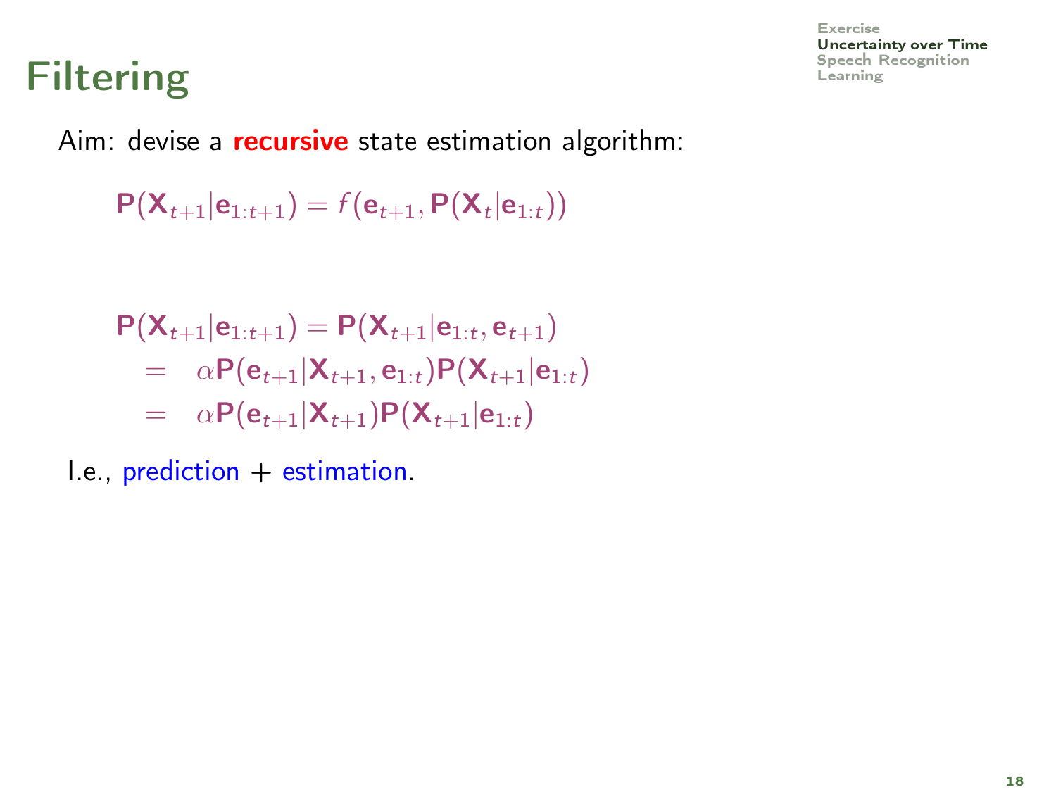# Filtering

Aim: devise a **recursive** state estimation algorithm:

$$\mathbf{P}(\mathbf{X}_{t+1}|\mathbf{e}_{1:t+1}) = f(\mathbf{e}_{t+1}, \mathbf{P}(\mathbf{X}_t|\mathbf{e}_{1:t}))$$

$$\begin{aligned}
\mathbf{P}(\mathbf{X}_{t+1}|\mathbf{e}_{1:t+1}) &= \mathbf{P}(\mathbf{X}_{t+1}|\mathbf{e}_{1:t}, \mathbf{e}_{t+1}) \\
&= \alpha \mathbf{P}(\mathbf{e}_{t+1}|\mathbf{X}_{t+1}, \mathbf{e}_{1:t})\mathbf{P}(\mathbf{X}_{t+1}|\mathbf{e}_{1:t}) \\
&= \alpha \mathbf{P}(\mathbf{e}_{t+1}|\mathbf{X}_{t+1})\mathbf{P}(\mathbf{X}_{t+1}|\mathbf{e}_{1:t})
\end{aligned}$$

I.e., prediction + estimation.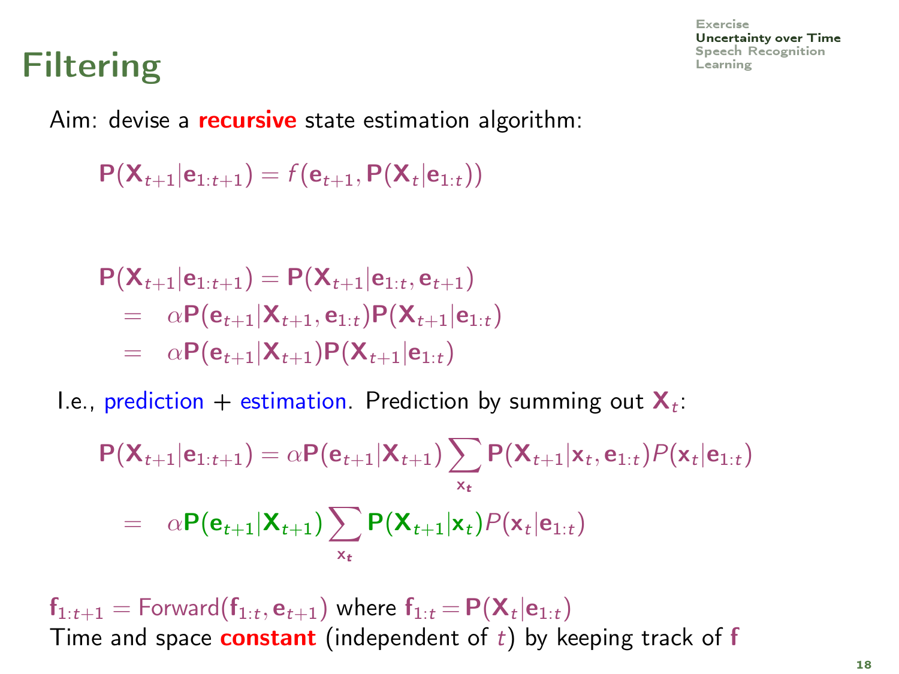# Filtering

Aim: devise a **recursive** state estimation algorithm:

$$\mathbf{P}(\mathbf{X}_{t+1}|\mathbf{e}_{1:t+1}) = f(\mathbf{e}_{t+1}, \mathbf{P}(\mathbf{X}_t|\mathbf{e}_{1:t}))$$

$$\begin{aligned}
\mathbf{P}(\mathbf{X}_{t+1}|\mathbf{e}_{1:t+1}) &= \mathbf{P}(\mathbf{X}_{t+1}|\mathbf{e}_{1:t}, \mathbf{e}_{t+1}) \\
&= \alpha \mathbf{P}(\mathbf{e}_{t+1}|\mathbf{X}_{t+1}, \mathbf{e}_{1:t}) \mathbf{P}(\mathbf{X}_{t+1}|\mathbf{e}_{1:t}) \\
&= \alpha \mathbf{P}(\mathbf{e}_{t+1}|\mathbf{X}_{t+1}) \mathbf{P}(\mathbf{X}_{t+1}|\mathbf{e}_{1:t})
\end{aligned}$$

I.e., prediction + estimation. Prediction by summing out $\mathbf{X}_t$:

$$\begin{aligned}
\mathbf{P}(\mathbf{X}_{t+1}|\mathbf{e}_{1:t+1}) &= \alpha \mathbf{P}(\mathbf{e}_{t+1}|\mathbf{X}_{t+1}) \sum_{\mathbf{x}_t} \mathbf{P}(\mathbf{X}_{t+1}|\mathbf{x}_t, \mathbf{e}_{1:t}) P(\mathbf{x}_t|\mathbf{e}_{1:t}) \\
&= \alpha \mathbf{P}(\mathbf{e}_{t+1}|\mathbf{X}_{t+1}) \sum_{\mathbf{x}_t} \mathbf{P}(\mathbf{X}_{t+1}|\mathbf{x}_t) P(\mathbf{x}_t|\mathbf{e}_{1:t})
\end{aligned}$$

$\mathbf{f}_{1:t+1} = \text{Forward}(\mathbf{f}_{1:t}, \mathbf{e}_{t+1})$ where $\mathbf{f}_{1:t} = \mathbf{P}(\mathbf{X}_t|\mathbf{e}_{1:t})$

Time and space **constant** (independent of $t$) by keeping track of $\mathbf{f}$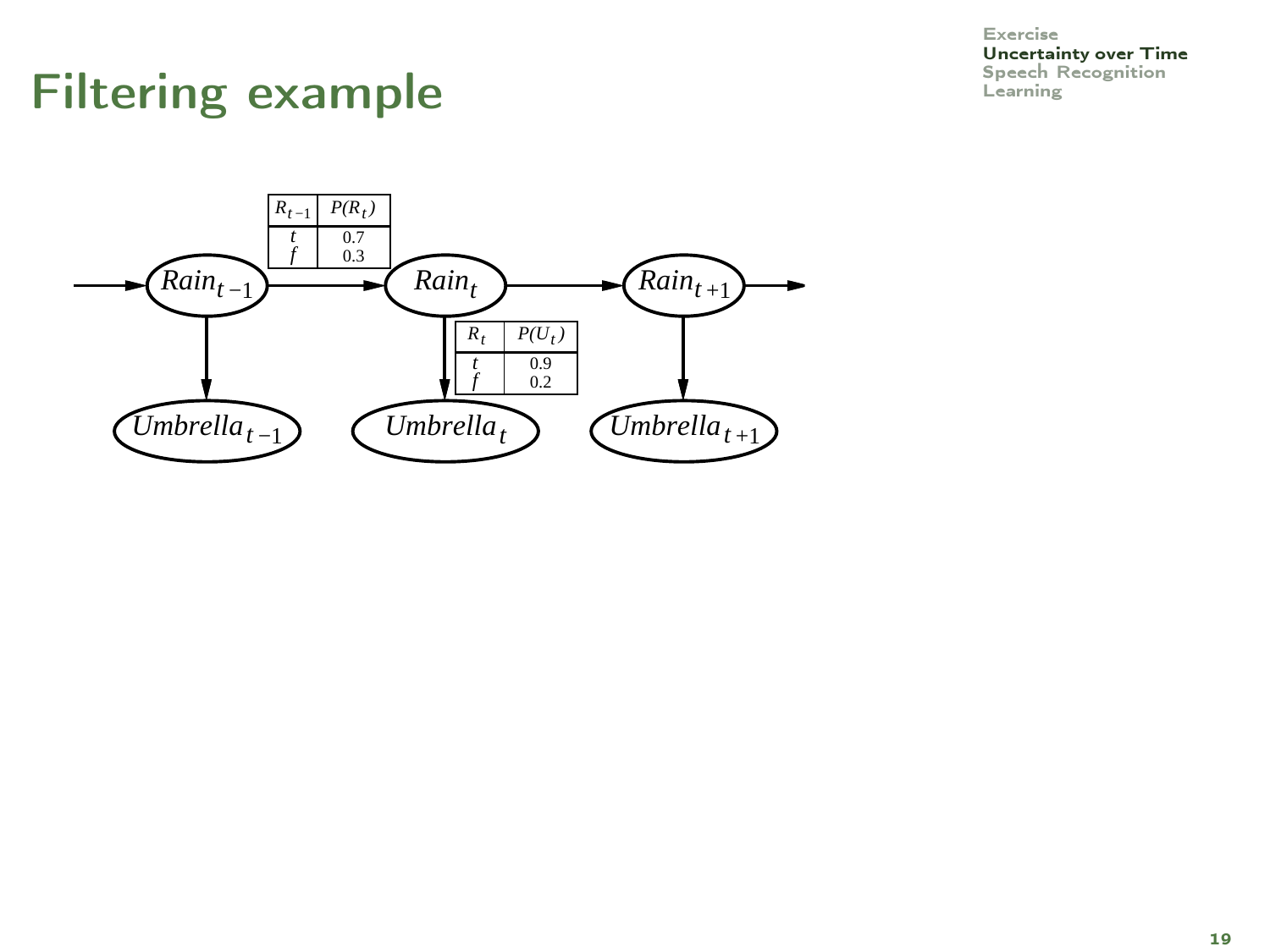# Filtering example

| $R_{t-1}$ | $P(R_t)$ |
|---|---|
| $t$ | 0.7 |
| $f$ | 0.3 |

$Rain_{t-1}$ → $Rain_t$ → $Rain_{t+1}$

$Umbrella_{t-1}$, $Umbrella_t$, $Umbrella_{t+1}$

| $R_t$ | $P(U_t)$ |
|---|---|
| $t$ | 0.9 |
| $f$ | 0.2 |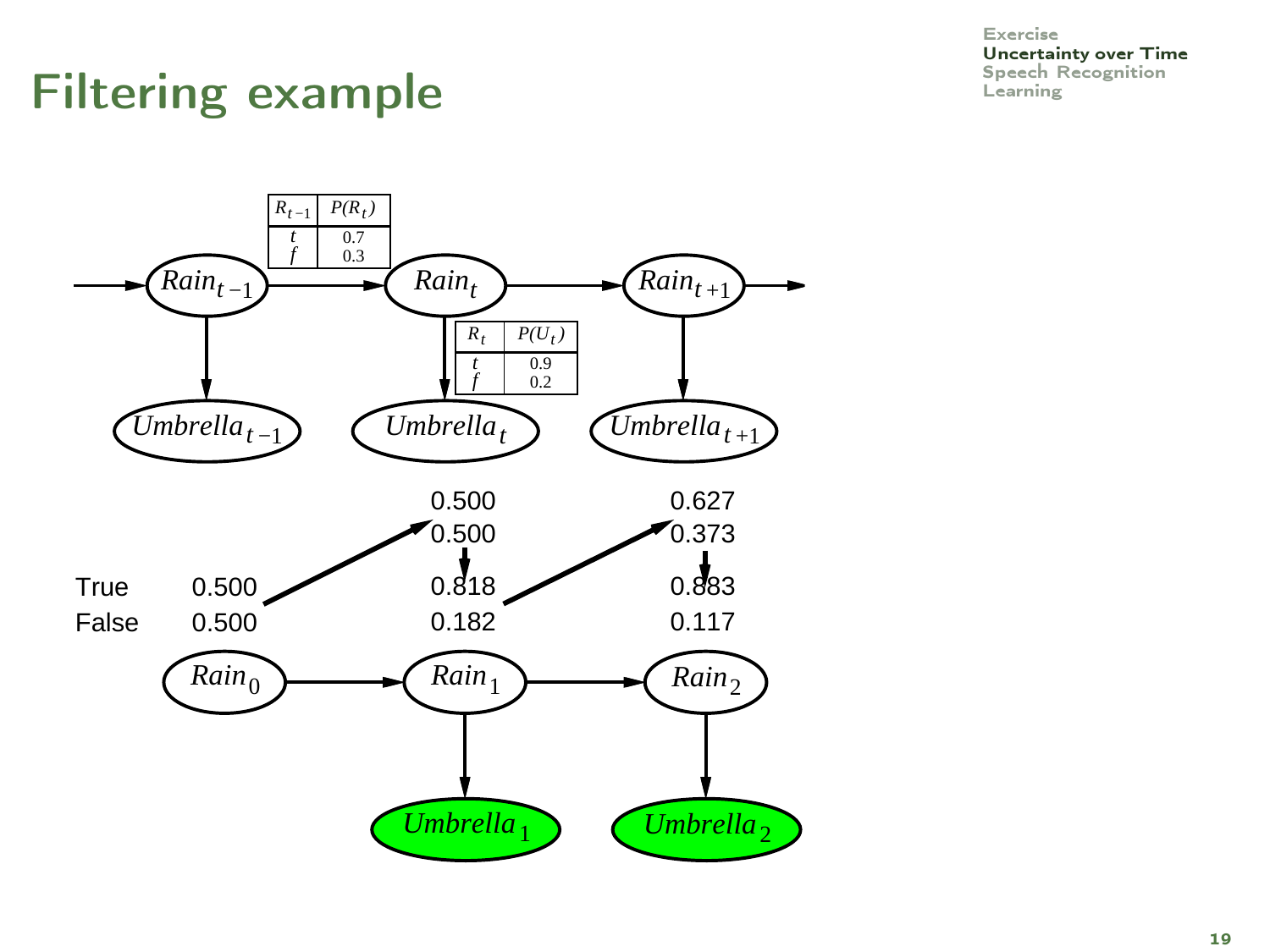# Filtering example

| $R_{t-1}$ | $P(R_t)$ |
|---|---|
| t | 0.7 |
| f | 0.3 |

| $R_t$ | $P(U_t)$ |
|---|---|
| t | 0.9 |
| f | 0.2 |

$Rain_{t-1}$ → $Rain_t$ → $Rain_{t+1}$

$Umbrella_{t-1}$, $Umbrella_t$, $Umbrella_{t+1}$

| | $Rain_0$ | $Rain_1$ (predicted) | $Rain_1$ (filtered) | $Rain_2$ (predicted) | $Rain_2$ (filtered) |
|---|---|---|---|---|---|
| True | 0.500 | 0.500 | 0.818 | 0.627 | 0.883 |
| False | 0.500 | 0.500 | 0.182 | 0.373 | 0.117 |

$Umbrella_1$, $Umbrella_2$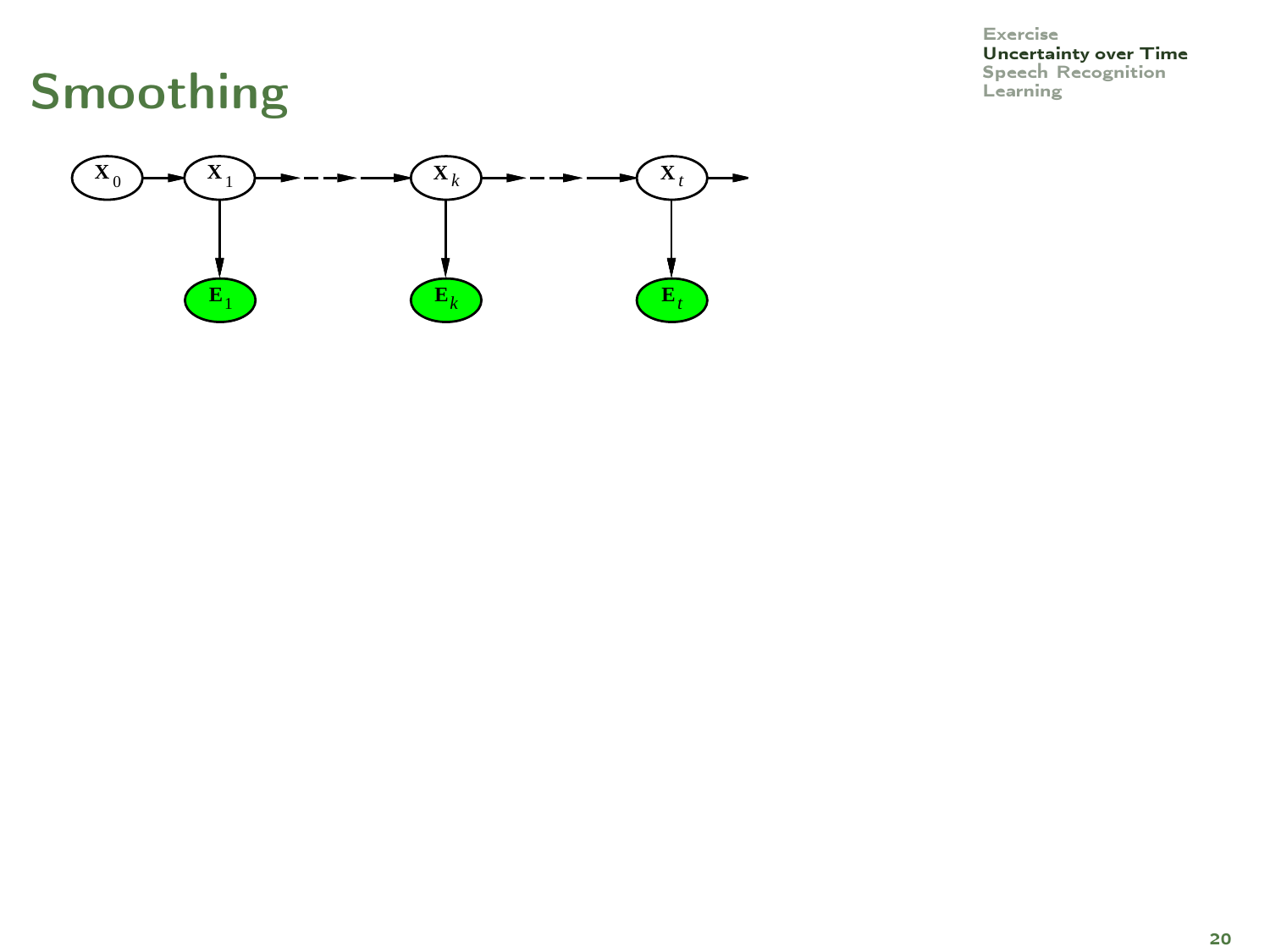# Smoothing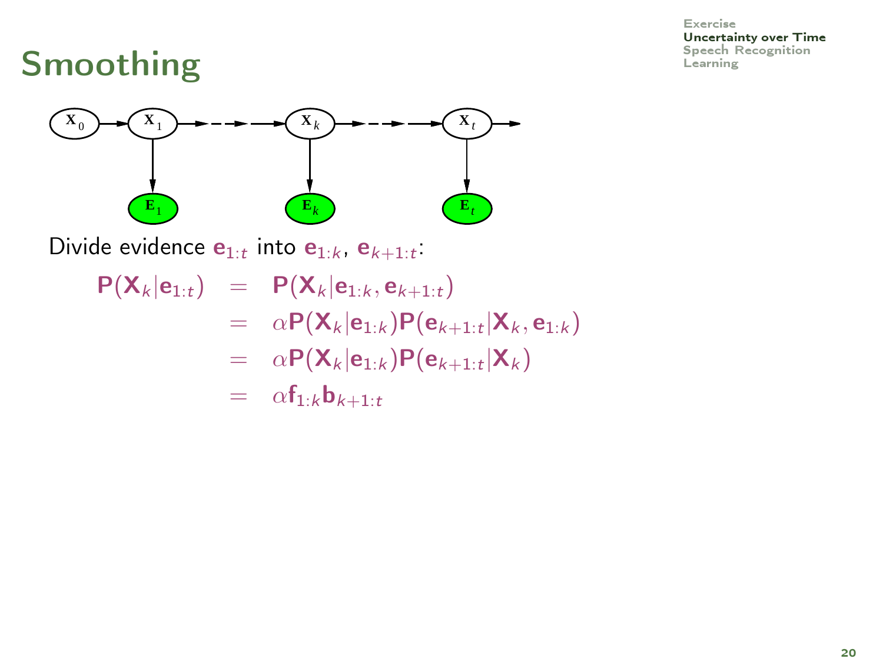# Smoothing

Divide evidence $\mathbf{e}_{1:t}$ into $\mathbf{e}_{1:k}$, $\mathbf{e}_{k+1:t}$:

$$
\begin{aligned}
\mathbf{P}(\mathbf{X}_k|\mathbf{e}_{1:t}) &= \mathbf{P}(\mathbf{X}_k|\mathbf{e}_{1:k}, \mathbf{e}_{k+1:t}) \\
&= \alpha \mathbf{P}(\mathbf{X}_k|\mathbf{e}_{1:k}) \mathbf{P}(\mathbf{e}_{k+1:t}|\mathbf{X}_k, \mathbf{e}_{1:k}) \\
&= \alpha \mathbf{P}(\mathbf{X}_k|\mathbf{e}_{1:k}) \mathbf{P}(\mathbf{e}_{k+1:t}|\mathbf{X}_k) \\
&= \alpha \mathbf{f}_{1:k} \mathbf{b}_{k+1:t}
\end{aligned}
$$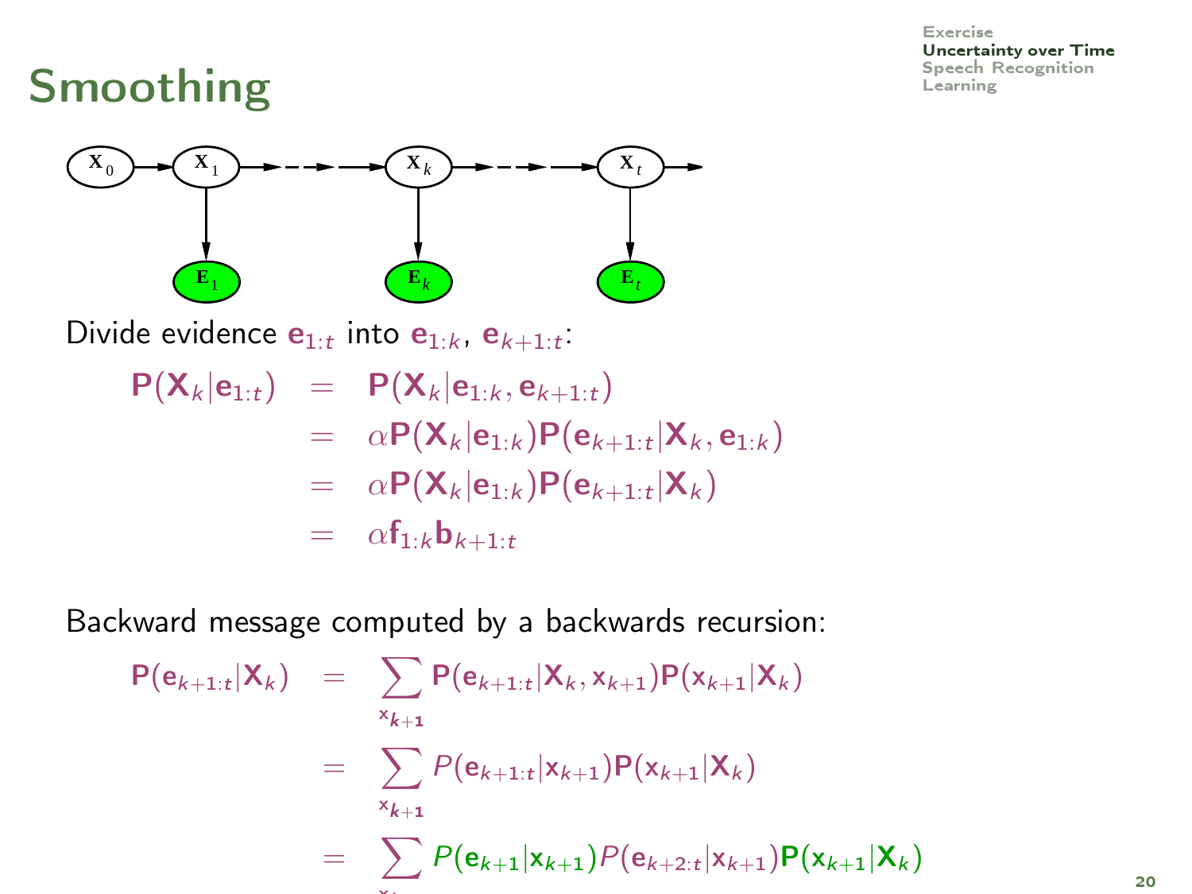# Smoothing

Divide evidence $\mathbf{e}_{1:t}$ into $\mathbf{e}_{1:k}$, $\mathbf{e}_{k+1:t}$:

$$
\begin{aligned}
\mathbf{P}(\mathbf{X}_k|\mathbf{e}_{1:t}) &= \mathbf{P}(\mathbf{X}_k|\mathbf{e}_{1:k}, \mathbf{e}_{k+1:t}) \\
&= \alpha \mathbf{P}(\mathbf{X}_k|\mathbf{e}_{1:k})\mathbf{P}(\mathbf{e}_{k+1:t}|\mathbf{X}_k, \mathbf{e}_{1:k}) \\
&= \alpha \mathbf{P}(\mathbf{X}_k|\mathbf{e}_{1:k})\mathbf{P}(\mathbf{e}_{k+1:t}|\mathbf{X}_k) \\
&= \alpha \mathbf{f}_{1:k}\mathbf{b}_{k+1:t}
\end{aligned}
$$

Backward message computed by a backwards recursion:

$$
\begin{aligned}
\mathbf{P}(\mathbf{e}_{k+1:t}|\mathbf{X}_k) &= \sum_{\mathbf{x}_{k+1}} \mathbf{P}(\mathbf{e}_{k+1:t}|\mathbf{X}_k, \mathbf{x}_{k+1})\mathbf{P}(\mathbf{x}_{k+1}|\mathbf{X}_k) \\
&= \sum_{\mathbf{x}_{k+1}} P(\mathbf{e}_{k+1:t}|\mathbf{x}_{k+1})\mathbf{P}(\mathbf{x}_{k+1}|\mathbf{X}_k) \\
&= \sum_{\mathbf{x}_{k+1}} P(\mathbf{e}_{k+1}|\mathbf{x}_{k+1})P(\mathbf{e}_{k+2:t}|\mathbf{x}_{k+1})\mathbf{P}(\mathbf{x}_{k+1}|\mathbf{X}_k)
\end{aligned}
$$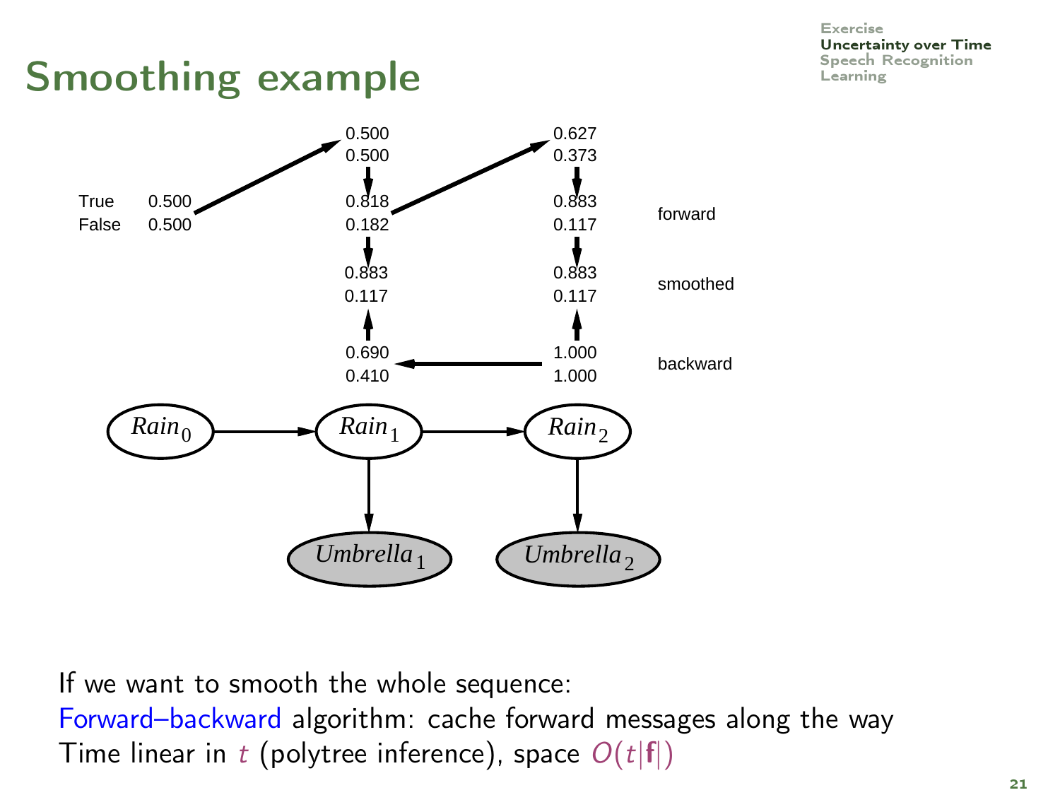# Smoothing example

|  |  | $Rain_0$ | $Rain_1$ | $Rain_2$ |
|---|---|---|---|---|
|  |  |  | 0.500 / 0.500 | 0.627 / 0.373 |
| forward | True | 0.500 | 0.818 | 0.883 |
|  | False | 0.500 | 0.182 | 0.117 |
| smoothed |  |  | 0.883 / 0.117 | 0.883 / 0.117 |
| backward |  |  | 0.690 / 0.410 | 1.000 / 1.000 |

Network: $Rain_0 \rightarrow Rain_1 \rightarrow Rain_2$, with $Rain_1 \rightarrow Umbrella_1$ and $Rain_2 \rightarrow Umbrella_2$.

If we want to smooth the whole sequence:

Forward–backward algorithm: cache forward messages along the way

Time linear in $t$ (polytree inference), space $O(t|\mathbf{f}|)$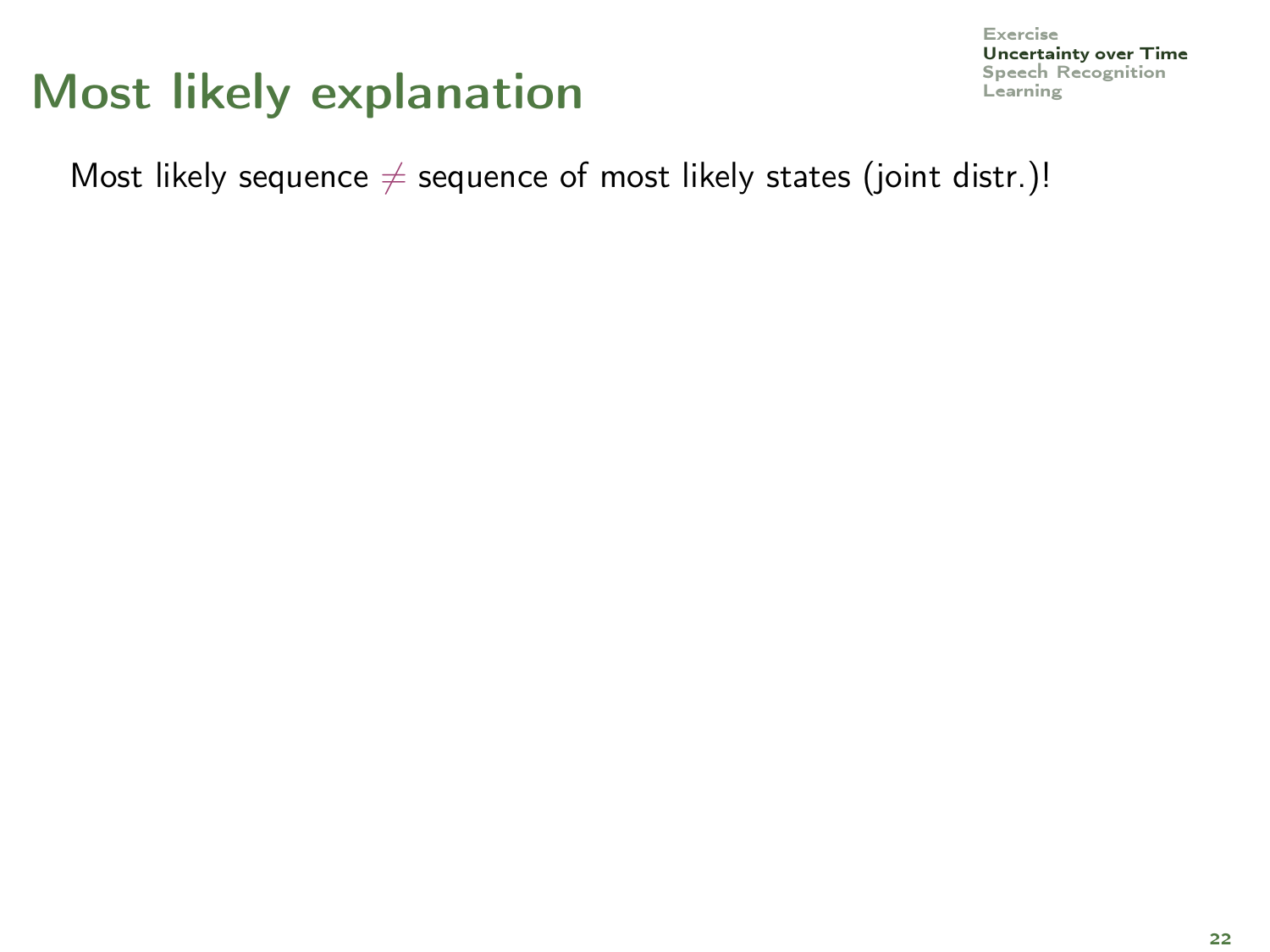# Most likely explanation

Most likely sequence $\neq$ sequence of most likely states (joint distr.)!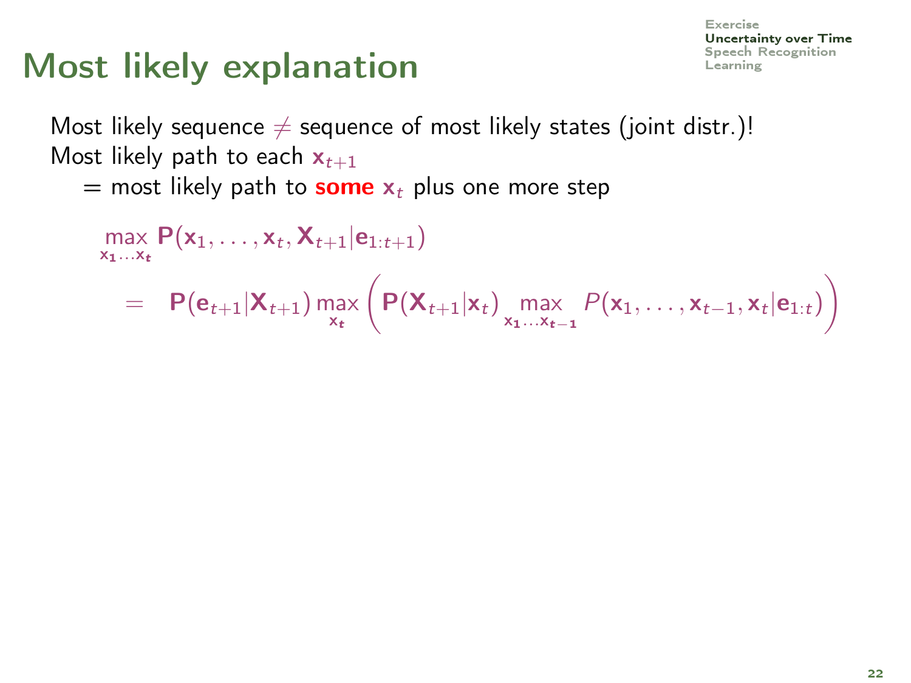# Most likely explanation

Most likely sequence $\neq$ sequence of most likely states (joint distr.)!
Most likely path to each $\mathbf{x}_{t+1}$
= most likely path to **some** $\mathbf{x}_t$ plus one more step

$$
\begin{aligned}
& \max_{\mathbf{x}_1 \ldots \mathbf{x}_t} \mathbf{P}(\mathbf{x}_1, \ldots, \mathbf{x}_t, \mathbf{X}_{t+1} | \mathbf{e}_{1:t+1}) \\
&= \mathbf{P}(\mathbf{e}_{t+1} | \mathbf{X}_{t+1}) \max_{\mathbf{x}_t} \left( \mathbf{P}(\mathbf{X}_{t+1} | \mathbf{x}_t) \max_{\mathbf{x}_1 \ldots \mathbf{x}_{t-1}} P(\mathbf{x}_1, \ldots, \mathbf{x}_{t-1}, \mathbf{x}_t | \mathbf{e}_{1:t}) \right)
\end{aligned}
$$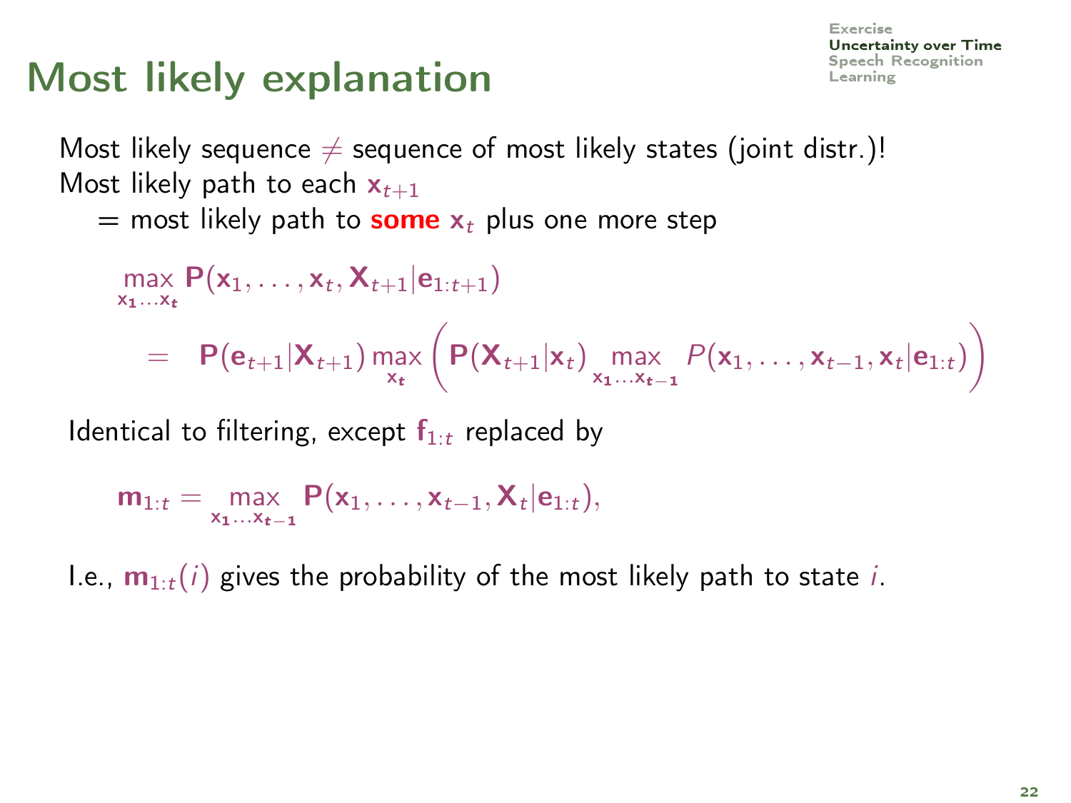# Most likely explanation

Most likely sequence $\neq$ sequence of most likely states (joint distr.)!
Most likely path to each $\mathbf{x}_{t+1}$
= most likely path to **some** $\mathbf{x}_t$ plus one more step

$$\max_{\mathbf{x}_1 \ldots \mathbf{x}_t} \mathbf{P}(\mathbf{x}_1, \ldots, \mathbf{x}_t, \mathbf{X}_{t+1} | \mathbf{e}_{1:t+1})$$

$$= \mathbf{P}(\mathbf{e}_{t+1} | \mathbf{X}_{t+1}) \max_{\mathbf{x}_t} \left( \mathbf{P}(\mathbf{X}_{t+1} | \mathbf{x}_t) \max_{\mathbf{x}_1 \ldots \mathbf{x}_{t-1}} P(\mathbf{x}_1, \ldots, \mathbf{x}_{t-1}, \mathbf{x}_t | \mathbf{e}_{1:t}) \right)$$

Identical to filtering, except $\mathbf{f}_{1:t}$ replaced by

$$\mathbf{m}_{1:t} = \max_{\mathbf{x}_1 \ldots \mathbf{x}_{t-1}} \mathbf{P}(\mathbf{x}_1, \ldots, \mathbf{x}_{t-1}, \mathbf{X}_t | \mathbf{e}_{1:t}),$$

I.e., $\mathbf{m}_{1:t}(i)$ gives the probability of the most likely path to state $i$.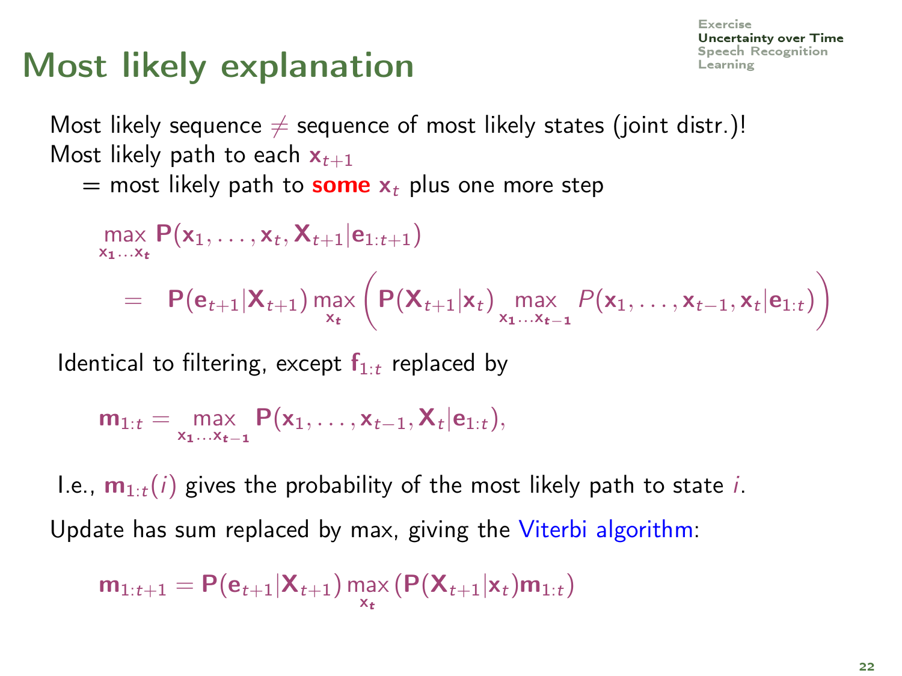# Most likely explanation

Most likely sequence $\neq$ sequence of most likely states (joint distr.)!
Most likely path to each $\mathbf{x}_{t+1}$
 = most likely path to **some** $\mathbf{x}_t$ plus one more step

$$\max_{\mathbf{x_1}\ldots\mathbf{x_t}} \mathbf{P}(\mathbf{x}_1,\ldots,\mathbf{x}_t,\mathbf{X}_{t+1}|\mathbf{e}_{1:t+1})$$

$$= \mathbf{P}(\mathbf{e}_{t+1}|\mathbf{X}_{t+1}) \max_{\mathbf{x_t}} \left( \mathbf{P}(\mathbf{X}_{t+1}|\mathbf{x}_t) \max_{\mathbf{x_1}\ldots\mathbf{x_{t-1}}} P(\mathbf{x}_1,\ldots,\mathbf{x}_{t-1},\mathbf{x}_t|\mathbf{e}_{1:t}) \right)$$

Identical to filtering, except $\mathbf{f}_{1:t}$ replaced by

$$\mathbf{m}_{1:t} = \max_{\mathbf{x_1}\ldots\mathbf{x_{t-1}}} \mathbf{P}(\mathbf{x}_1,\ldots,\mathbf{x}_{t-1},\mathbf{X}_t|\mathbf{e}_{1:t}),$$

I.e., $\mathbf{m}_{1:t}(i)$ gives the probability of the most likely path to state $i$.

Update has sum replaced by max, giving the Viterbi algorithm:

$$\mathbf{m}_{1:t+1} = \mathbf{P}(\mathbf{e}_{t+1}|\mathbf{X}_{t+1}) \max_{\mathbf{x_t}} (\mathbf{P}(\mathbf{X}_{t+1}|\mathbf{x}_t)\mathbf{m}_{1:t})$$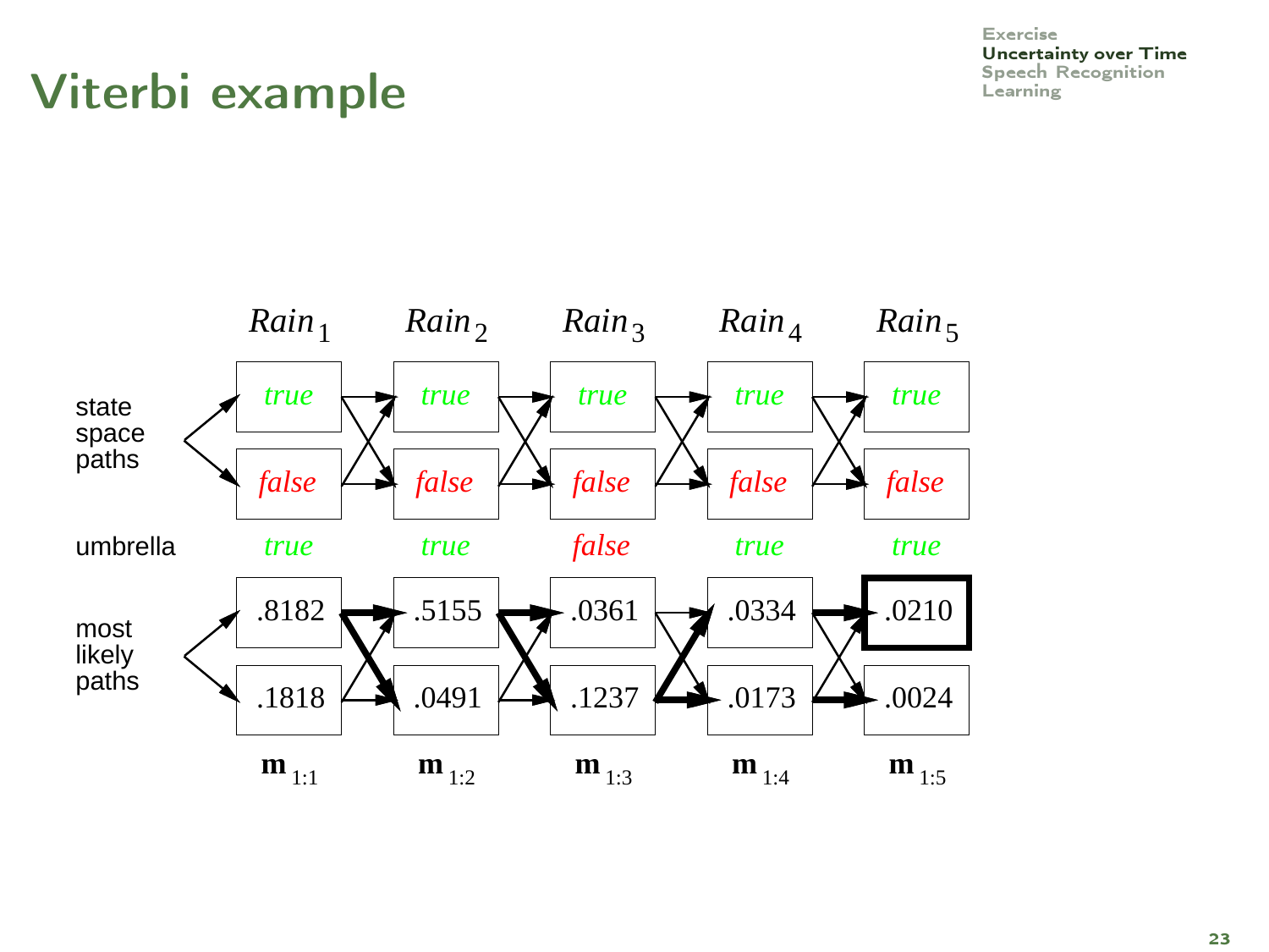# Viterbi example

| | $Rain_1$ | $Rain_2$ | $Rain_3$ | $Rain_4$ | $Rain_5$ |
|---|---|---|---|---|---|
| state space paths | *true* | *true* | *true* | *true* | *true* |
| | *false* | *false* | *false* | *false* | *false* |
| umbrella | *true* | *true* | *false* | *true* | *true* |
| most likely paths | .8182 | .5155 | .0361 | .0334 | **.0210** |
| | .1818 | .0491 | .1237 | .0173 | .0024 |
| | $\mathbf{m}_{1:1}$ | $\mathbf{m}_{1:2}$ | $\mathbf{m}_{1:3}$ | $\mathbf{m}_{1:4}$ | $\mathbf{m}_{1:5}$ |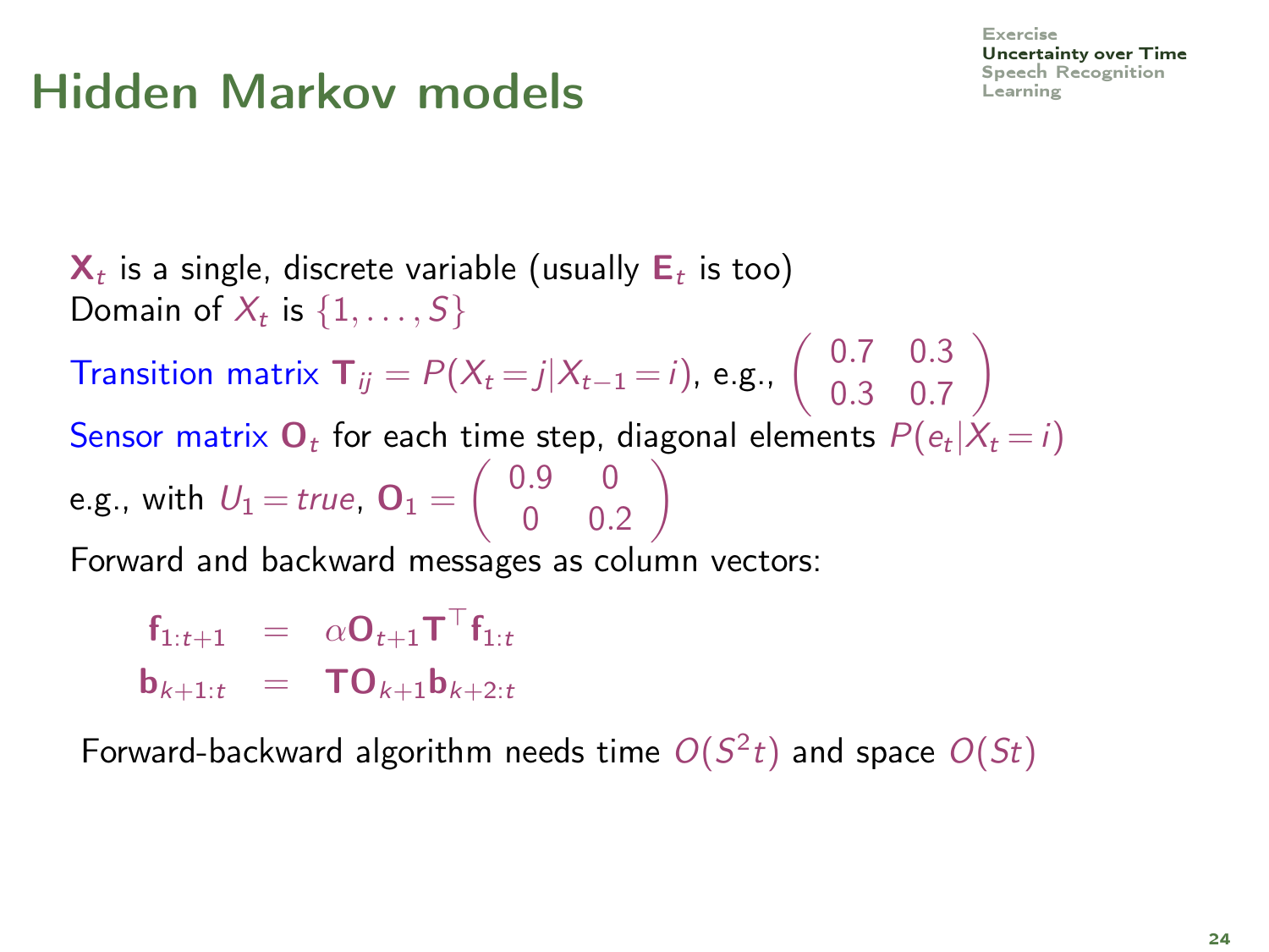# Hidden Markov models

$\mathbf{X}_t$ is a single, discrete variable (usually $\mathbf{E}_t$ is too)
Domain of $X_t$ is $\{1, \ldots, S\}$

Transition matrix $\mathbf{T}_{ij} = P(X_t = j | X_{t-1} = i)$, e.g., $\begin{pmatrix} 0.7 & 0.3 \\ 0.3 & 0.7 \end{pmatrix}$

Sensor matrix $\mathbf{O}_t$ for each time step, diagonal elements $P(e_t | X_t = i)$

e.g., with $U_1 = true$, $\mathbf{O}_1 = \begin{pmatrix} 0.9 & 0 \\ 0 & 0.2 \end{pmatrix}$

Forward and backward messages as column vectors:

$$
\begin{aligned}
\mathbf{f}_{1:t+1} &= \alpha \mathbf{O}_{t+1} \mathbf{T}^\top \mathbf{f}_{1:t} \\
\mathbf{b}_{k+1:t} &= \mathbf{T} \mathbf{O}_{k+1} \mathbf{b}_{k+2:t}
\end{aligned}
$$

Forward-backward algorithm needs time $O(S^2 t)$ and space $O(St)$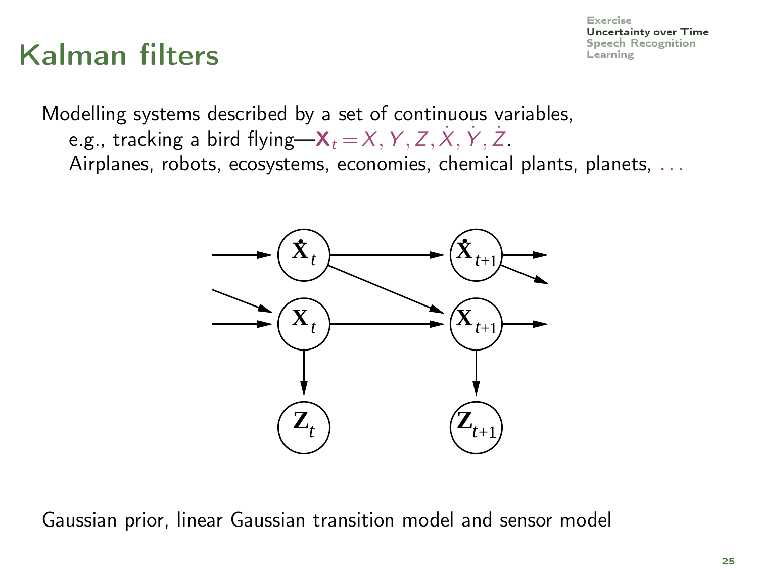# Kalman filters

Modelling systems described by a set of continuous variables,

e.g., tracking a bird flying—$\mathbf{X}_t = X, Y, Z, \dot{X}, \dot{Y}, \dot{Z}$.

Airplanes, robots, ecosystems, economies, chemical plants, planets, ...

Gaussian prior, linear Gaussian transition model and sensor model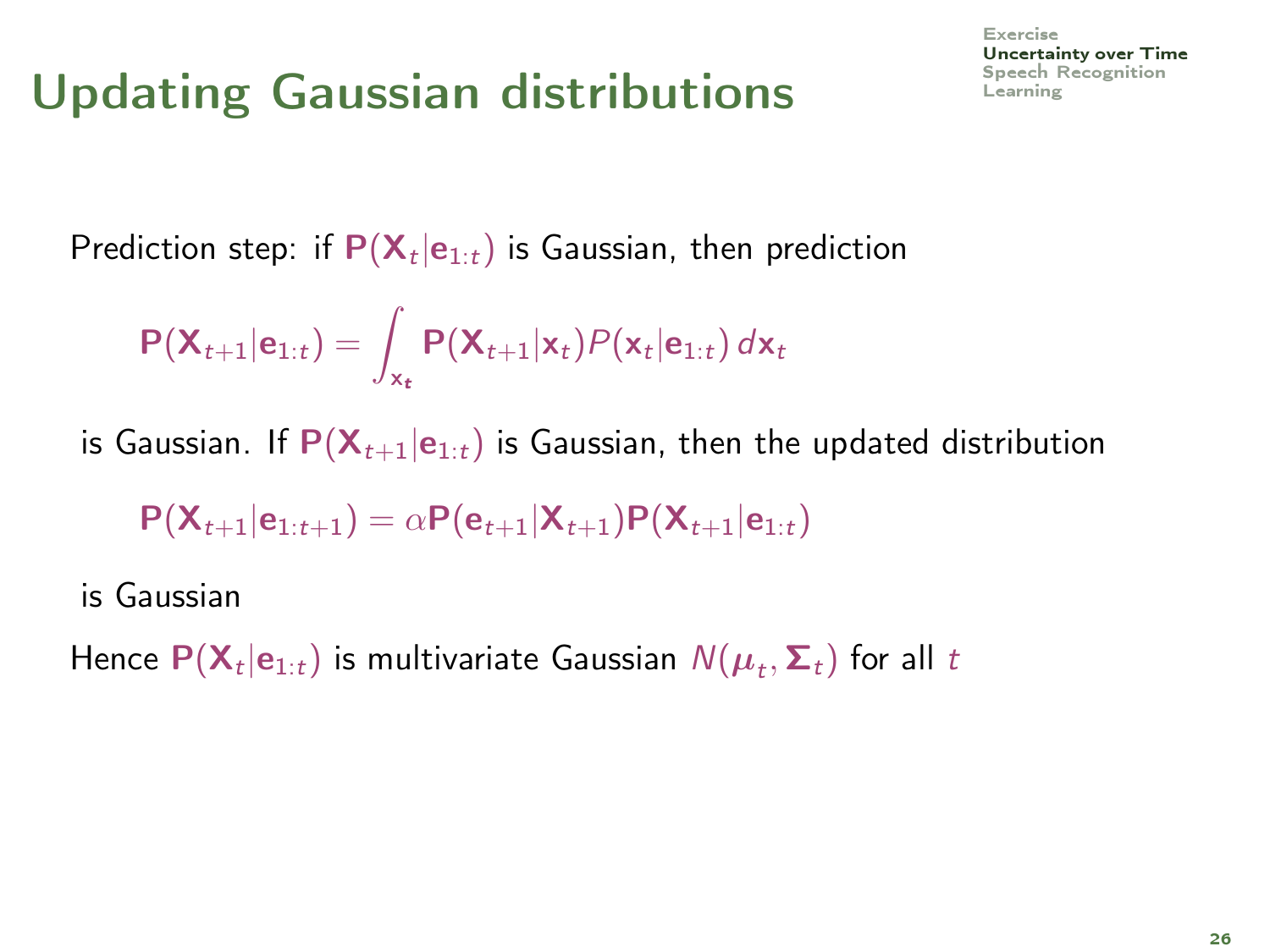# Updating Gaussian distributions

Prediction step: if $\mathbf{P}(\mathbf{X}_t|\mathbf{e}_{1:t})$ is Gaussian, then prediction

$$\mathbf{P}(\mathbf{X}_{t+1}|\mathbf{e}_{1:t}) = \int_{\mathbf{x}_t} \mathbf{P}(\mathbf{X}_{t+1}|\mathbf{x}_t) P(\mathbf{x}_t|\mathbf{e}_{1:t})\, d\mathbf{x}_t$$

is Gaussian. If $\mathbf{P}(\mathbf{X}_{t+1}|\mathbf{e}_{1:t})$ is Gaussian, then the updated distribution

$$\mathbf{P}(\mathbf{X}_{t+1}|\mathbf{e}_{1:t+1}) = \alpha \mathbf{P}(\mathbf{e}_{t+1}|\mathbf{X}_{t+1}) \mathbf{P}(\mathbf{X}_{t+1}|\mathbf{e}_{1:t})$$

is Gaussian

Hence $\mathbf{P}(\mathbf{X}_t|\mathbf{e}_{1:t})$ is multivariate Gaussian $N(\boldsymbol{\mu}_t, \boldsymbol{\Sigma}_t)$ for all $t$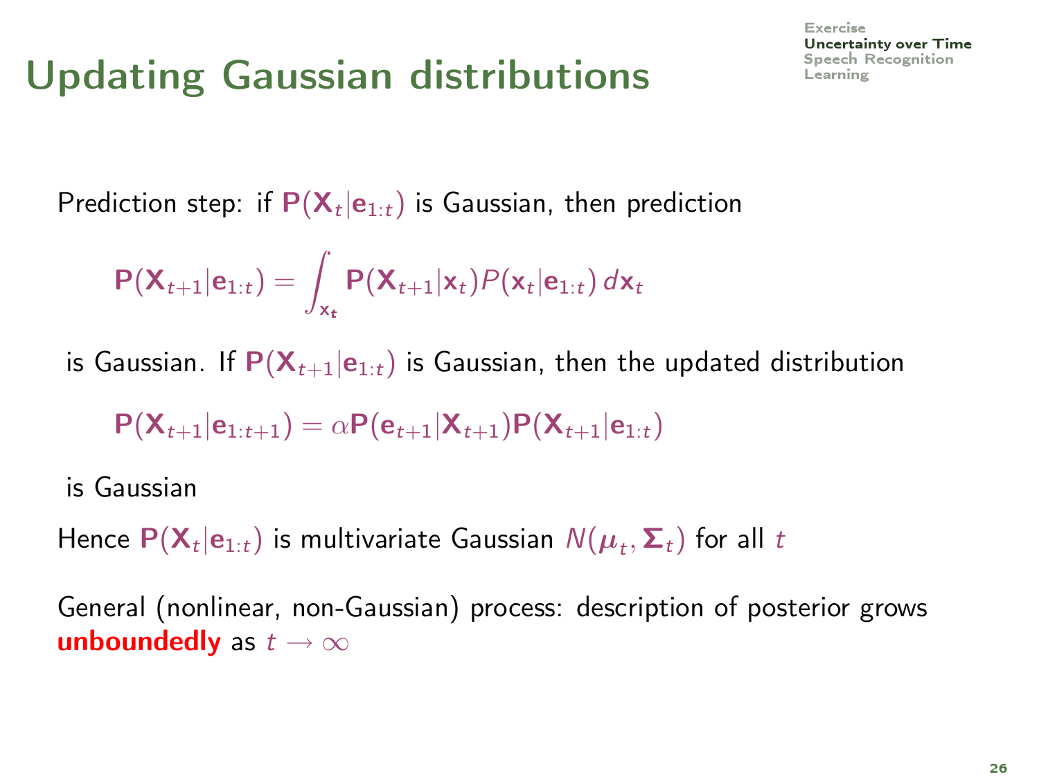# Updating Gaussian distributions

Prediction step: if $\mathbf{P}(\mathbf{X}_t|\mathbf{e}_{1:t})$ is Gaussian, then prediction

$$\mathbf{P}(\mathbf{X}_{t+1}|\mathbf{e}_{1:t}) = \int_{\mathbf{x}_t} \mathbf{P}(\mathbf{X}_{t+1}|\mathbf{x}_t) P(\mathbf{x}_t|\mathbf{e}_{1:t})\, d\mathbf{x}_t$$

is Gaussian. If $\mathbf{P}(\mathbf{X}_{t+1}|\mathbf{e}_{1:t})$ is Gaussian, then the updated distribution

$$\mathbf{P}(\mathbf{X}_{t+1}|\mathbf{e}_{1:t+1}) = \alpha \mathbf{P}(\mathbf{e}_{t+1}|\mathbf{X}_{t+1}) \mathbf{P}(\mathbf{X}_{t+1}|\mathbf{e}_{1:t})$$

is Gaussian

Hence $\mathbf{P}(\mathbf{X}_t|\mathbf{e}_{1:t})$ is multivariate Gaussian $N(\boldsymbol{\mu}_t, \boldsymbol{\Sigma}_t)$ for all $t$

General (nonlinear, non-Gaussian) process: description of posterior grows **unboundedly** as $t \to \infty$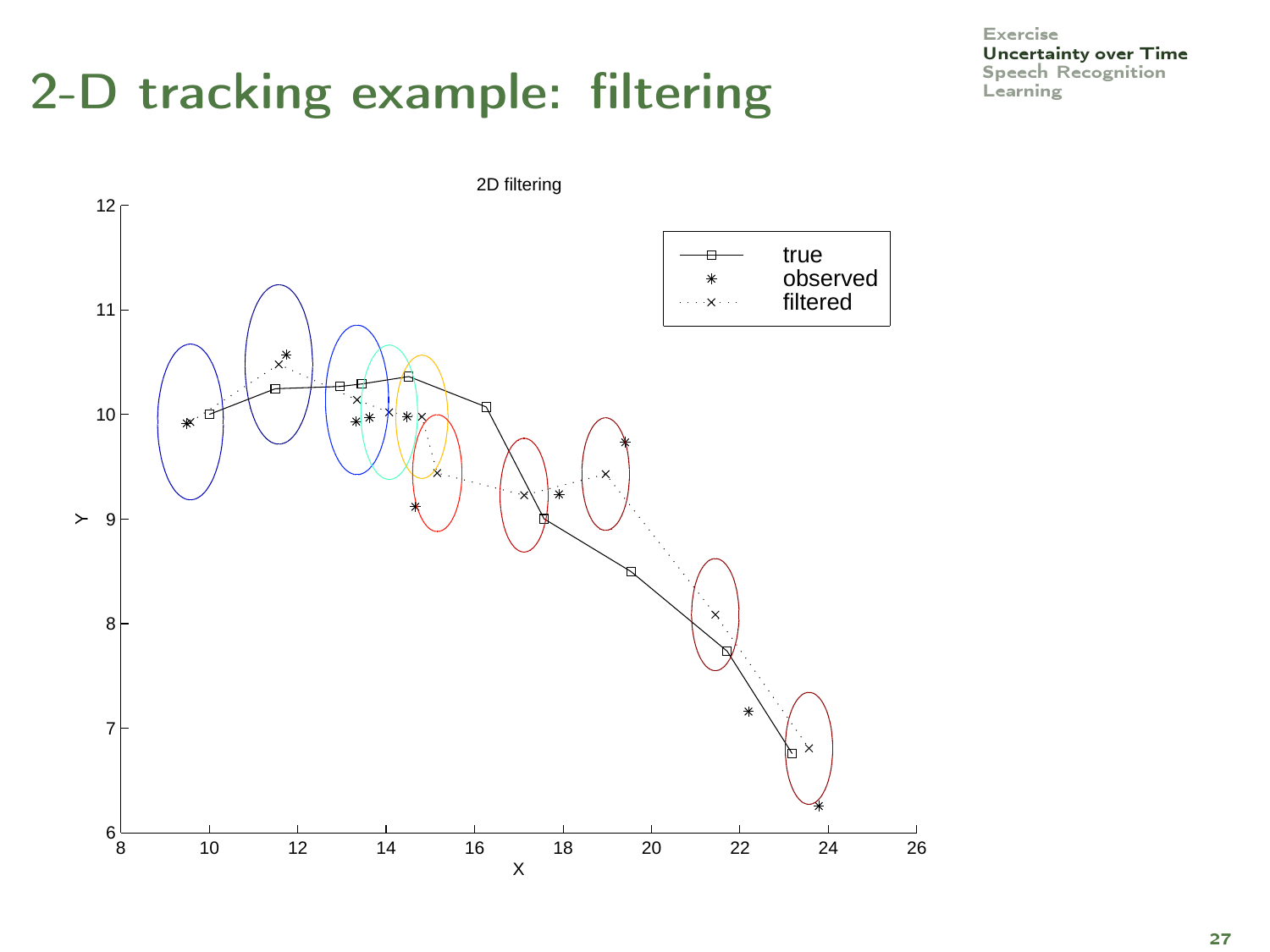# 2-D tracking example: filtering

2D filtering

| | |
|---|---|
| true | |
| observed | |
| filtered | |

X

Y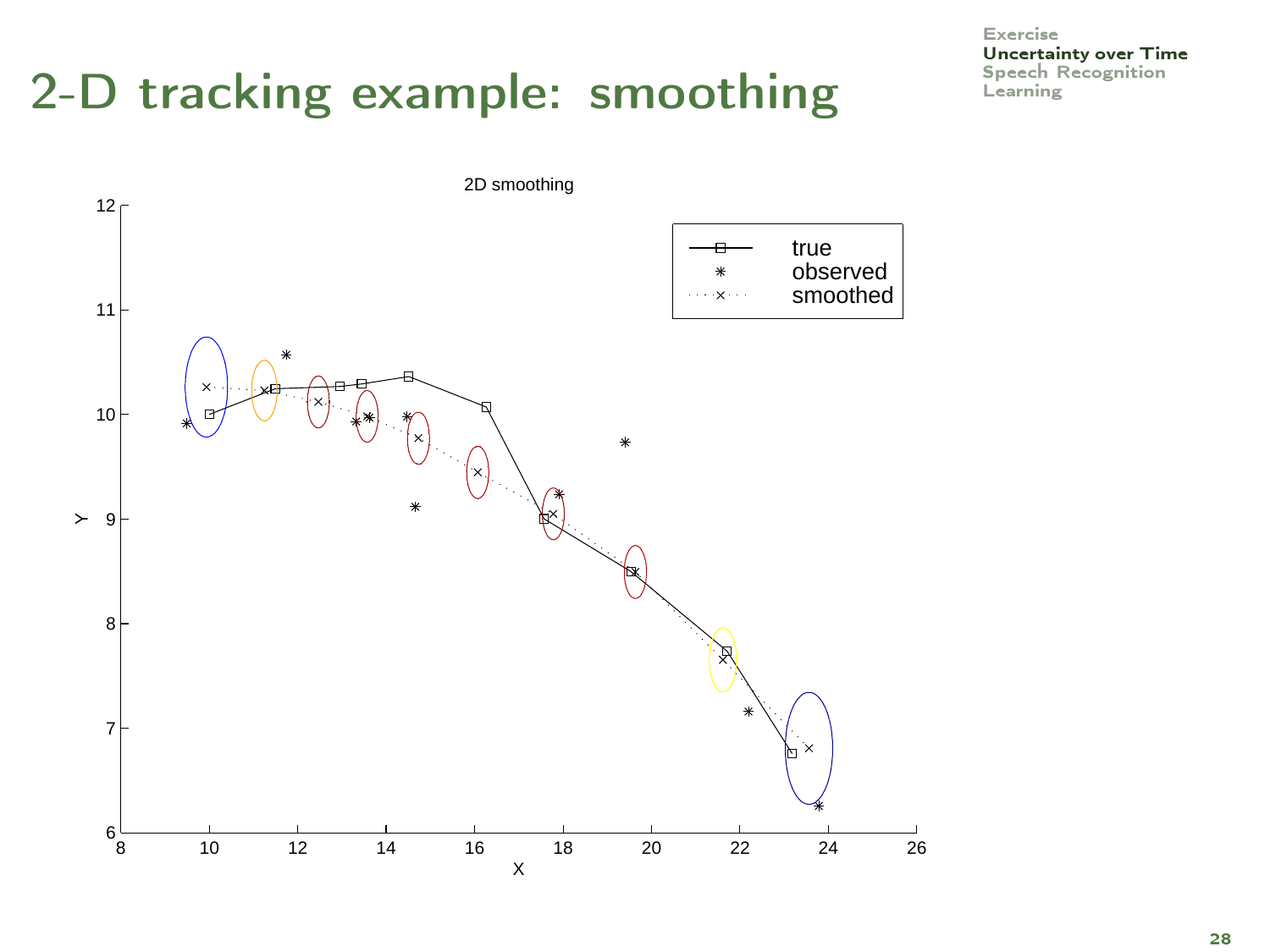# 2-D tracking example: smoothing

2D smoothing

| | |
|---|---|
| —□— | true |
| * | observed |
| ··×·· | smoothed |

Y

X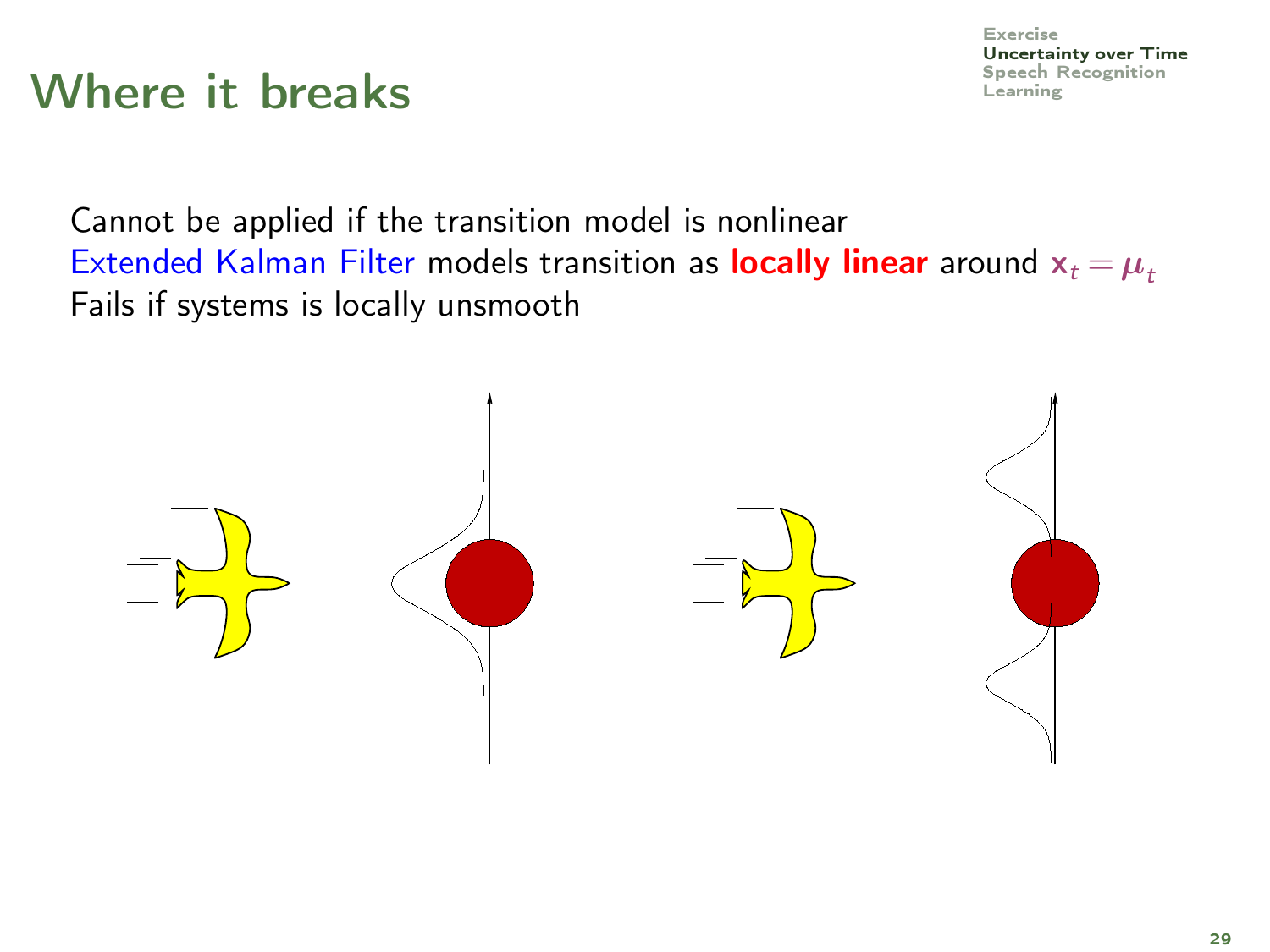# Where it breaks

Cannot be applied if the transition model is nonlinear

Extended Kalman Filter models transition as **locally linear** around $\mathbf{x}_t = \boldsymbol{\mu}_t$

Fails if systems is locally unsmooth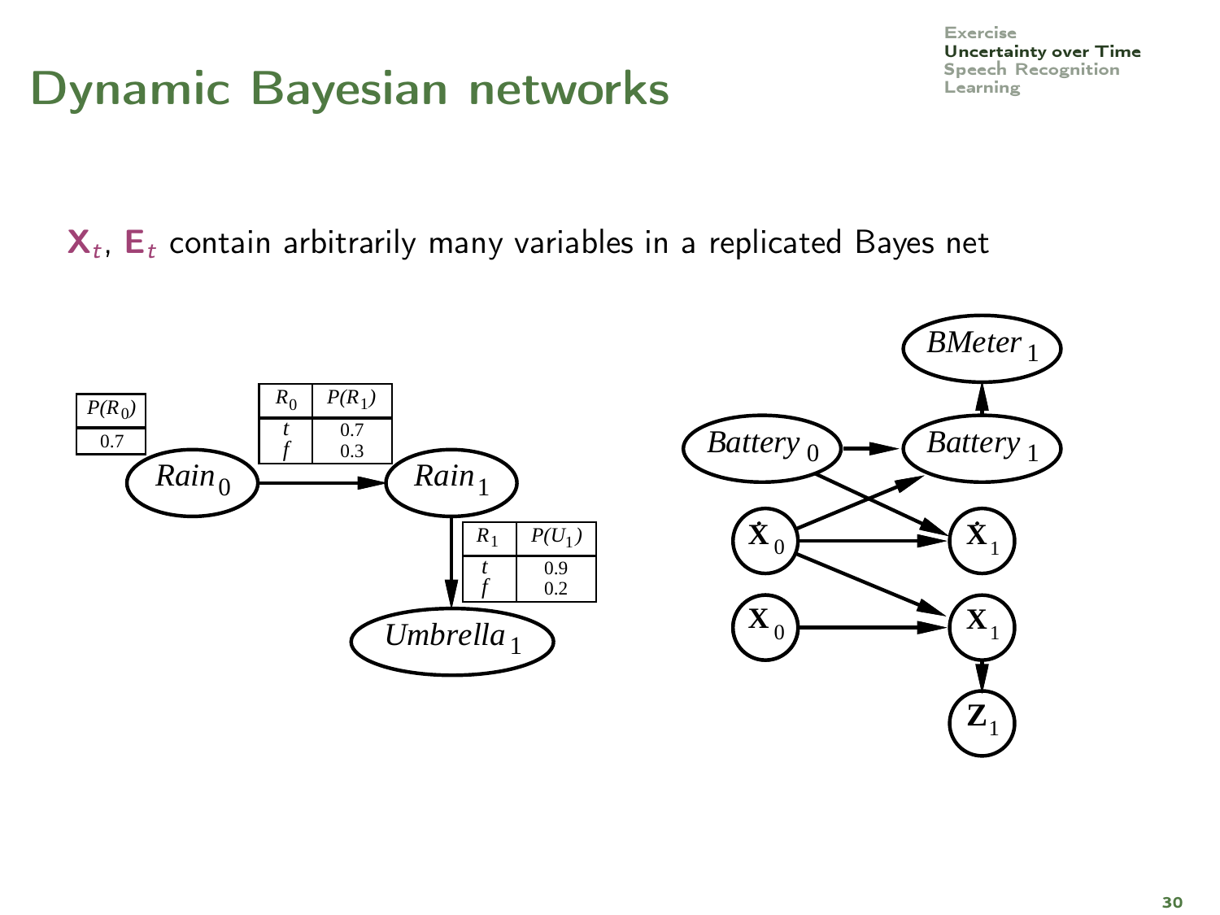# Dynamic Bayesian networks

$\mathbf{X}_t$, $\mathbf{E}_t$ contain arbitrarily many variables in a replicated Bayes net

| $P(R_0)$ |
| --- |
| 0.7 |

| $R_0$ | $P(R_1)$ |
| --- | --- |
| $t$ | 0.7 |
| $f$ | 0.3 |

| $R_1$ | $P(U_1)$ |
| --- | --- |
| $t$ | 0.9 |
| $f$ | 0.2 |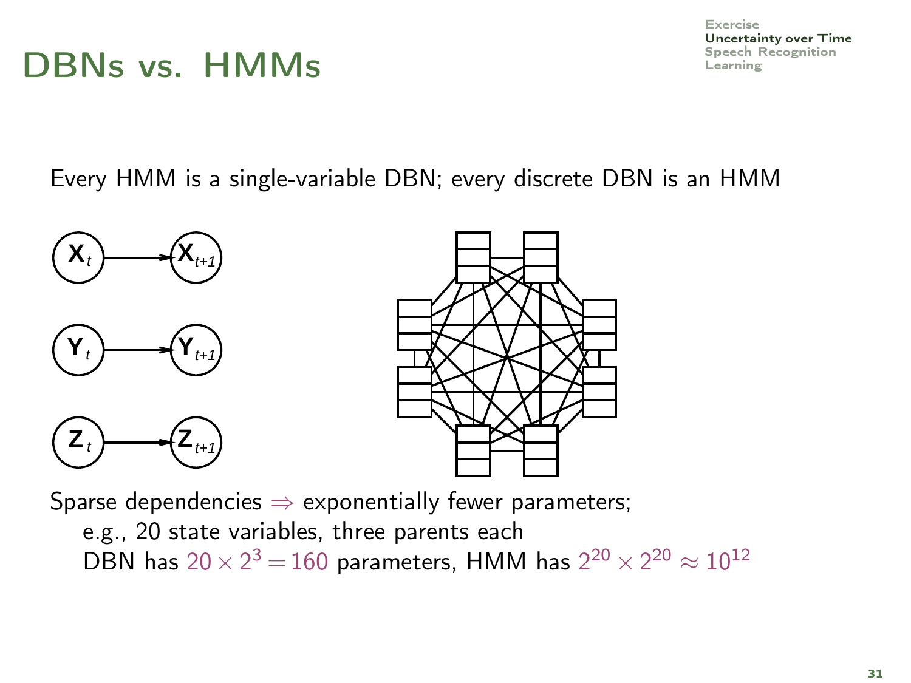# DBNs vs. HMMs

Every HMM is a single-variable DBN; every discrete DBN is an HMM

Sparse dependencies $\Rightarrow$ exponentially fewer parameters;

e.g., 20 state variables, three parents each

DBN has $20 \times 2^3 = 160$ parameters, HMM has $2^{20} \times 2^{20} \approx 10^{12}$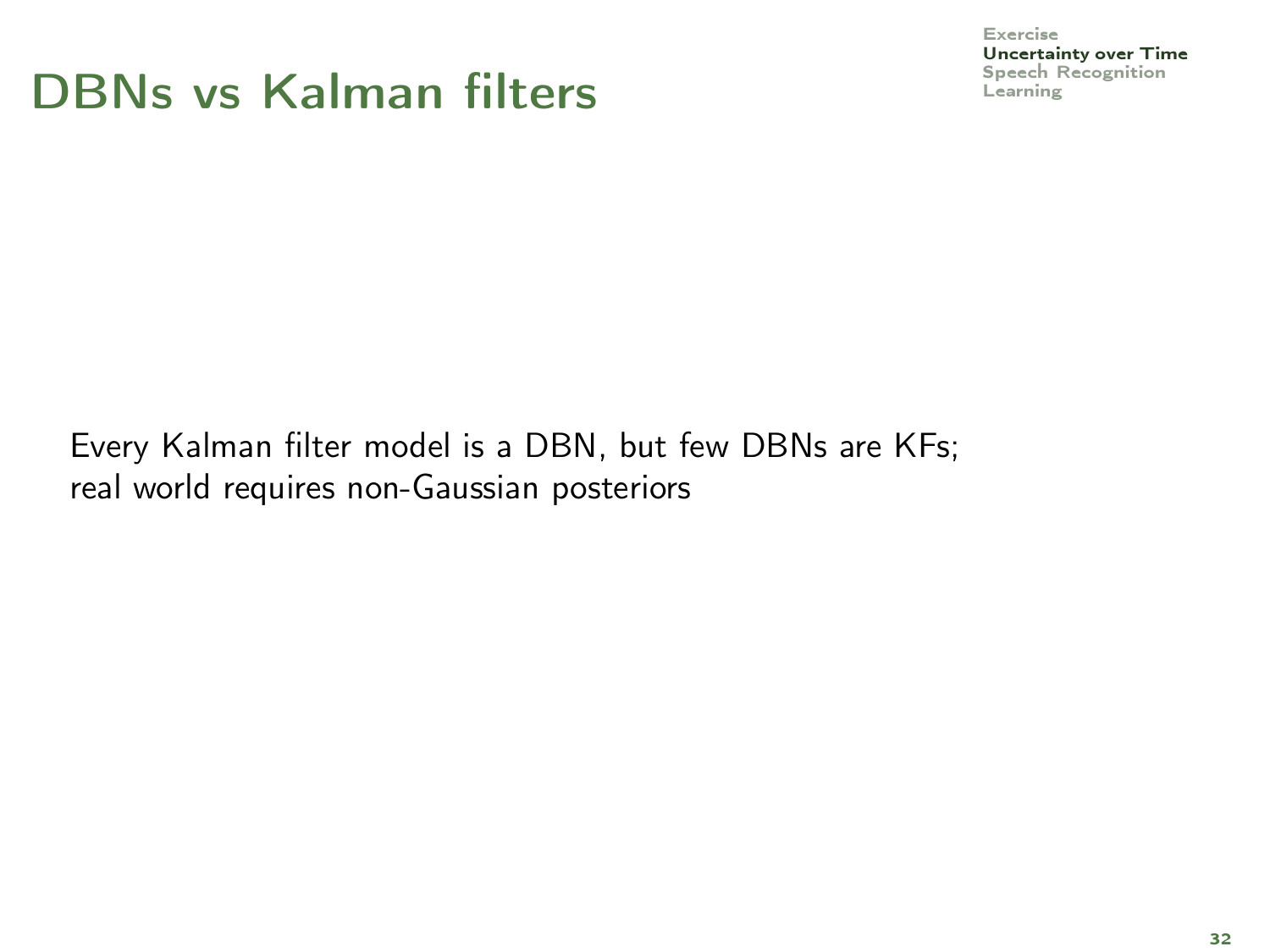# DBNs vs Kalman filters

Every Kalman filter model is a DBN, but few DBNs are KFs;
real world requires non-Gaussian posteriors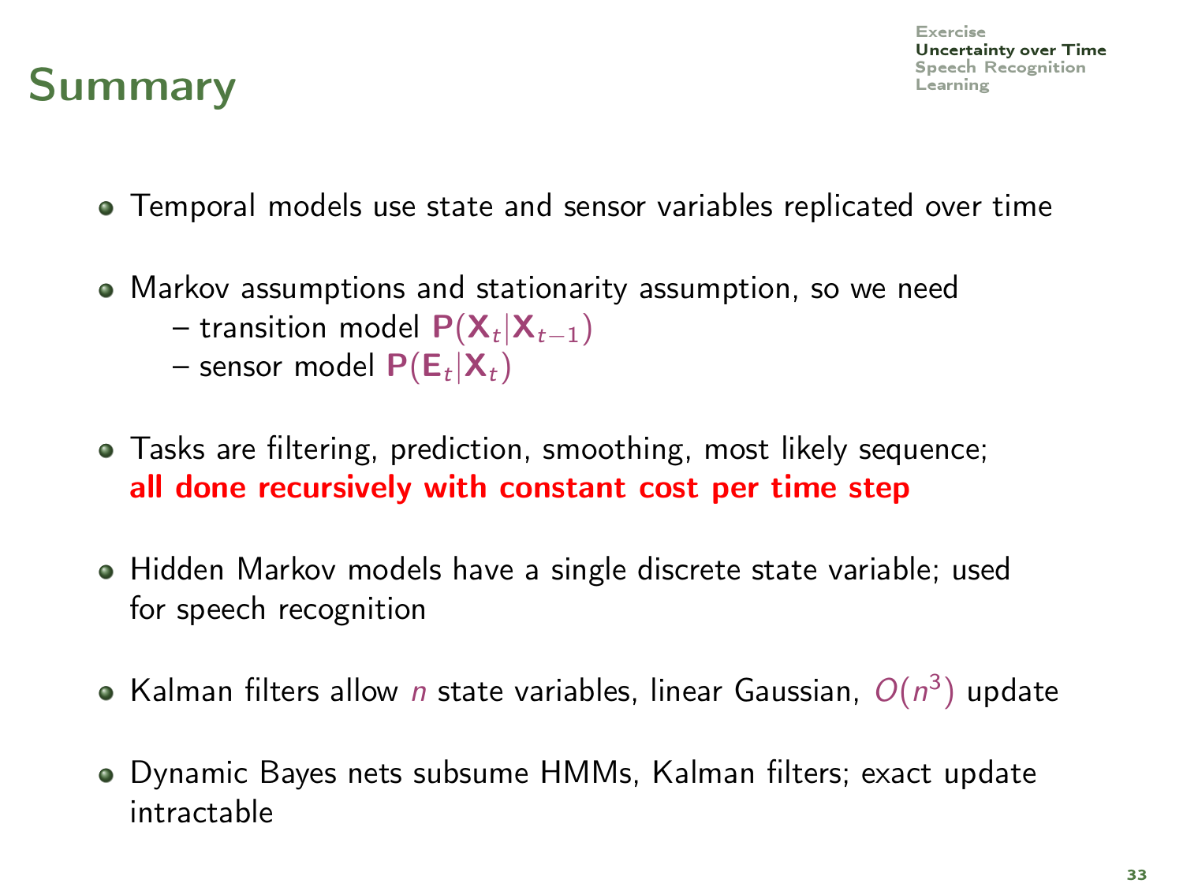# Summary

- Temporal models use state and sensor variables replicated over time
- Markov assumptions and stationarity assumption, so we need
  - transition model $\mathbf{P}(\mathbf{X}_t|\mathbf{X}_{t-1})$
  - sensor model $\mathbf{P}(\mathbf{E}_t|\mathbf{X}_t)$
- Tasks are filtering, prediction, smoothing, most likely sequence; **all done recursively with constant cost per time step**
- Hidden Markov models have a single discrete state variable; used for speech recognition
- Kalman filters allow $n$ state variables, linear Gaussian, $O(n^3)$ update
- Dynamic Bayes nets subsume HMMs, Kalman filters; exact update intractable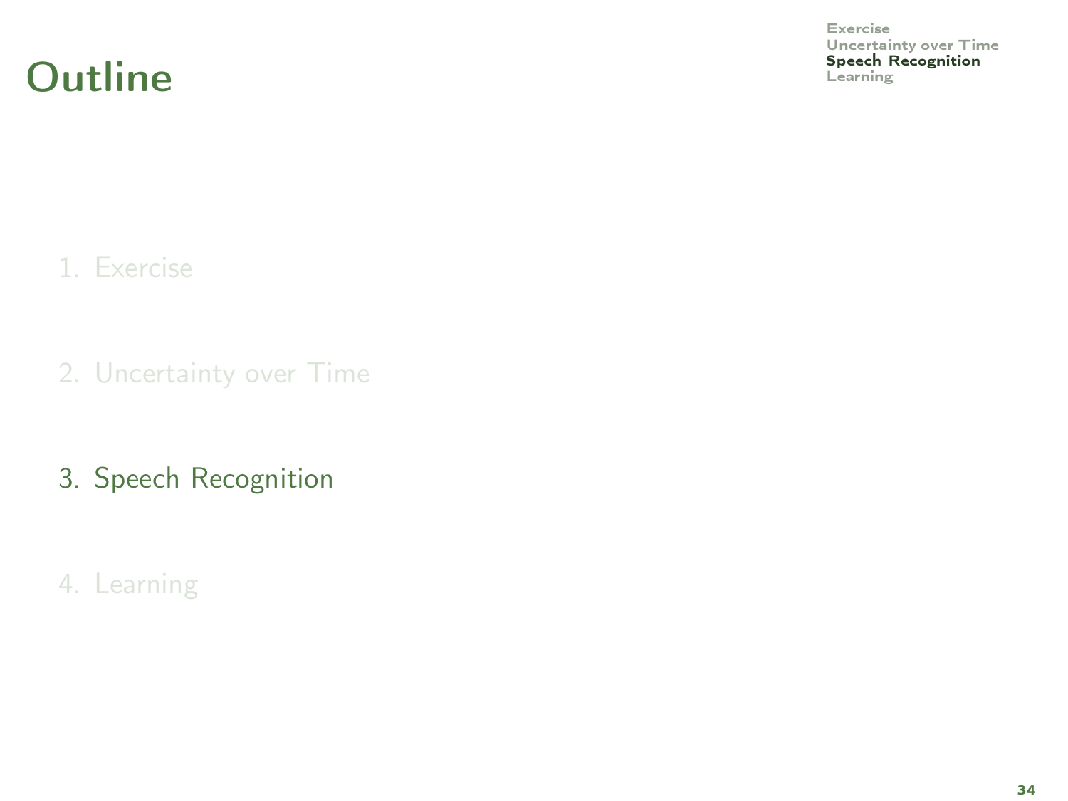# Outline

1. Exercise
2. Uncertainty over Time
3. Speech Recognition
4. Learning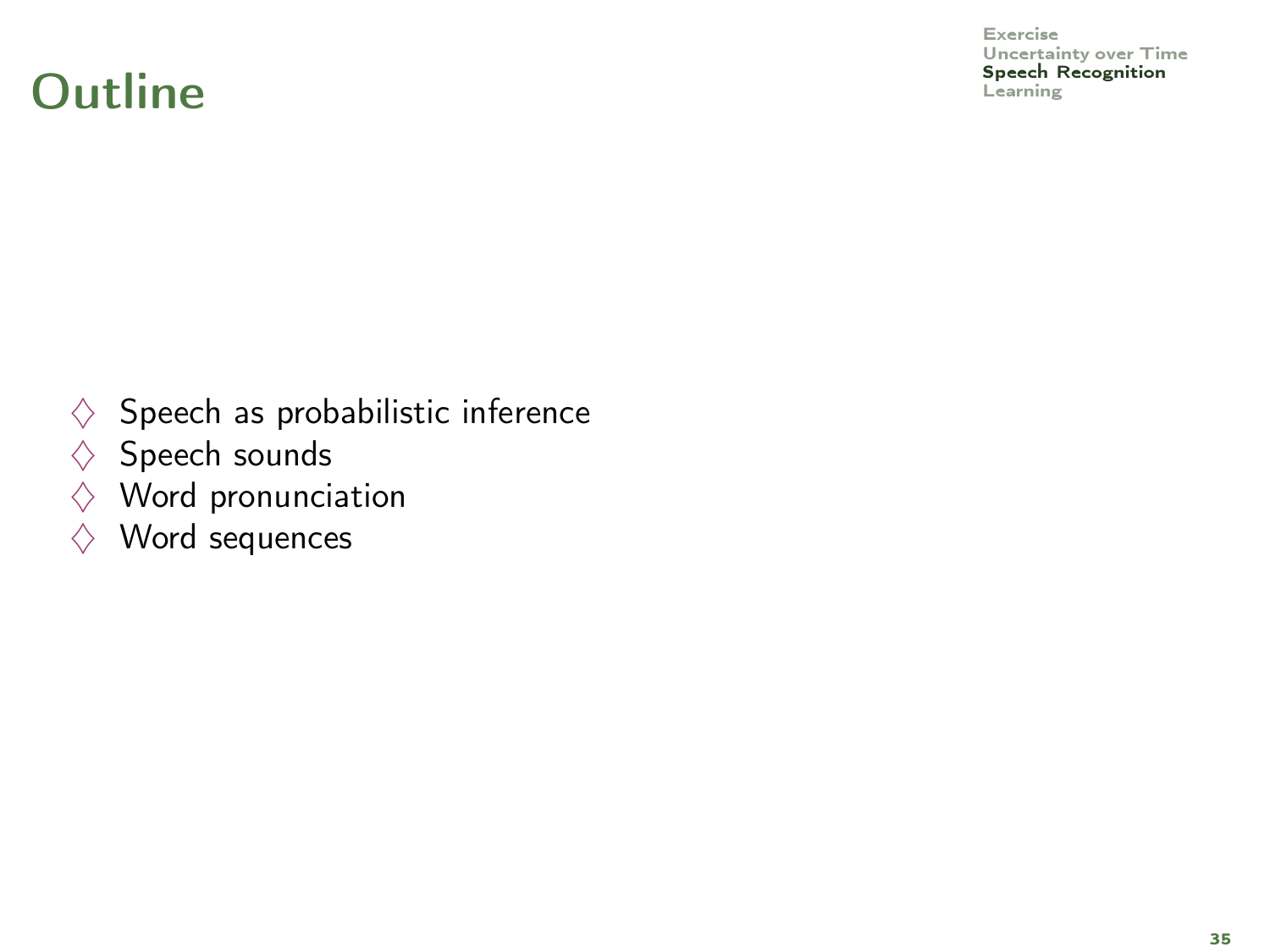# Outline

- ♢ Speech as probabilistic inference
- ♢ Speech sounds
- ♢ Word pronunciation
- ♢ Word sequences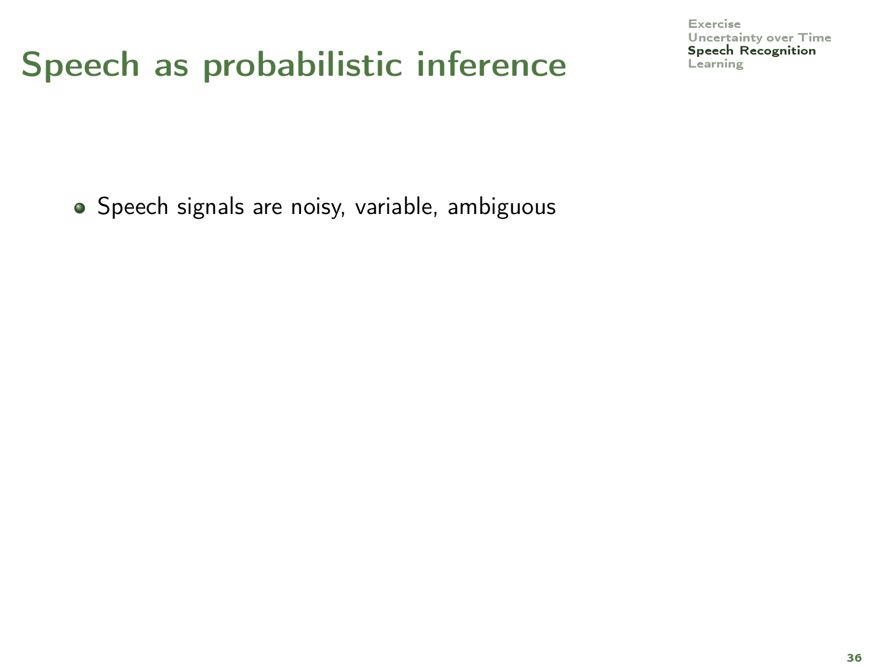# Speech as probabilistic inference

- Speech signals are noisy, variable, ambiguous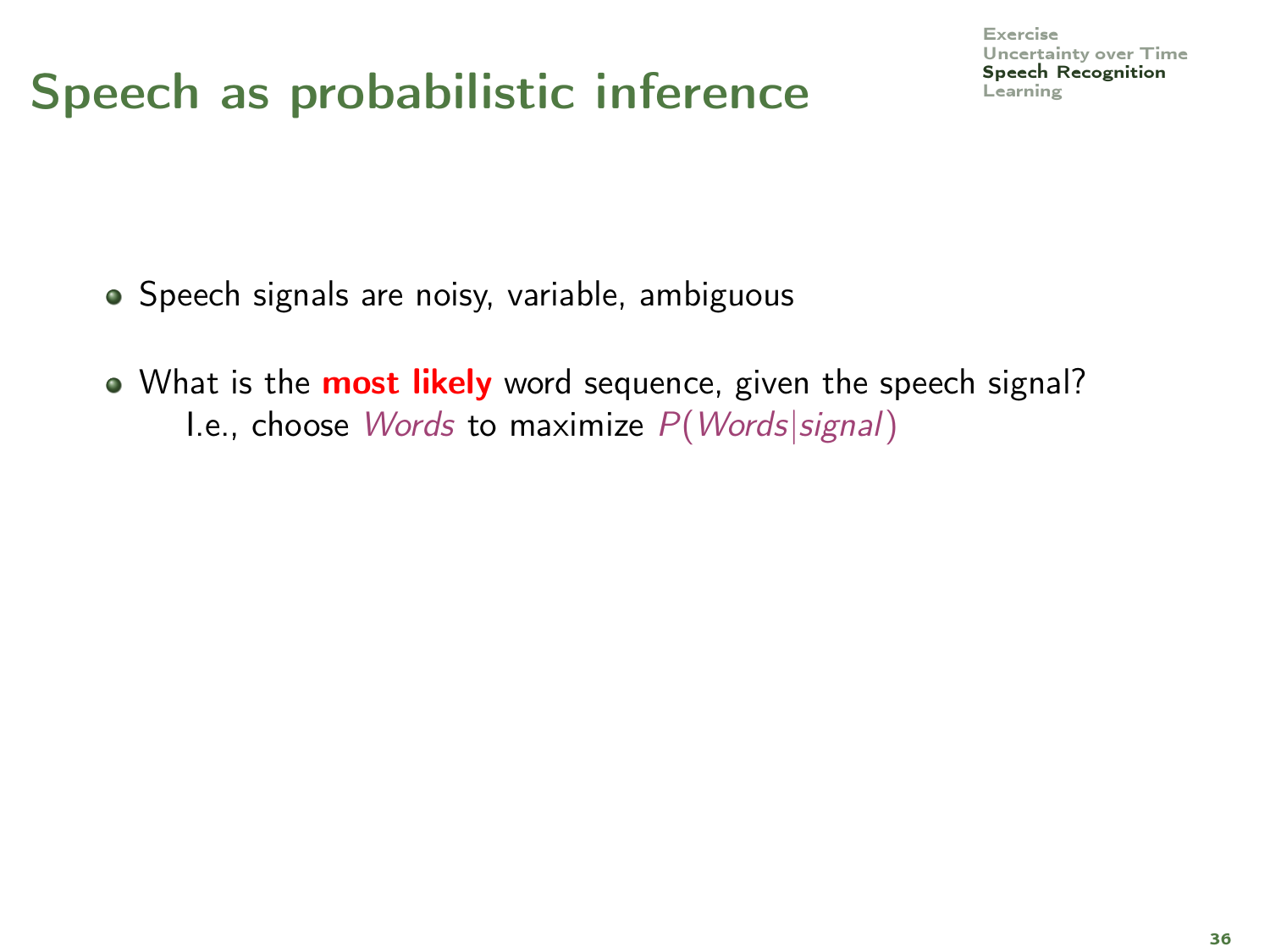# Speech as probabilistic inference

- Speech signals are noisy, variable, ambiguous
- What is the **most likely** word sequence, given the speech signal?
  I.e., choose $Words$ to maximize $P(Words|signal)$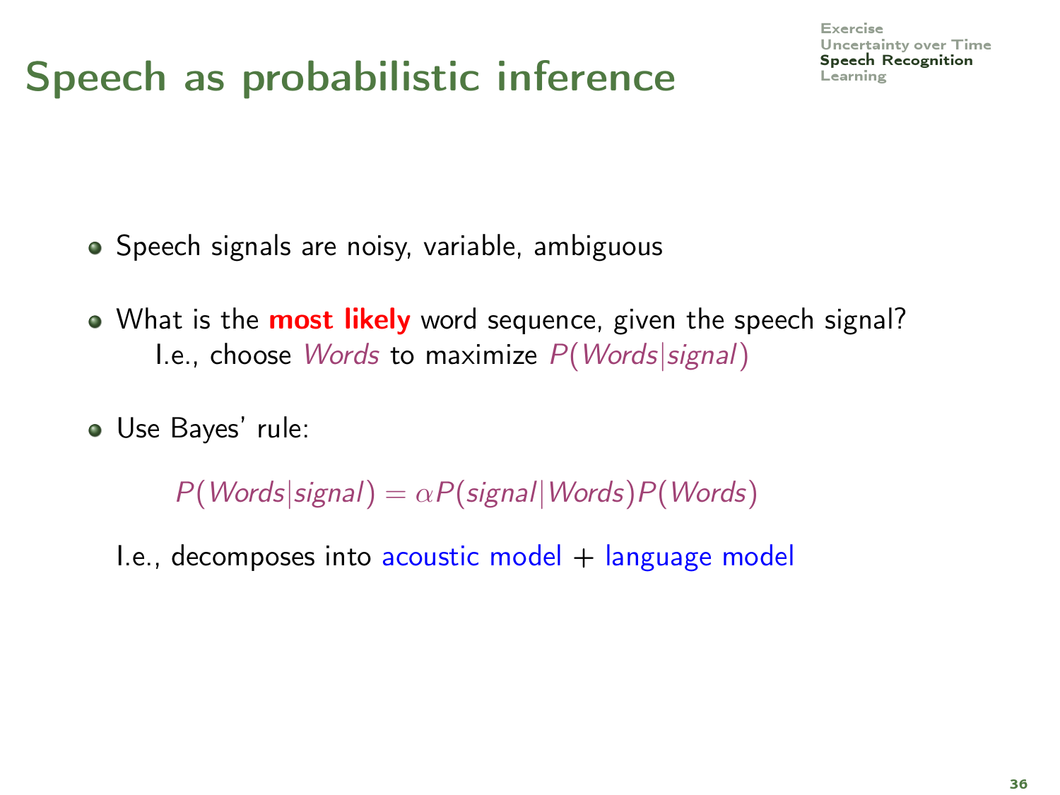# Speech as probabilistic inference

- Speech signals are noisy, variable, ambiguous
- What is the **most likely** word sequence, given the speech signal?
  I.e., choose *Words* to maximize $P(Words|signal)$
- Use Bayes' rule:

$$P(Words|signal) = \alpha P(signal|Words)P(Words)$$

I.e., decomposes into acoustic model + language model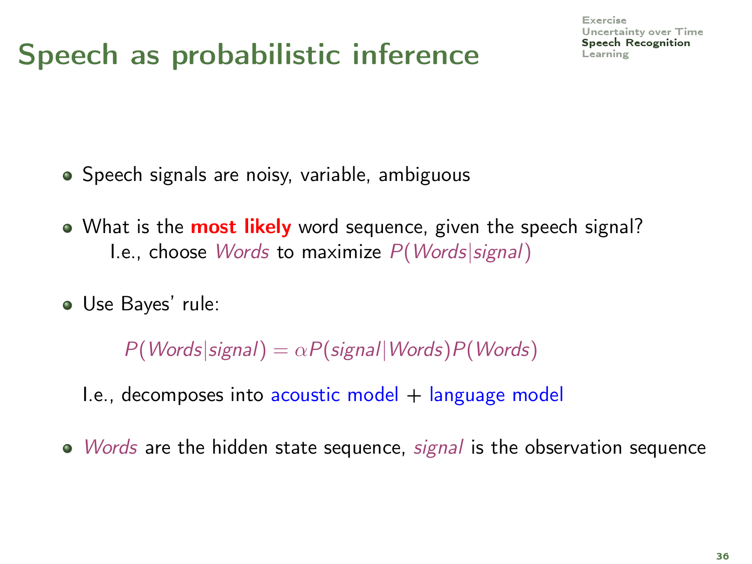# Speech as probabilistic inference

- Speech signals are noisy, variable, ambiguous
- What is the **most likely** word sequence, given the speech signal?
  I.e., choose *Words* to maximize $P(Words|signal)$
- Use Bayes' rule:

$$P(Words|signal) = \alpha P(signal|Words)P(Words)$$

  I.e., decomposes into acoustic model + language model

- *Words* are the hidden state sequence, *signal* is the observation sequence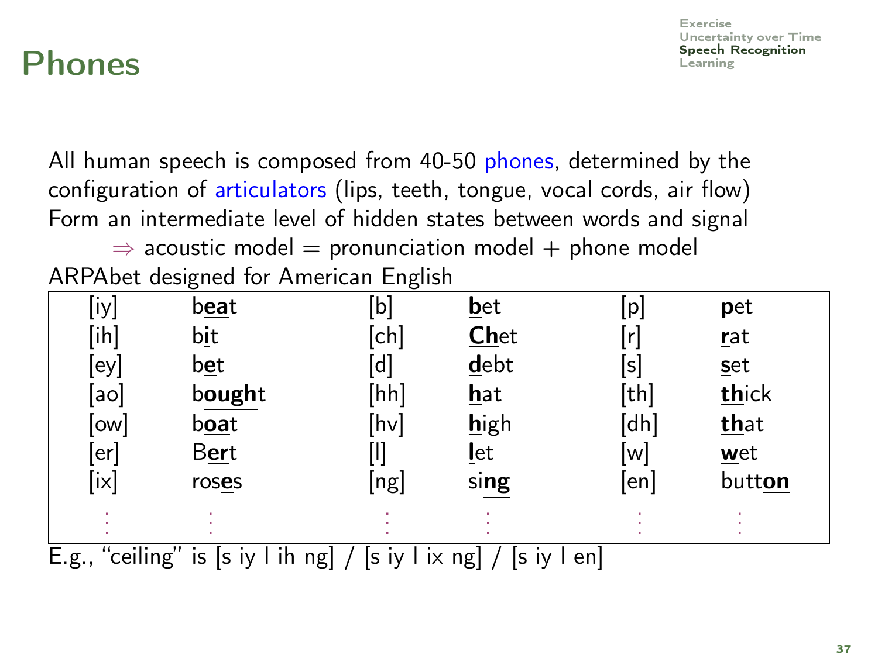# Phones

All human speech is composed from 40-50 phones, determined by the configuration of articulators (lips, teeth, tongue, vocal cords, air flow)
Form an intermediate level of hidden states between words and signal

$\Rightarrow$ acoustic model = pronunciation model + phone model

ARPAbet designed for American English

| | | | | | |
|---|---|---|---|---|---|
| [iy] | b**ea**t | [b] | **b**et | [p] | **p**et |
| [ih] | b**i**t | [ch] | **Ch**et | [r] | **r**at |
| [ey] | b**e**t | [d] | **d**ebt | [s] | **s**et |
| [ao] | b**ough**t | [hh] | **h**at | [th] | **th**ick |
| [ow] | b**oa**t | [hv] | **h**igh | [dh] | **th**at |
| [er] | B**er**t | [l] | **l**et | [w] | **w**et |
| [ix] | ros**es** | [ng] | si**ng** | [en] | butt**on** |
| ⋮ | ⋮ | ⋮ | ⋮ | ⋮ | ⋮ |

E.g., "ceiling" is [s iy l ih ng] / [s iy l ix ng] / [s iy l en]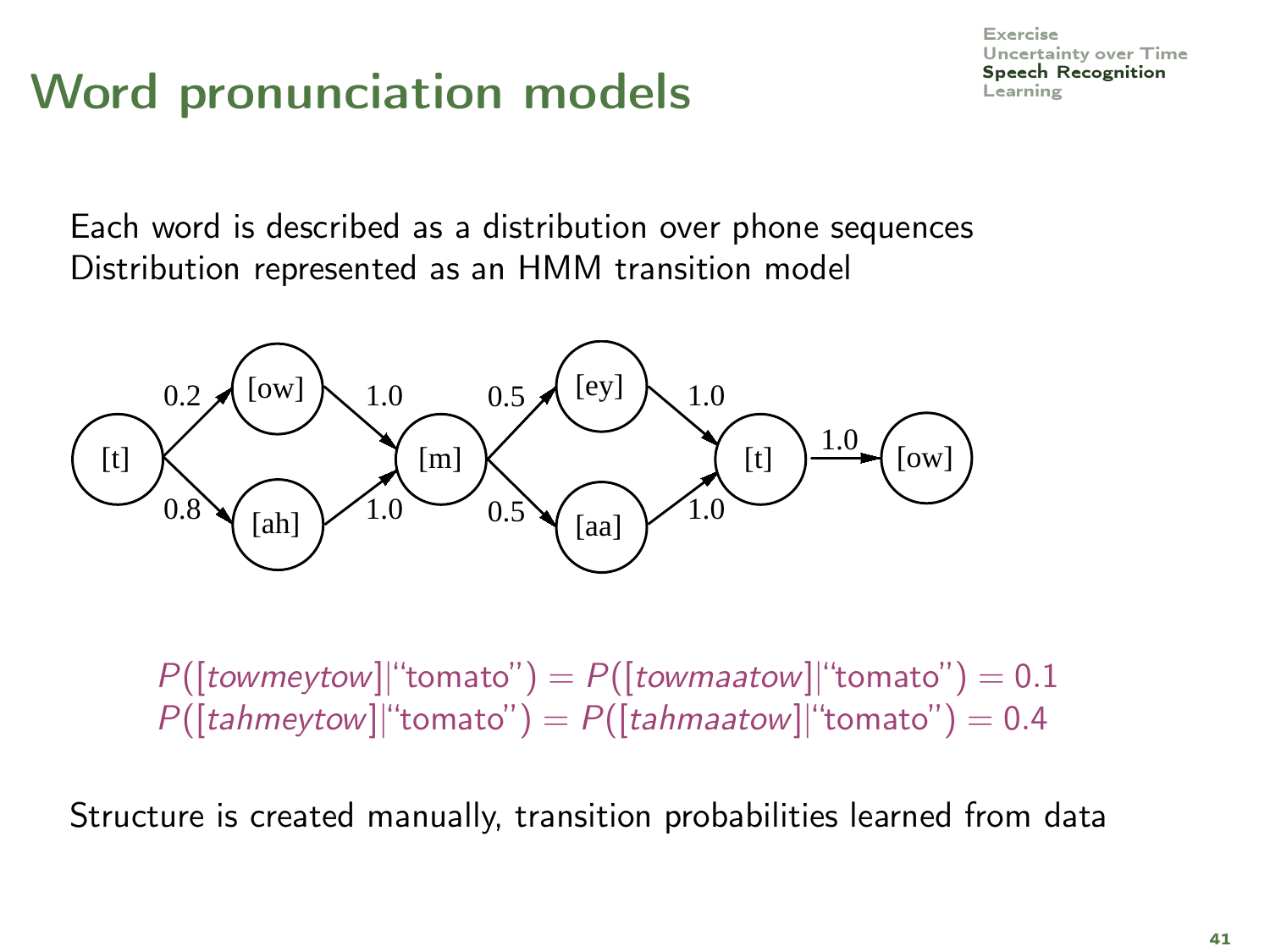# Word pronunciation models

Each word is described as a distribution over phone sequences
Distribution represented as an HMM transition model

$$P([towmeytow]|\text{“tomato”}) = P([towmaatow]|\text{“tomato”}) = 0.1$$
$$P([tahmeytow]|\text{“tomato”}) = P([tahmaatow]|\text{“tomato”}) = 0.4$$

Structure is created manually, transition probabilities learned from data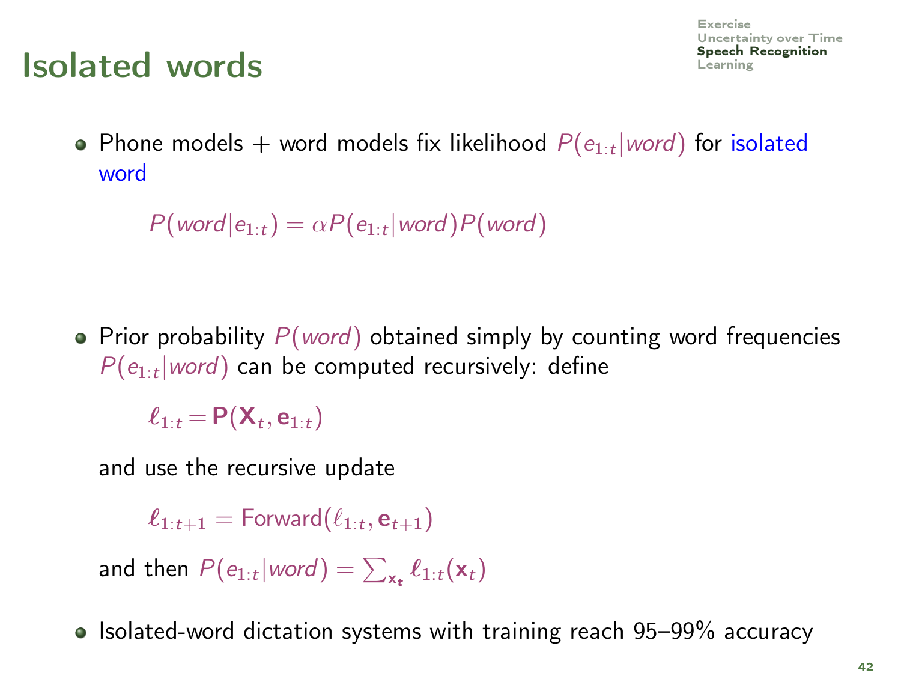# Isolated words

- Phone models + word models fix likelihood $P(e_{1:t}|word)$ for isolated word

$$P(word|e_{1:t}) = \alpha P(e_{1:t}|word)P(word)$$

- Prior probability $P(word)$ obtained simply by counting word frequencies
  $P(e_{1:t}|word)$ can be computed recursively: define

$$\boldsymbol{\ell}_{1:t} = \mathbf{P}(\mathbf{X}_t, \mathbf{e}_{1:t})$$

  and use the recursive update

$$\boldsymbol{\ell}_{1:t+1} = \text{Forward}(\boldsymbol{\ell}_{1:t}, \mathbf{e}_{t+1})$$

  and then $P(e_{1:t}|word) = \sum_{\mathbf{x_t}} \boldsymbol{\ell}_{1:t}(\mathbf{x}_t)$

- Isolated-word dictation systems with training reach 95–99% accuracy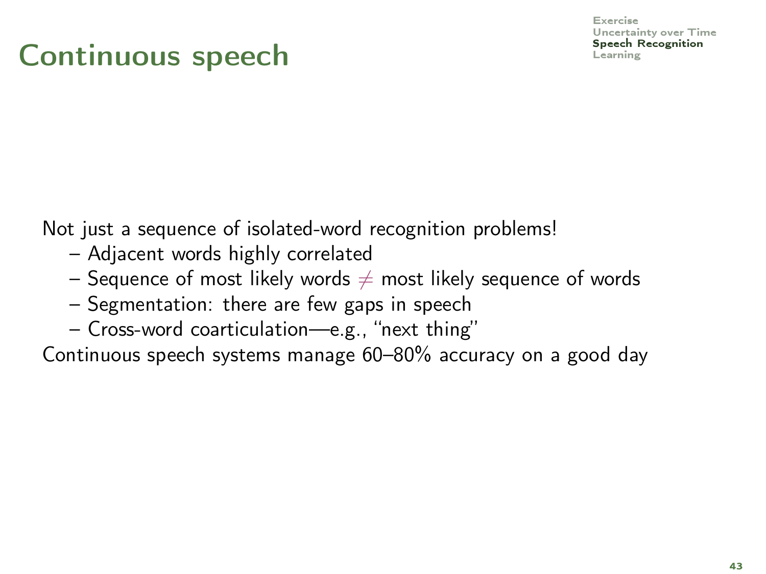# Continuous speech

Not just a sequence of isolated-word recognition problems!

- Adjacent words highly correlated
- Sequence of most likely words $\neq$ most likely sequence of words
- Segmentation: there are few gaps in speech
- Cross-word coarticulation—e.g., "next thing"

Continuous speech systems manage 60–80% accuracy on a good day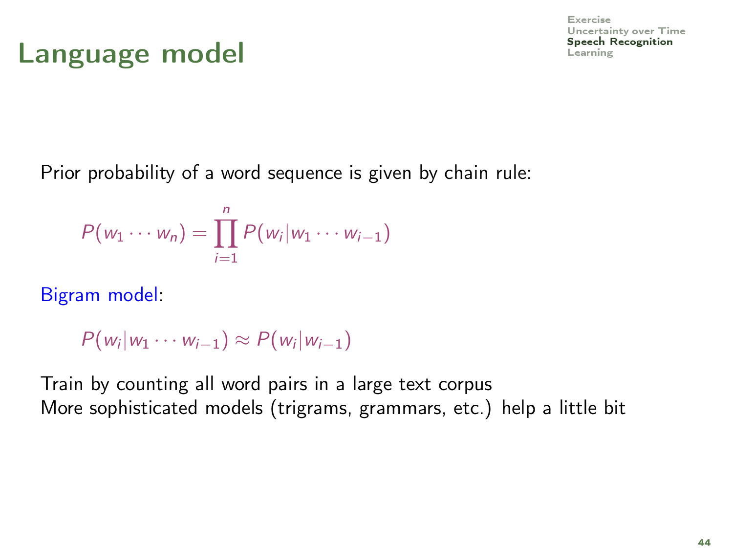# Language model

Prior probability of a word sequence is given by chain rule:

$$P(w_1 \cdots w_n) = \prod_{i=1}^{n} P(w_i | w_1 \cdots w_{i-1})$$

Bigram model:

$$P(w_i | w_1 \cdots w_{i-1}) \approx P(w_i | w_{i-1})$$

Train by counting all word pairs in a large text corpus
More sophisticated models (trigrams, grammars, etc.) help a little bit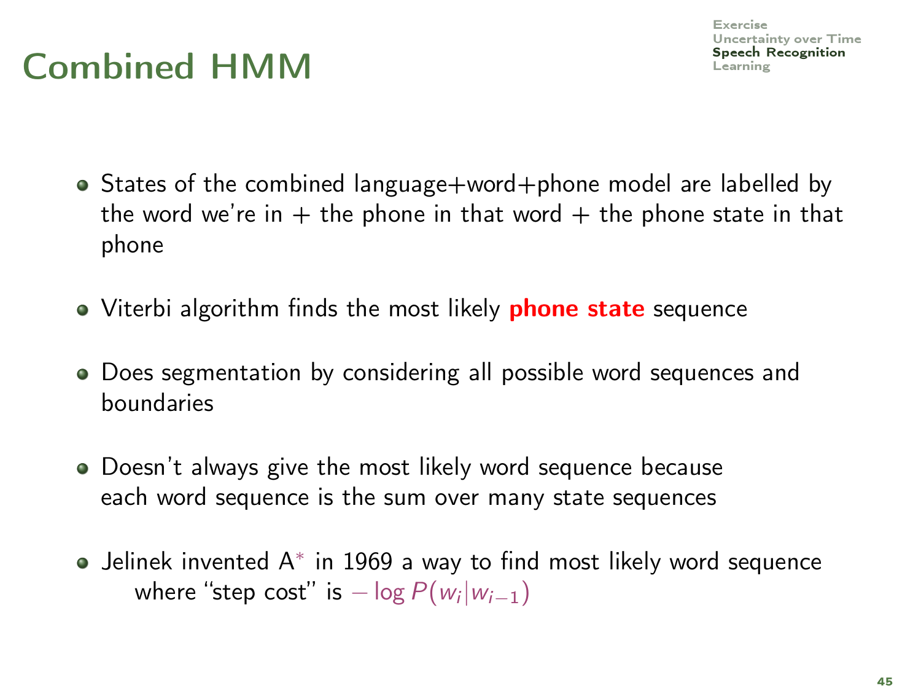# Combined HMM

- States of the combined language+word+phone model are labelled by the word we're in + the phone in that word + the phone state in that phone
- Viterbi algorithm finds the most likely **phone state** sequence
- Does segmentation by considering all possible word sequences and boundaries
- Doesn't always give the most likely word sequence because each word sequence is the sum over many state sequences
- Jelinek invented A* in 1969 a way to find most likely word sequence where "step cost" is $-\log P(w_i|w_{i-1})$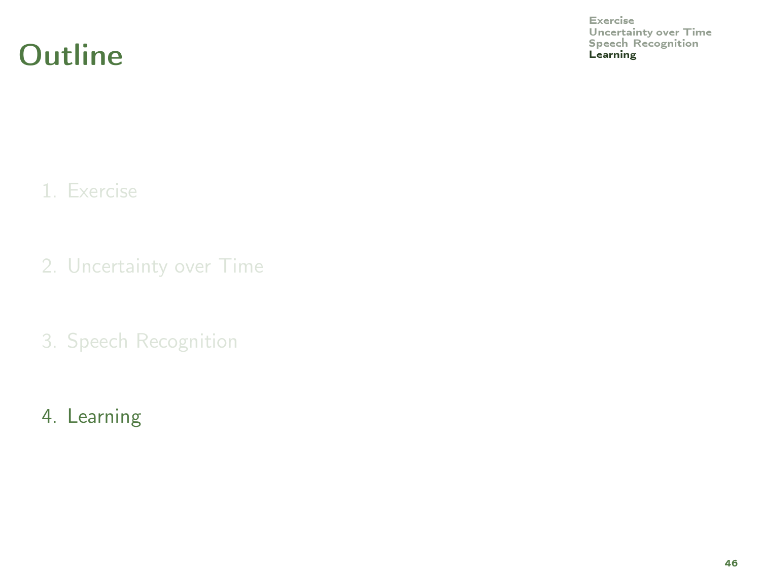# Outline

1. Exercise
2. Uncertainty over Time
3. Speech Recognition
4. Learning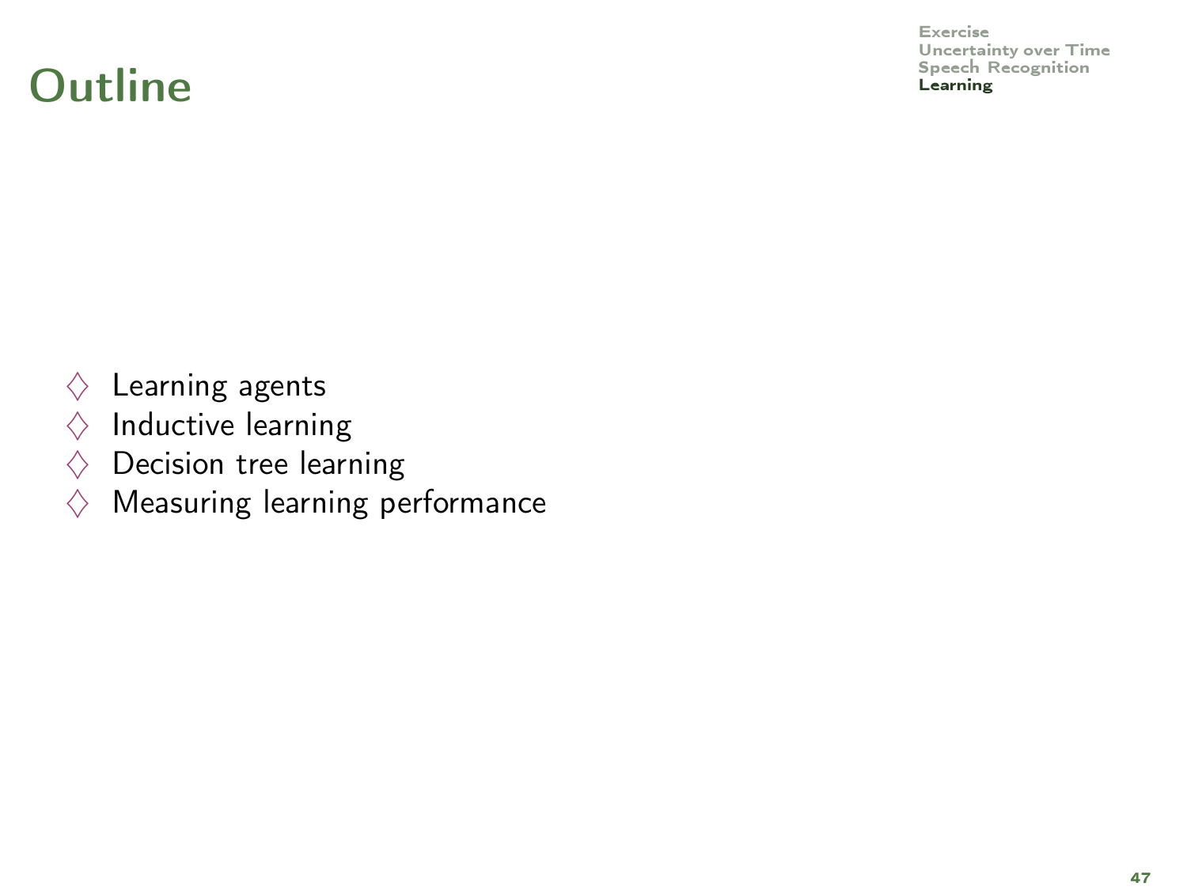# Outline

- Learning agents
- Inductive learning
- Decision tree learning
- Measuring learning performance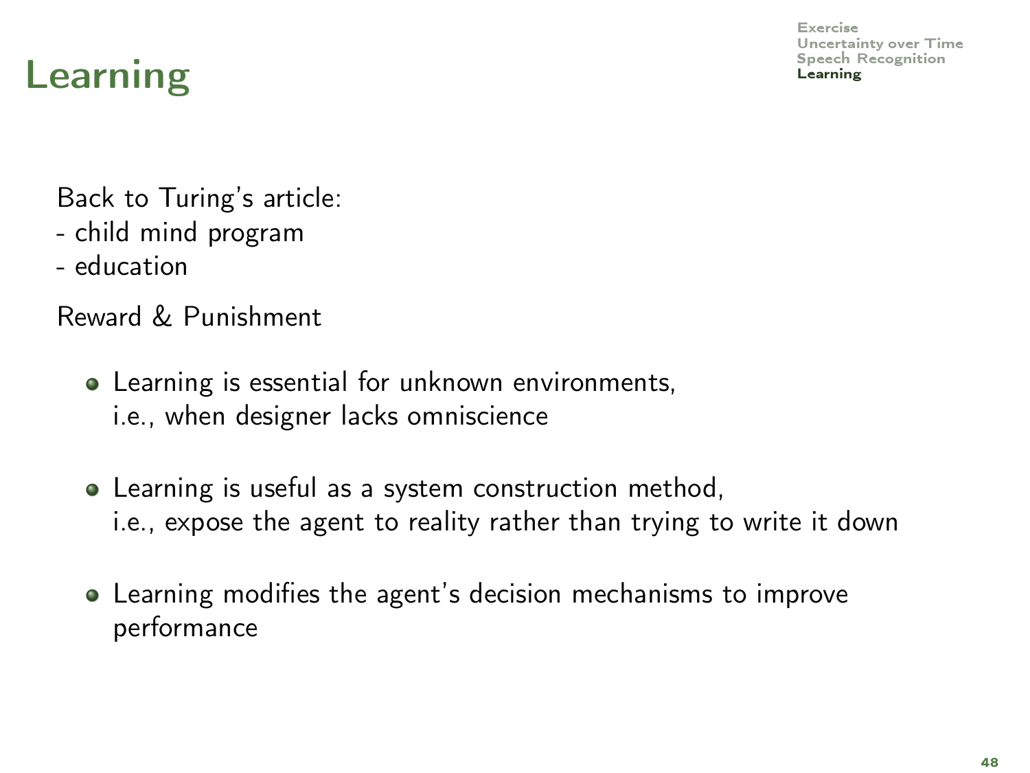# Learning

Back to Turing's article:
- child mind program
- education

Reward & Punishment

- Learning is essential for unknown environments, i.e., when designer lacks omniscience
- Learning is useful as a system construction method, i.e., expose the agent to reality rather than trying to write it down
- Learning modifies the agent's decision mechanisms to improve performance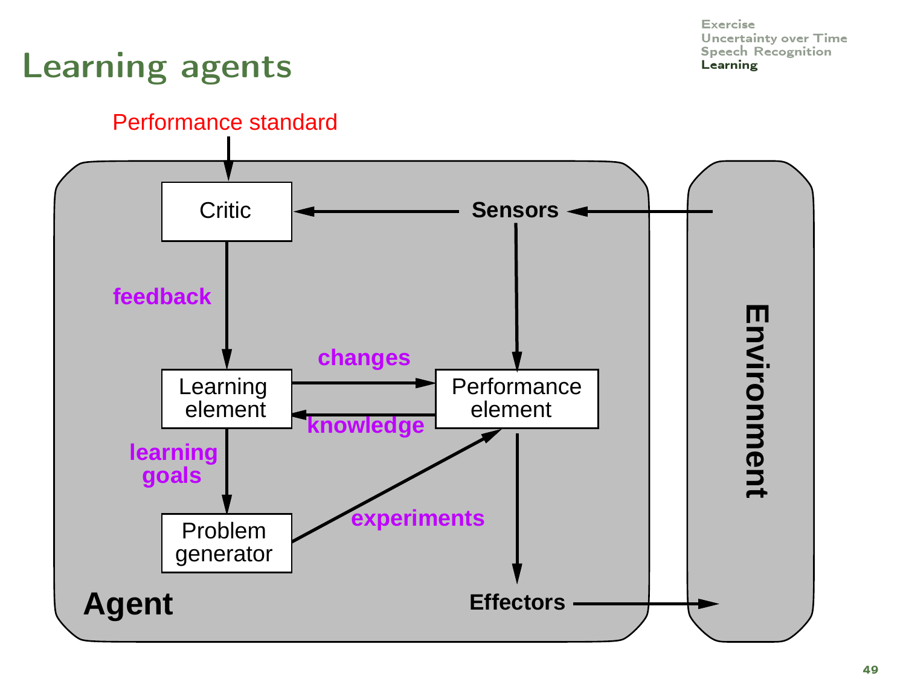# Learning agents

Performance standard

Critic

Sensors

feedback

changes

Learning element

knowledge

Performance element

learning goals

Problem generator

experiments

Effectors

Agent

Environment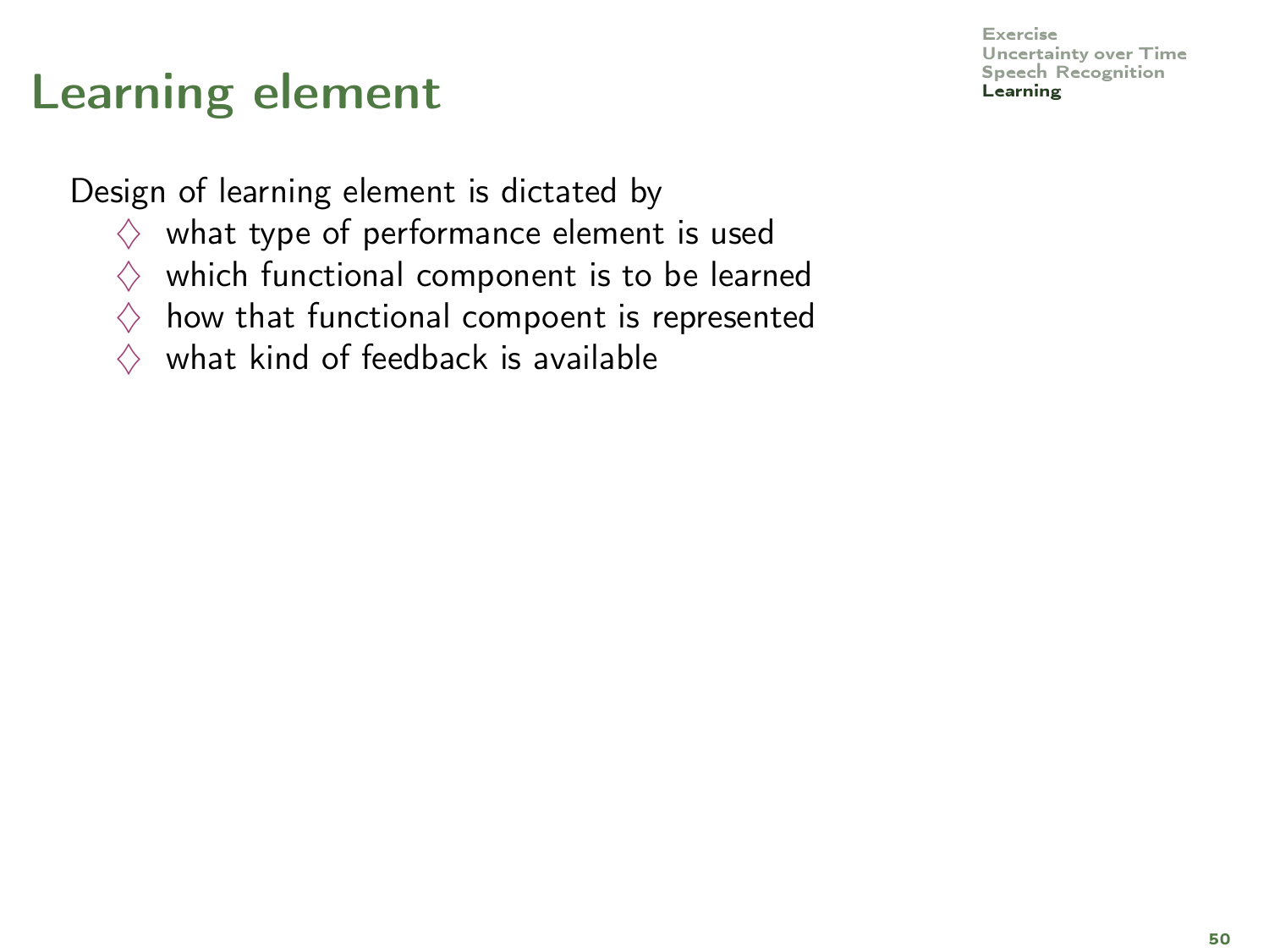# Learning element

Design of learning element is dictated by

- ♢ what type of performance element is used
- ♢ which functional component is to be learned
- ♢ how that functional compoent is represented
- ♢ what kind of feedback is available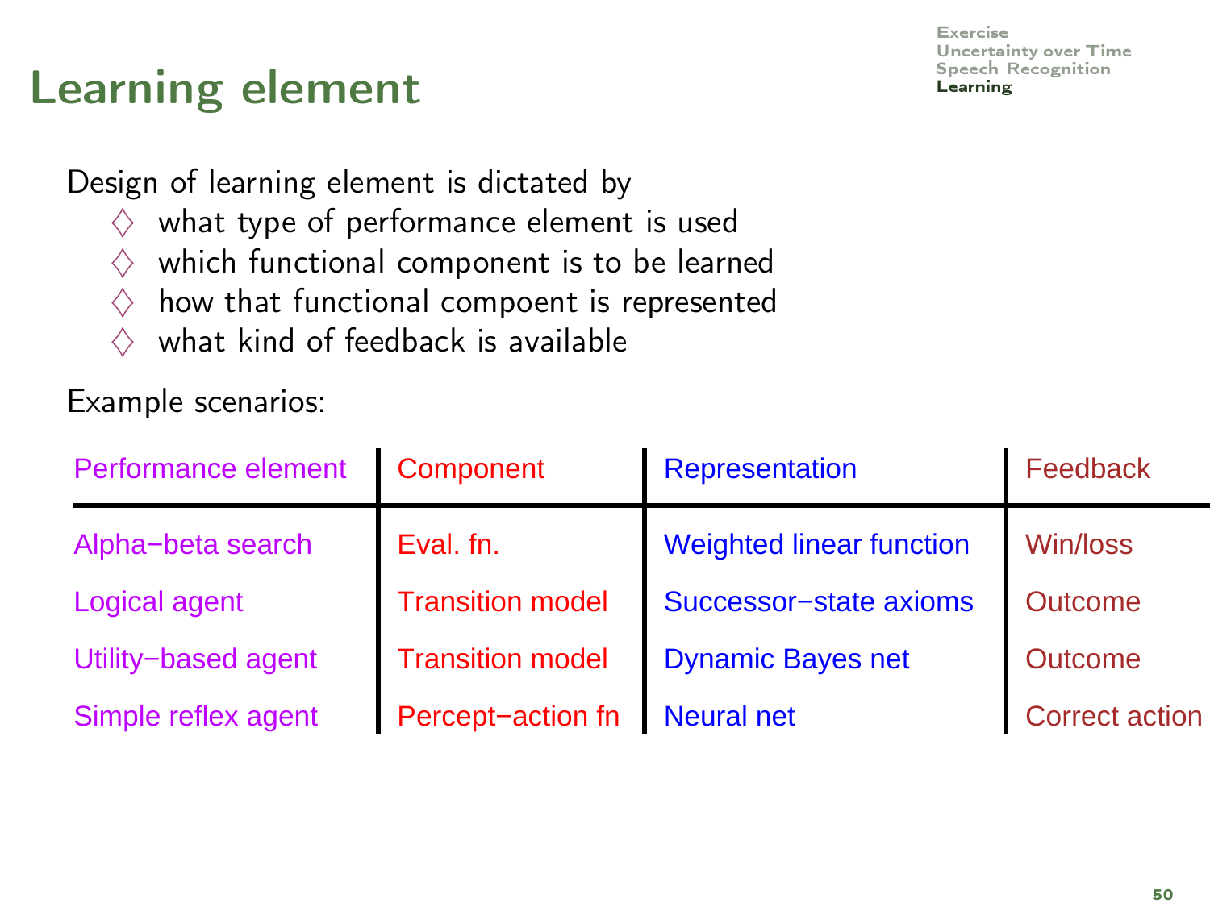# Learning element

Design of learning element is dictated by

- ♢ what type of performance element is used
- ♢ which functional component is to be learned
- ♢ how that functional compoent is represented
- ♢ what kind of feedback is available

Example scenarios:

| Performance element | Component | Representation | Feedback |
|---|---|---|---|
| Alpha−beta search | Eval. fn. | Weighted linear function | Win/loss |
| Logical agent | Transition model | Successor−state axioms | Outcome |
| Utility−based agent | Transition model | Dynamic Bayes net | Outcome |
| Simple reflex agent | Percept−action fn | Neural net | Correct action |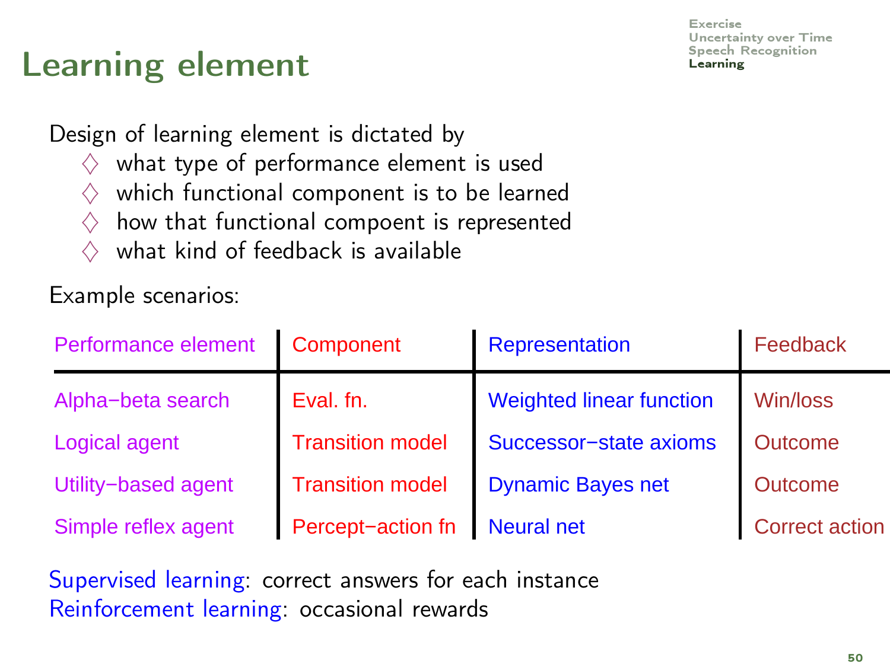# Learning element

Design of learning element is dictated by

- what type of performance element is used
- which functional component is to be learned
- how that functional compoent is represented
- what kind of feedback is available

Example scenarios:

| Performance element | Component | Representation | Feedback |
|---|---|---|---|
| Alpha−beta search | Eval. fn. | Weighted linear function | Win/loss |
| Logical agent | Transition model | Successor−state axioms | Outcome |
| Utility−based agent | Transition model | Dynamic Bayes net | Outcome |
| Simple reflex agent | Percept−action fn | Neural net | Correct action |

Supervised learning: correct answers for each instance
Reinforcement learning: occasional rewards